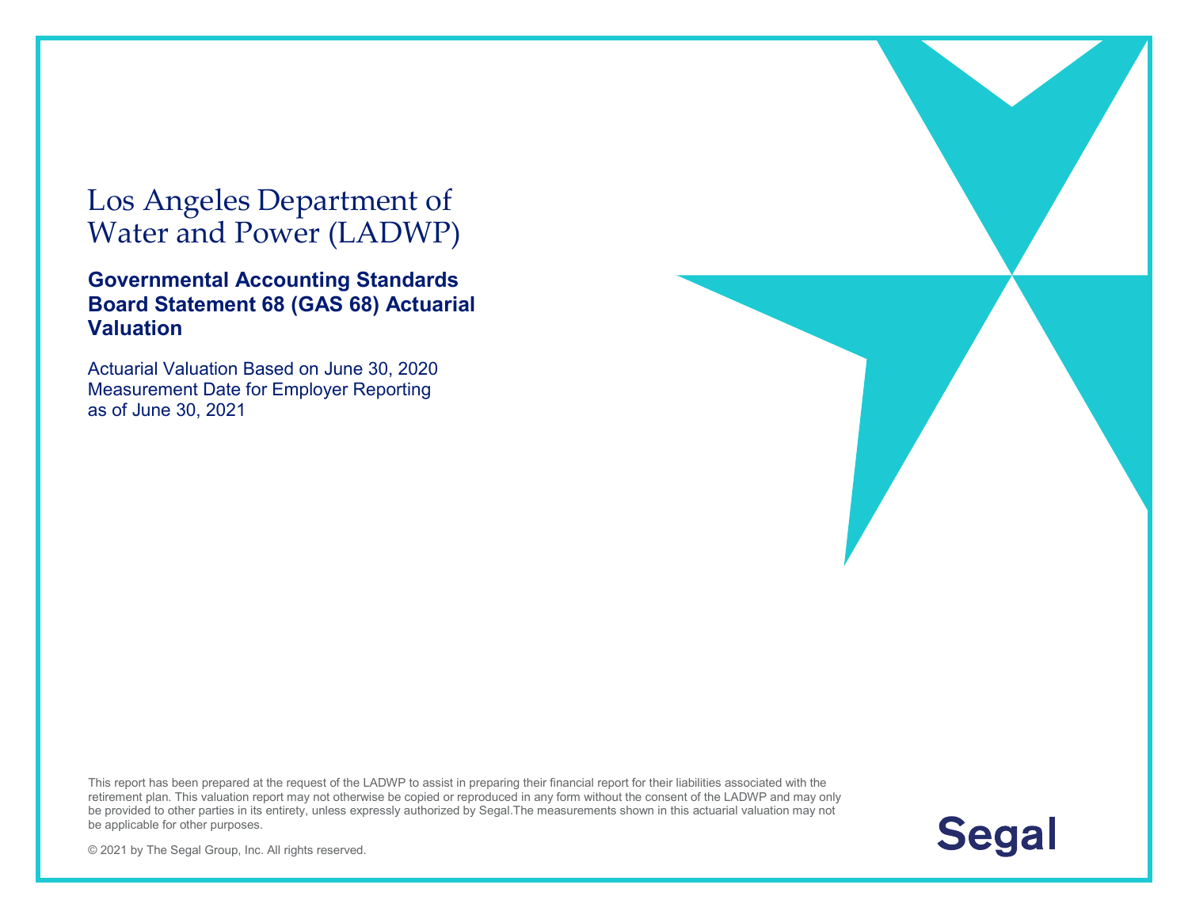# Los Angeles Department of Water and Power (LADWP)

## Governmental Accounting Standards Board Statement 68 (GAS 68) Actuarial Valuation

Actuarial Valuation Based on June 30, 2020 Measurement Date for Employer Reporting as of June 30, 2021

This report has been prepared at the request of the LADWP to assist in preparing their financial report for their liabilities associated with the retirement plan. This valuation report may not otherwise be copied or reproduced in any form without the consent of the LADWP and may only be provided to other parties in its entirety, unless expressly authorized by Segal.The measurements shown in this actuarial valuation may not be applicable for other purposes.

© 2021 by The Segal Group, Inc. All rights reserved.

Segal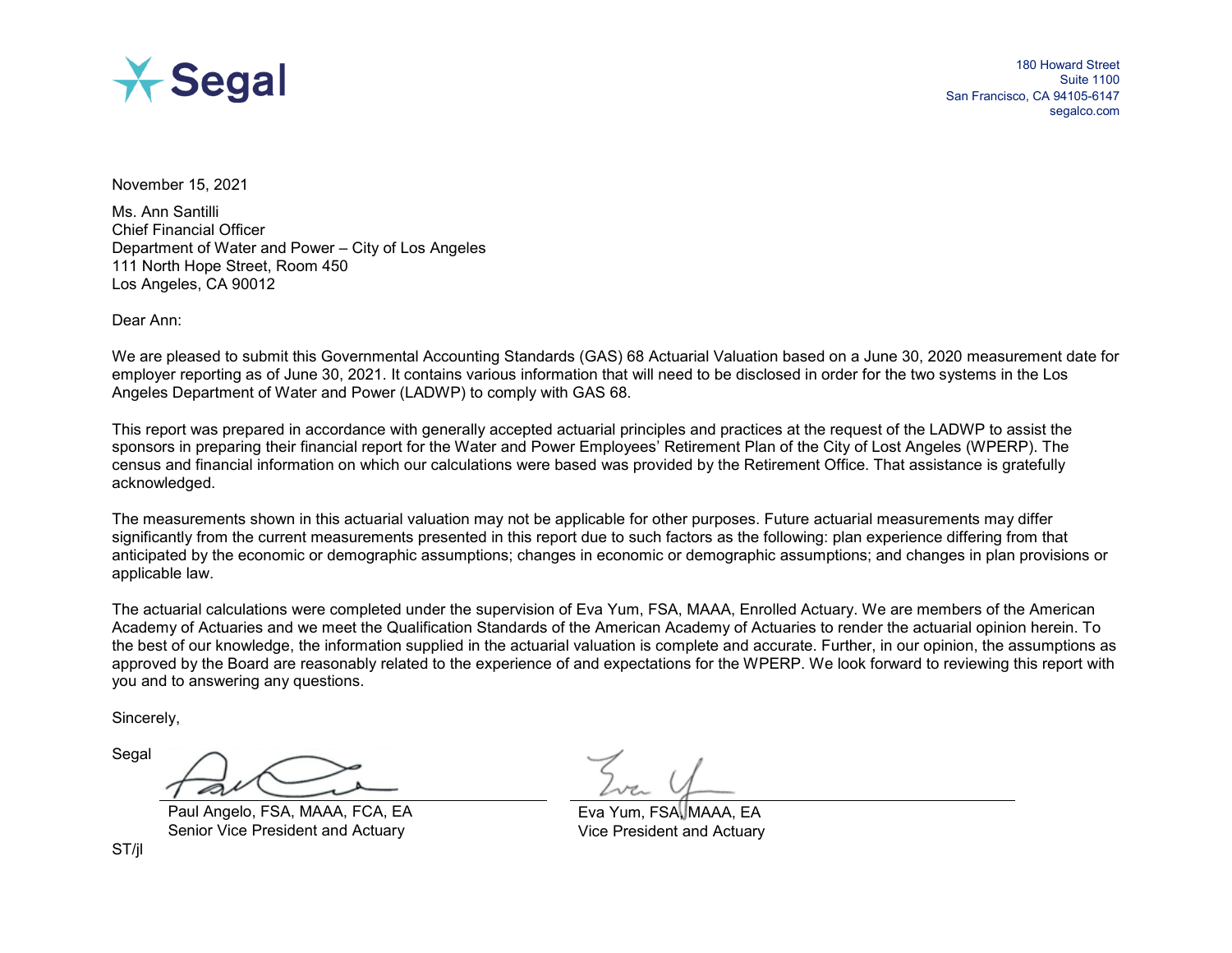Segal

180 Howard Street
Suite 1100
San Francisco, CA 94105-6147
segalco.com

November 15, 2021

Ms. Ann Santilli
Chief Financial Officer
Department of Water and Power – City of Los Angeles
111 North Hope Street, Room 450
Los Angeles, CA 90012

Dear Ann:

We are pleased to submit this Governmental Accounting Standards (GAS) 68 Actuarial Valuation based on a June 30, 2020 measurement date for employer reporting as of June 30, 2021. It contains various information that will need to be disclosed in order for the two systems in the Los Angeles Department of Water and Power (LADWP) to comply with GAS 68.

This report was prepared in accordance with generally accepted actuarial principles and practices at the request of the LADWP to assist the sponsors in preparing their financial report for the Water and Power Employees' Retirement Plan of the City of Lost Angeles (WPERP). The census and financial information on which our calculations were based was provided by the Retirement Office. That assistance is gratefully acknowledged.

The measurements shown in this actuarial valuation may not be applicable for other purposes. Future actuarial measurements may differ significantly from the current measurements presented in this report due to such factors as the following: plan experience differing from that anticipated by the economic or demographic assumptions; changes in economic or demographic assumptions; and changes in plan provisions or applicable law.

The actuarial calculations were completed under the supervision of Eva Yum, FSA, MAAA, Enrolled Actuary. We are members of the American Academy of Actuaries and we meet the Qualification Standards of the American Academy of Actuaries to render the actuarial opinion herein. To the best of our knowledge, the information supplied in the actuarial valuation is complete and accurate. Further, in our opinion, the assumptions as approved by the Board are reasonably related to the experience of and expectations for the WPERP. We look forward to reviewing this report with you and to answering any questions.

Sincerely,

Segal

Paul Angelo, FSA, MAAA, FCA, EA
Senior Vice President and Actuary

Eva Yum, FSA, MAAA, EA
Vice President and Actuary

ST/jl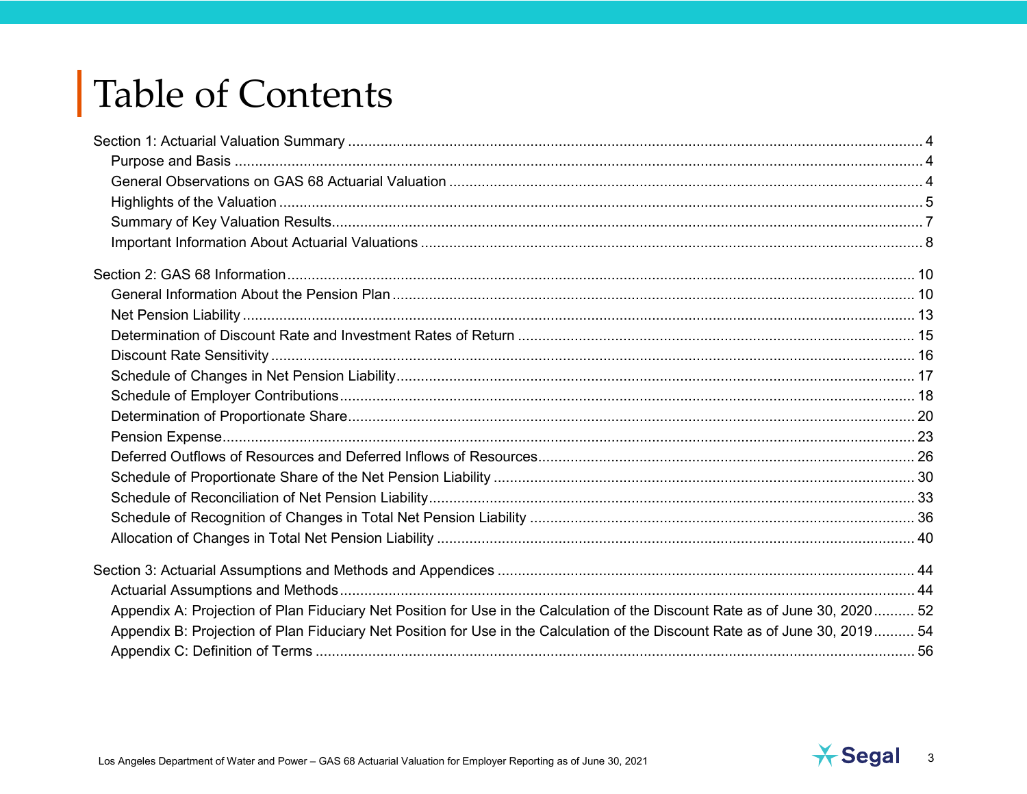# Table of Contents

Section 1: Actuarial Valuation Summary .......... 4
- Purpose and Basis .......... 4
- General Observations on GAS 68 Actuarial Valuation .......... 4
- Highlights of the Valuation .......... 5
- Summary of Key Valuation Results .......... 7
- Important Information About Actuarial Valuations .......... 8

Section 2: GAS 68 Information .......... 10
- General Information About the Pension Plan .......... 10
- Net Pension Liability .......... 13
- Determination of Discount Rate and Investment Rates of Return .......... 15
- Discount Rate Sensitivity .......... 16
- Schedule of Changes in Net Pension Liability .......... 17
- Schedule of Employer Contributions .......... 18
- Determination of Proportionate Share .......... 20
- Pension Expense .......... 23
- Deferred Outflows of Resources and Deferred Inflows of Resources .......... 26
- Schedule of Proportionate Share of the Net Pension Liability .......... 30
- Schedule of Reconciliation of Net Pension Liability .......... 33
- Schedule of Recognition of Changes in Total Net Pension Liability .......... 36
- Allocation of Changes in Total Net Pension Liability .......... 40

Section 3: Actuarial Assumptions and Methods and Appendices .......... 44
- Actuarial Assumptions and Methods .......... 44
- Appendix A: Projection of Plan Fiduciary Net Position for Use in the Calculation of the Discount Rate as of June 30, 2020 .......... 52
- Appendix B: Projection of Plan Fiduciary Net Position for Use in the Calculation of the Discount Rate as of June 30, 2019 .......... 54
- Appendix C: Definition of Terms .......... 56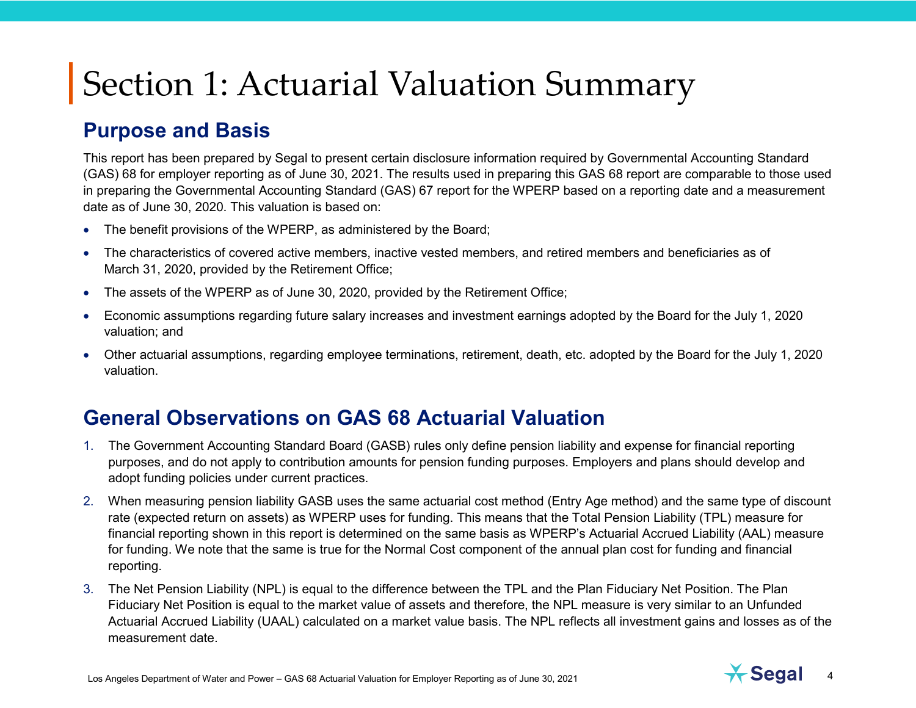# Section 1: Actuarial Valuation Summary

## Purpose and Basis

This report has been prepared by Segal to present certain disclosure information required by Governmental Accounting Standard (GAS) 68 for employer reporting as of June 30, 2021. The results used in preparing this GAS 68 report are comparable to those used in preparing the Governmental Accounting Standard (GAS) 67 report for the WPERP based on a reporting date and a measurement date as of June 30, 2020. This valuation is based on:

- The benefit provisions of the WPERP, as administered by the Board;
- The characteristics of covered active members, inactive vested members, and retired members and beneficiaries as of March 31, 2020, provided by the Retirement Office;
- The assets of the WPERP as of June 30, 2020, provided by the Retirement Office;
- Economic assumptions regarding future salary increases and investment earnings adopted by the Board for the July 1, 2020 valuation; and
- Other actuarial assumptions, regarding employee terminations, retirement, death, etc. adopted by the Board for the July 1, 2020 valuation.

## General Observations on GAS 68 Actuarial Valuation

1. The Government Accounting Standard Board (GASB) rules only define pension liability and expense for financial reporting purposes, and do not apply to contribution amounts for pension funding purposes. Employers and plans should develop and adopt funding policies under current practices.
2. When measuring pension liability GASB uses the same actuarial cost method (Entry Age method) and the same type of discount rate (expected return on assets) as WPERP uses for funding. This means that the Total Pension Liability (TPL) measure for financial reporting shown in this report is determined on the same basis as WPERP's Actuarial Accrued Liability (AAL) measure for funding. We note that the same is true for the Normal Cost component of the annual plan cost for funding and financial reporting.
3. The Net Pension Liability (NPL) is equal to the difference between the TPL and the Plan Fiduciary Net Position. The Plan Fiduciary Net Position is equal to the market value of assets and therefore, the NPL measure is very similar to an Unfunded Actuarial Accrued Liability (UAAL) calculated on a market value basis. The NPL reflects all investment gains and losses as of the measurement date.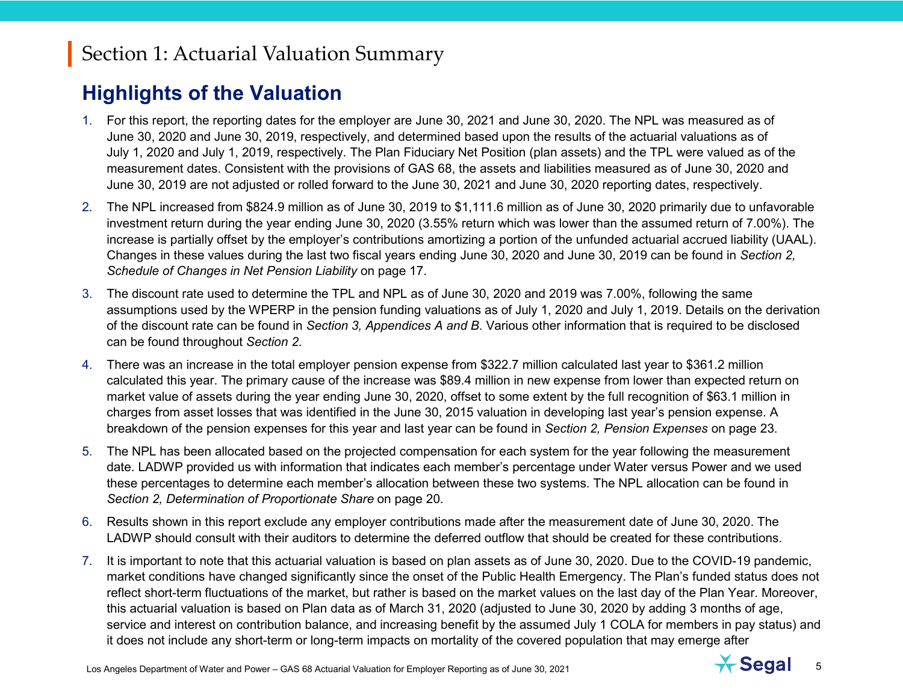# Section 1: Actuarial Valuation Summary

## Highlights of the Valuation

1. For this report, the reporting dates for the employer are June 30, 2021 and June 30, 2020. The NPL was measured as of June 30, 2020 and June 30, 2019, respectively, and determined based upon the results of the actuarial valuations as of July 1, 2020 and July 1, 2019, respectively. The Plan Fiduciary Net Position (plan assets) and the TPL were valued as of the measurement dates. Consistent with the provisions of GAS 68, the assets and liabilities measured as of June 30, 2020 and June 30, 2019 are not adjusted or rolled forward to the June 30, 2021 and June 30, 2020 reporting dates, respectively.
2. The NPL increased from $824.9 million as of June 30, 2019 to $1,111.6 million as of June 30, 2020 primarily due to unfavorable investment return during the year ending June 30, 2020 (3.55% return which was lower than the assumed return of 7.00%). The increase is partially offset by the employer's contributions amortizing a portion of the unfunded actuarial accrued liability (UAAL). Changes in these values during the last two fiscal years ending June 30, 2020 and June 30, 2019 can be found in *Section 2, Schedule of Changes in Net Pension Liability* on page 17.
3. The discount rate used to determine the TPL and NPL as of June 30, 2020 and 2019 was 7.00%, following the same assumptions used by the WPERP in the pension funding valuations as of July 1, 2020 and July 1, 2019. Details on the derivation of the discount rate can be found in *Section 3, Appendices A and B*. Various other information that is required to be disclosed can be found throughout *Section 2*.
4. There was an increase in the total employer pension expense from $322.7 million calculated last year to $361.2 million calculated this year. The primary cause of the increase was $89.4 million in new expense from lower than expected return on market value of assets during the year ending June 30, 2020, offset to some extent by the full recognition of $63.1 million in charges from asset losses that was identified in the June 30, 2015 valuation in developing last year's pension expense. A breakdown of the pension expenses for this year and last year can be found in *Section 2, Pension Expenses* on page 23.
5. The NPL has been allocated based on the projected compensation for each system for the year following the measurement date. LADWP provided us with information that indicates each member's percentage under Water versus Power and we used these percentages to determine each member's allocation between these two systems. The NPL allocation can be found in *Section 2, Determination of Proportionate Share* on page 20.
6. Results shown in this report exclude any employer contributions made after the measurement date of June 30, 2020. The LADWP should consult with their auditors to determine the deferred outflow that should be created for these contributions.
7. It is important to note that this actuarial valuation is based on plan assets as of June 30, 2020. Due to the COVID-19 pandemic, market conditions have changed significantly since the onset of the Public Health Emergency. The Plan's funded status does not reflect short-term fluctuations of the market, but rather is based on the market values on the last day of the Plan Year. Moreover, this actuarial valuation is based on Plan data as of March 31, 2020 (adjusted to June 30, 2020 by adding 3 months of age, service and interest on contribution balance, and increasing benefit by the assumed July 1 COLA for members in pay status) and it does not include any short-term or long-term impacts on mortality of the covered population that may emerge after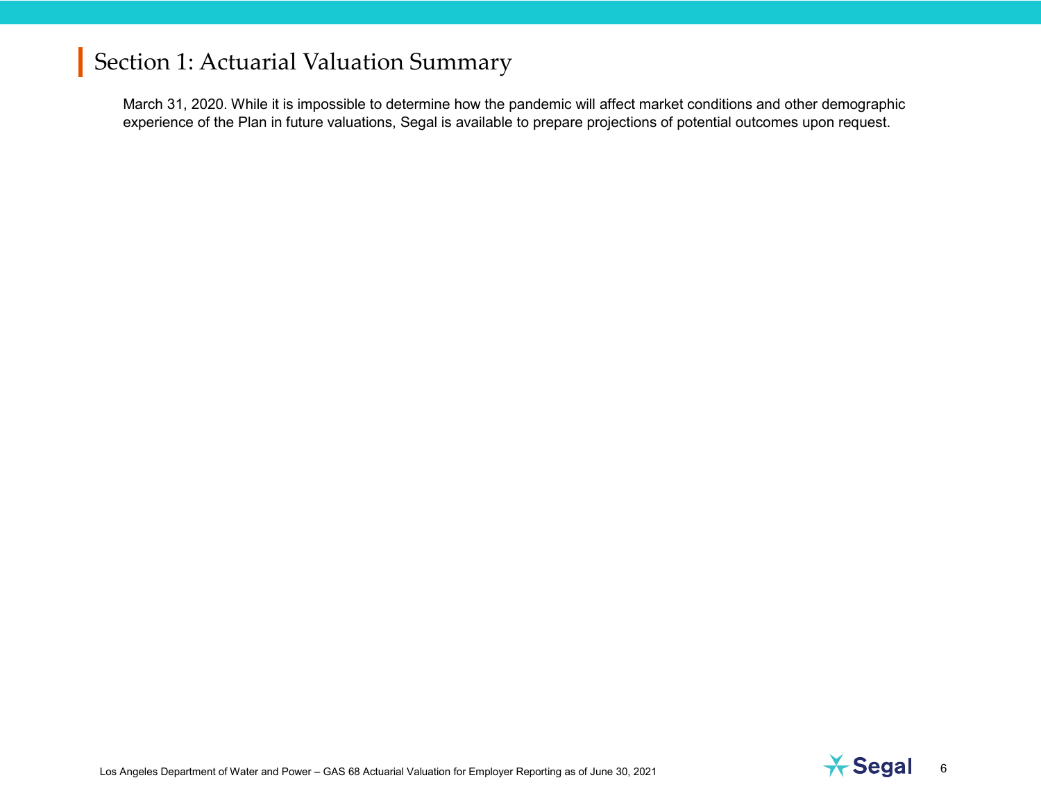# Section 1: Actuarial Valuation Summary

March 31, 2020. While it is impossible to determine how the pandemic will affect market conditions and other demographic experience of the Plan in future valuations, Segal is available to prepare projections of potential outcomes upon request.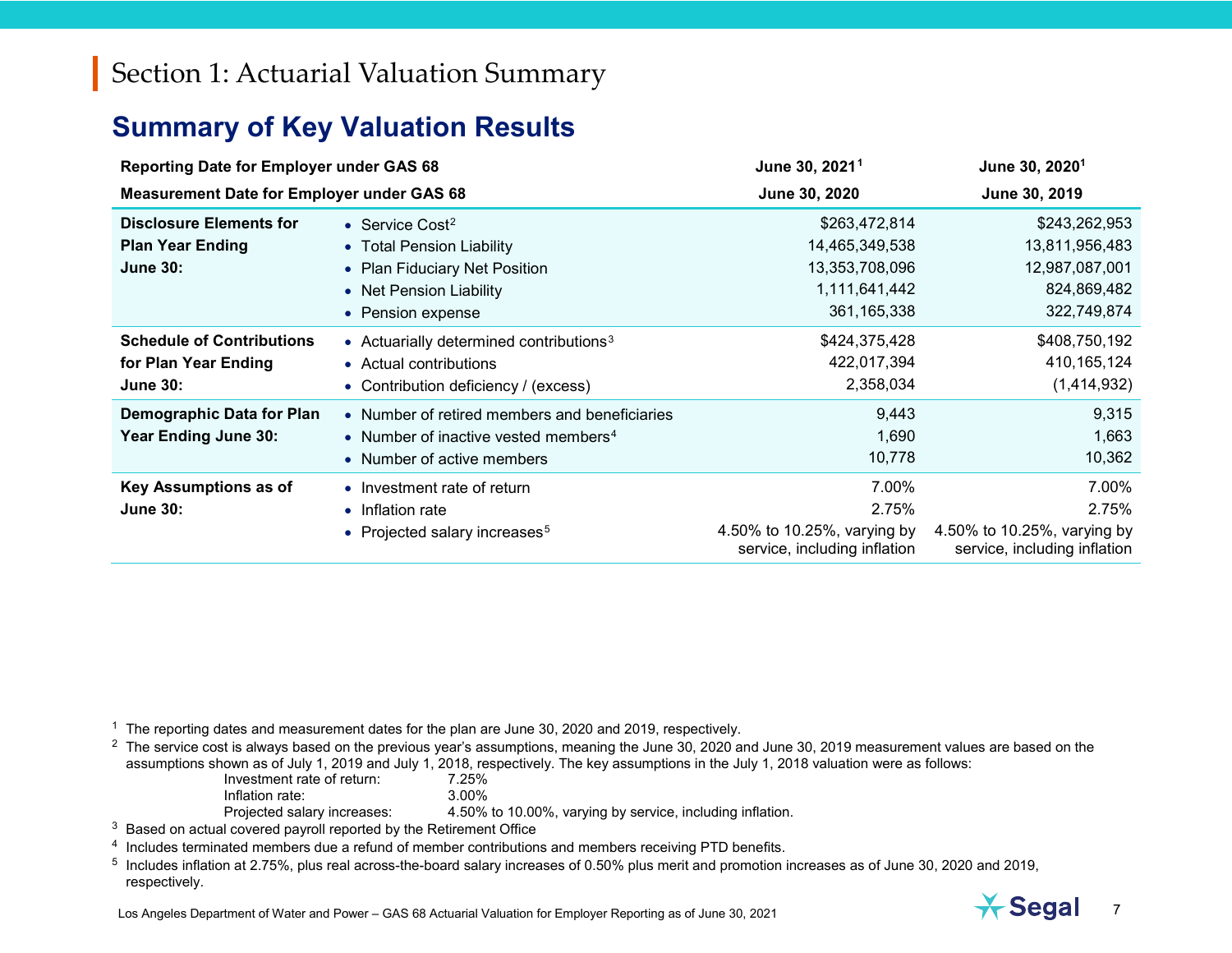# Section 1: Actuarial Valuation Summary

## Summary of Key Valuation Results

| Reporting Date for Employer under GAS 68 | | June 30, 2021[1] | June 30, 2020[1] |
|---|---|---|---|
| **Measurement Date for Employer under GAS 68** | | **June 30, 2020** | **June 30, 2019** |
| **Disclosure Elements for Plan Year Ending June 30:** | • Service Cost[2] | $263,472,814 | $243,262,953 |
| | • Total Pension Liability | 14,465,349,538 | 13,811,956,483 |
| | • Plan Fiduciary Net Position | 13,353,708,096 | 12,987,087,001 |
| | • Net Pension Liability | 1,111,641,442 | 824,869,482 |
| | • Pension expense | 361,165,338 | 322,749,874 |
| **Schedule of Contributions for Plan Year Ending June 30:** | • Actuarially determined contributions[3] | $424,375,428 | $408,750,192 |
| | • Actual contributions | 422,017,394 | 410,165,124 |
| | • Contribution deficiency / (excess) | 2,358,034 | (1,414,932) |
| **Demographic Data for Plan Year Ending June 30:** | • Number of retired members and beneficiaries | 9,443 | 9,315 |
| | • Number of inactive vested members[4] | 1,690 | 1,663 |
| | • Number of active members | 10,778 | 10,362 |
| **Key Assumptions as of June 30:** | • Investment rate of return | 7.00% | 7.00% |
| | • Inflation rate | 2.75% | 2.75% |
| | • Projected salary increases[5] | 4.50% to 10.25%, varying by service, including inflation | 4.50% to 10.25%, varying by service, including inflation |

[1] The reporting dates and measurement dates for the plan are June 30, 2020 and 2019, respectively.

[2] The service cost is always based on the previous year's assumptions, meaning the June 30, 2020 and June 30, 2019 measurement values are based on the assumptions shown as of July 1, 2019 and July 1, 2018, respectively. The key assumptions in the July 1, 2018 valuation were as follows:

| | |
|---|---|
| Investment rate of return: | 7.25% |
| Inflation rate: | 3.00% |
| Projected salary increases: | 4.50% to 10.00%, varying by service, including inflation. |

[3] Based on actual covered payroll reported by the Retirement Office

[4] Includes terminated members due a refund of member contributions and members receiving PTD benefits.

[5] Includes inflation at 2.75%, plus real across-the-board salary increases of 0.50% plus merit and promotion increases as of June 30, 2020 and 2019, respectively.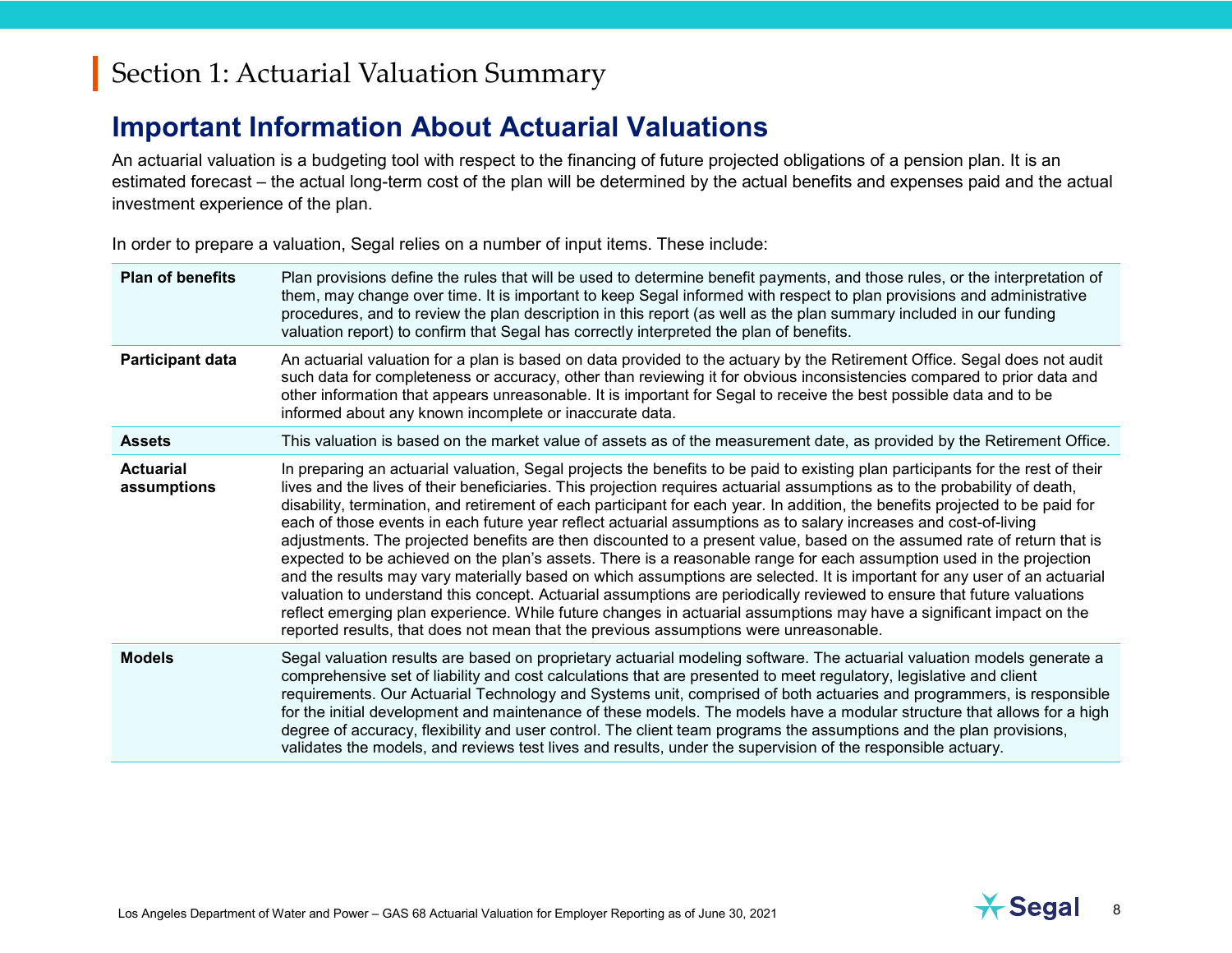# Section 1: Actuarial Valuation Summary

## Important Information About Actuarial Valuations

An actuarial valuation is a budgeting tool with respect to the financing of future projected obligations of a pension plan. It is an estimated forecast – the actual long-term cost of the plan will be determined by the actual benefits and expenses paid and the actual investment experience of the plan.

In order to prepare a valuation, Segal relies on a number of input items. These include:

| | |
|---|---|
| **Plan of benefits** | Plan provisions define the rules that will be used to determine benefit payments, and those rules, or the interpretation of them, may change over time. It is important to keep Segal informed with respect to plan provisions and administrative procedures, and to review the plan description in this report (as well as the plan summary included in our funding valuation report) to confirm that Segal has correctly interpreted the plan of benefits. |
| **Participant data** | An actuarial valuation for a plan is based on data provided to the actuary by the Retirement Office. Segal does not audit such data for completeness or accuracy, other than reviewing it for obvious inconsistencies compared to prior data and other information that appears unreasonable. It is important for Segal to receive the best possible data and to be informed about any known incomplete or inaccurate data. |
| **Assets** | This valuation is based on the market value of assets as of the measurement date, as provided by the Retirement Office. |
| **Actuarial assumptions** | In preparing an actuarial valuation, Segal projects the benefits to be paid to existing plan participants for the rest of their lives and the lives of their beneficiaries. This projection requires actuarial assumptions as to the probability of death, disability, termination, and retirement of each participant for each year. In addition, the benefits projected to be paid for each of those events in each future year reflect actuarial assumptions as to salary increases and cost-of-living adjustments. The projected benefits are then discounted to a present value, based on the assumed rate of return that is expected to be achieved on the plan's assets. There is a reasonable range for each assumption used in the projection and the results may vary materially based on which assumptions are selected. It is important for any user of an actuarial valuation to understand this concept. Actuarial assumptions are periodically reviewed to ensure that future valuations reflect emerging plan experience. While future changes in actuarial assumptions may have a significant impact on the reported results, that does not mean that the previous assumptions were unreasonable. |
| **Models** | Segal valuation results are based on proprietary actuarial modeling software. The actuarial valuation models generate a comprehensive set of liability and cost calculations that are presented to meet regulatory, legislative and client requirements. Our Actuarial Technology and Systems unit, comprised of both actuaries and programmers, is responsible for the initial development and maintenance of these models. The models have a modular structure that allows for a high degree of accuracy, flexibility and user control. The client team programs the assumptions and the plan provisions, validates the models, and reviews test lives and results, under the supervision of the responsible actuary. |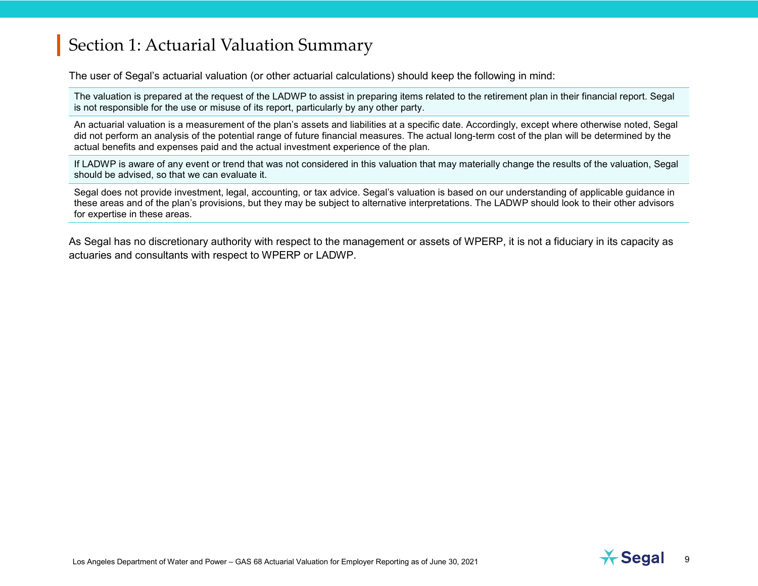# Section 1: Actuarial Valuation Summary

The user of Segal's actuarial valuation (or other actuarial calculations) should keep the following in mind:

| |
|---|
| The valuation is prepared at the request of the LADWP to assist in preparing items related to the retirement plan in their financial report. Segal is not responsible for the use or misuse of its report, particularly by any other party. |
| An actuarial valuation is a measurement of the plan's assets and liabilities at a specific date. Accordingly, except where otherwise noted, Segal did not perform an analysis of the potential range of future financial measures. The actual long-term cost of the plan will be determined by the actual benefits and expenses paid and the actual investment experience of the plan. |
| If LADWP is aware of any event or trend that was not considered in this valuation that may materially change the results of the valuation, Segal should be advised, so that we can evaluate it. |
| Segal does not provide investment, legal, accounting, or tax advice. Segal's valuation is based on our understanding of applicable guidance in these areas and of the plan's provisions, but they may be subject to alternative interpretations. The LADWP should look to their other advisors for expertise in these areas. |

As Segal has no discretionary authority with respect to the management or assets of WPERP, it is not a fiduciary in its capacity as actuaries and consultants with respect to WPERP or LADWP.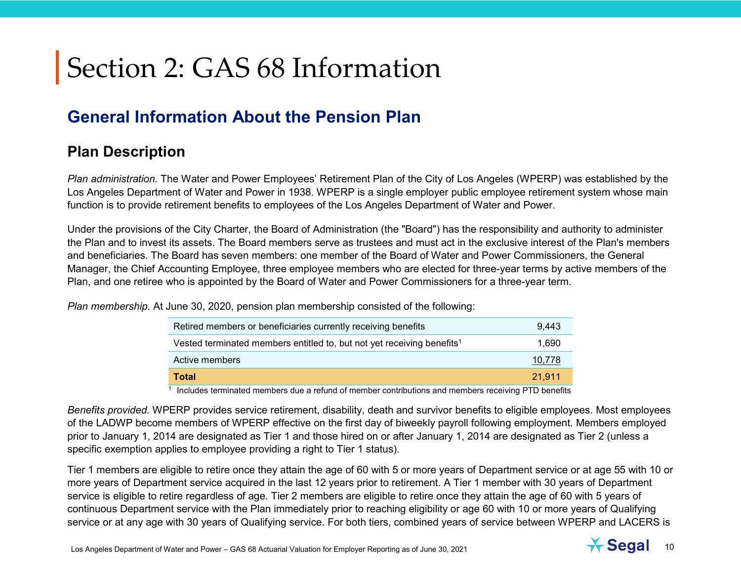# Section 2: GAS 68 Information

## General Information About the Pension Plan

### Plan Description

*Plan administration.* The Water and Power Employees' Retirement Plan of the City of Los Angeles (WPERP) was established by the Los Angeles Department of Water and Power in 1938. WPERP is a single employer public employee retirement system whose main function is to provide retirement benefits to employees of the Los Angeles Department of Water and Power.

Under the provisions of the City Charter, the Board of Administration (the "Board") has the responsibility and authority to administer the Plan and to invest its assets. The Board members serve as trustees and must act in the exclusive interest of the Plan's members and beneficiaries. The Board has seven members: one member of the Board of Water and Power Commissioners, the General Manager, the Chief Accounting Employee, three employee members who are elected for three-year terms by active members of the Plan, and one retiree who is appointed by the Board of Water and Power Commissioners for a three-year term.

*Plan membership.* At June 30, 2020, pension plan membership consisted of the following:

| | |
|---|---|
| Retired members or beneficiaries currently receiving benefits | 9,443 |
| Vested terminated members entitled to, but not yet receiving benefits[1] | 1,690 |
| Active members | 10,778 |
| **Total** | 21,911 |

[1] Includes terminated members due a refund of member contributions and members receiving PTD benefits

*Benefits provided.* WPERP provides service retirement, disability, death and survivor benefits to eligible employees. Most employees of the LADWP become members of WPERP effective on the first day of biweekly payroll following employment. Members employed prior to January 1, 2014 are designated as Tier 1 and those hired on or after January 1, 2014 are designated as Tier 2 (unless a specific exemption applies to employee providing a right to Tier 1 status).

Tier 1 members are eligible to retire once they attain the age of 60 with 5 or more years of Department service or at age 55 with 10 or more years of Department service acquired in the last 12 years prior to retirement. A Tier 1 member with 30 years of Department service is eligible to retire regardless of age. Tier 2 members are eligible to retire once they attain the age of 60 with 5 years of continuous Department service with the Plan immediately prior to reaching eligibility or age 60 with 10 or more years of Qualifying service or at any age with 30 years of Qualifying service. For both tiers, combined years of service between WPERP and LACERS is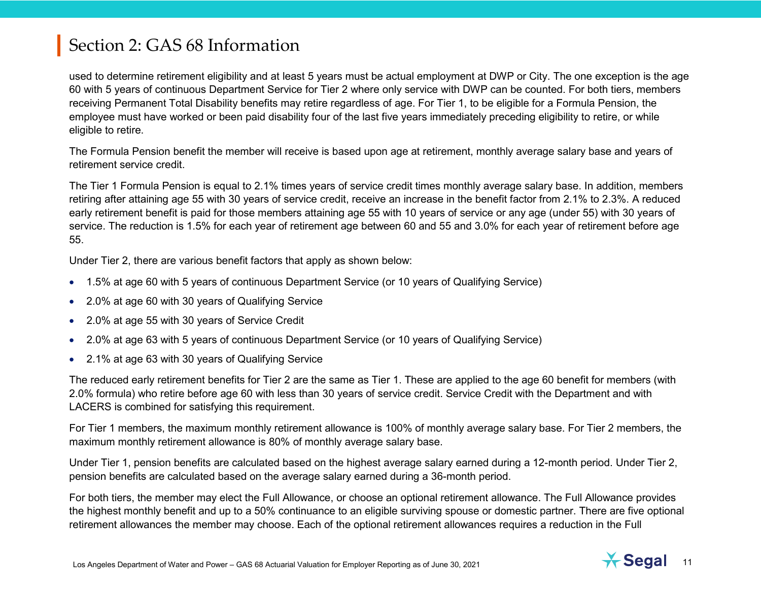# Section 2: GAS 68 Information

used to determine retirement eligibility and at least 5 years must be actual employment at DWP or City. The one exception is the age 60 with 5 years of continuous Department Service for Tier 2 where only service with DWP can be counted. For both tiers, members receiving Permanent Total Disability benefits may retire regardless of age. For Tier 1, to be eligible for a Formula Pension, the employee must have worked or been paid disability four of the last five years immediately preceding eligibility to retire, or while eligible to retire.

The Formula Pension benefit the member will receive is based upon age at retirement, monthly average salary base and years of retirement service credit.

The Tier 1 Formula Pension is equal to 2.1% times years of service credit times monthly average salary base. In addition, members retiring after attaining age 55 with 30 years of service credit, receive an increase in the benefit factor from 2.1% to 2.3%. A reduced early retirement benefit is paid for those members attaining age 55 with 10 years of service or any age (under 55) with 30 years of service. The reduction is 1.5% for each year of retirement age between 60 and 55 and 3.0% for each year of retirement before age 55.

Under Tier 2, there are various benefit factors that apply as shown below:

- 1.5% at age 60 with 5 years of continuous Department Service (or 10 years of Qualifying Service)
- 2.0% at age 60 with 30 years of Qualifying Service
- 2.0% at age 55 with 30 years of Service Credit
- 2.0% at age 63 with 5 years of continuous Department Service (or 10 years of Qualifying Service)
- 2.1% at age 63 with 30 years of Qualifying Service

The reduced early retirement benefits for Tier 2 are the same as Tier 1. These are applied to the age 60 benefit for members (with 2.0% formula) who retire before age 60 with less than 30 years of service credit. Service Credit with the Department and with LACERS is combined for satisfying this requirement.

For Tier 1 members, the maximum monthly retirement allowance is 100% of monthly average salary base. For Tier 2 members, the maximum monthly retirement allowance is 80% of monthly average salary base.

Under Tier 1, pension benefits are calculated based on the highest average salary earned during a 12-month period. Under Tier 2, pension benefits are calculated based on the average salary earned during a 36-month period.

For both tiers, the member may elect the Full Allowance, or choose an optional retirement allowance. The Full Allowance provides the highest monthly benefit and up to a 50% continuance to an eligible surviving spouse or domestic partner. There are five optional retirement allowances the member may choose. Each of the optional retirement allowances requires a reduction in the Full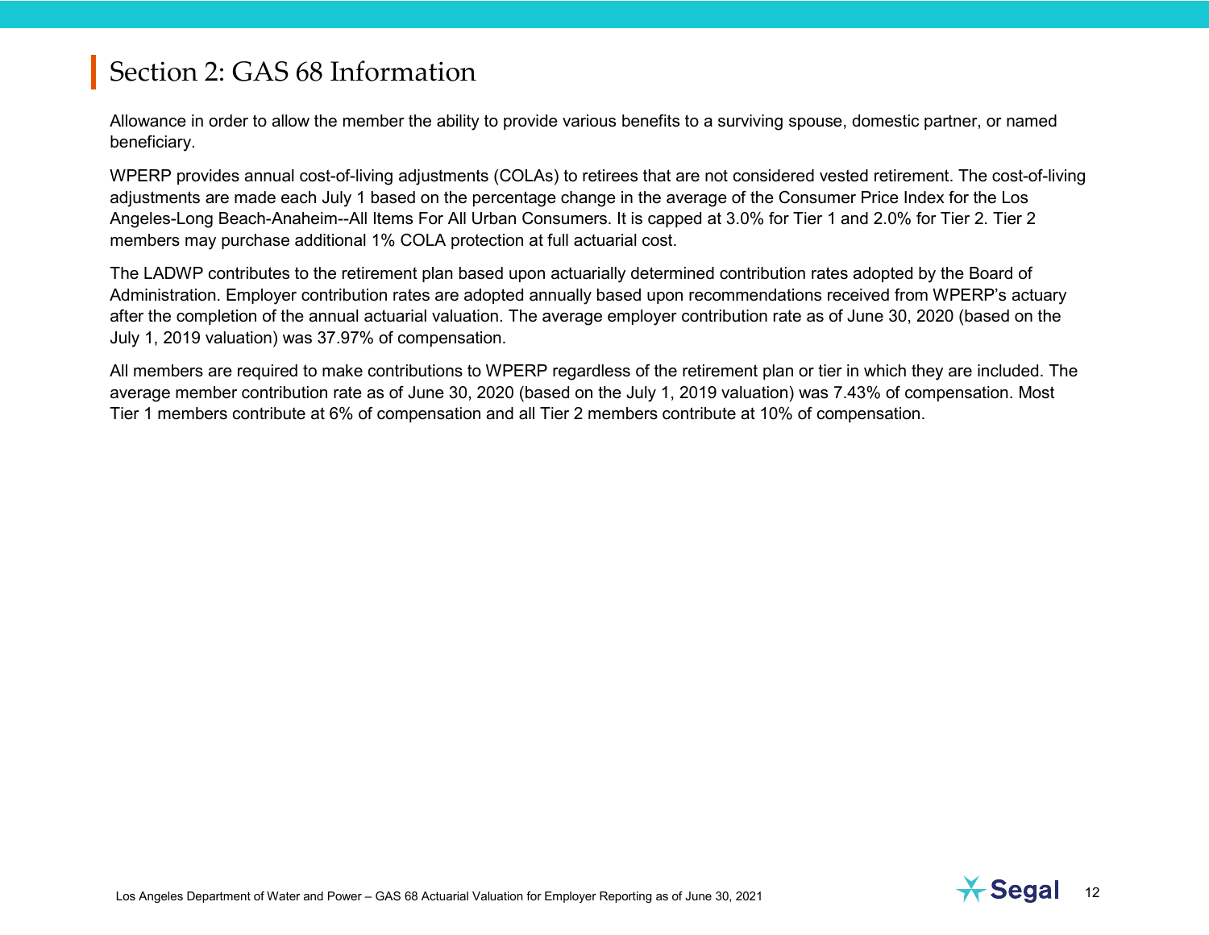# Section 2: GAS 68 Information

Allowance in order to allow the member the ability to provide various benefits to a surviving spouse, domestic partner, or named beneficiary.

WPERP provides annual cost-of-living adjustments (COLAs) to retirees that are not considered vested retirement. The cost-of-living adjustments are made each July 1 based on the percentage change in the average of the Consumer Price Index for the Los Angeles-Long Beach-Anaheim--All Items For All Urban Consumers. It is capped at 3.0% for Tier 1 and 2.0% for Tier 2. Tier 2 members may purchase additional 1% COLA protection at full actuarial cost.

The LADWP contributes to the retirement plan based upon actuarially determined contribution rates adopted by the Board of Administration. Employer contribution rates are adopted annually based upon recommendations received from WPERP's actuary after the completion of the annual actuarial valuation. The average employer contribution rate as of June 30, 2020 (based on the July 1, 2019 valuation) was 37.97% of compensation.

All members are required to make contributions to WPERP regardless of the retirement plan or tier in which they are included. The average member contribution rate as of June 30, 2020 (based on the July 1, 2019 valuation) was 7.43% of compensation. Most Tier 1 members contribute at 6% of compensation and all Tier 2 members contribute at 10% of compensation.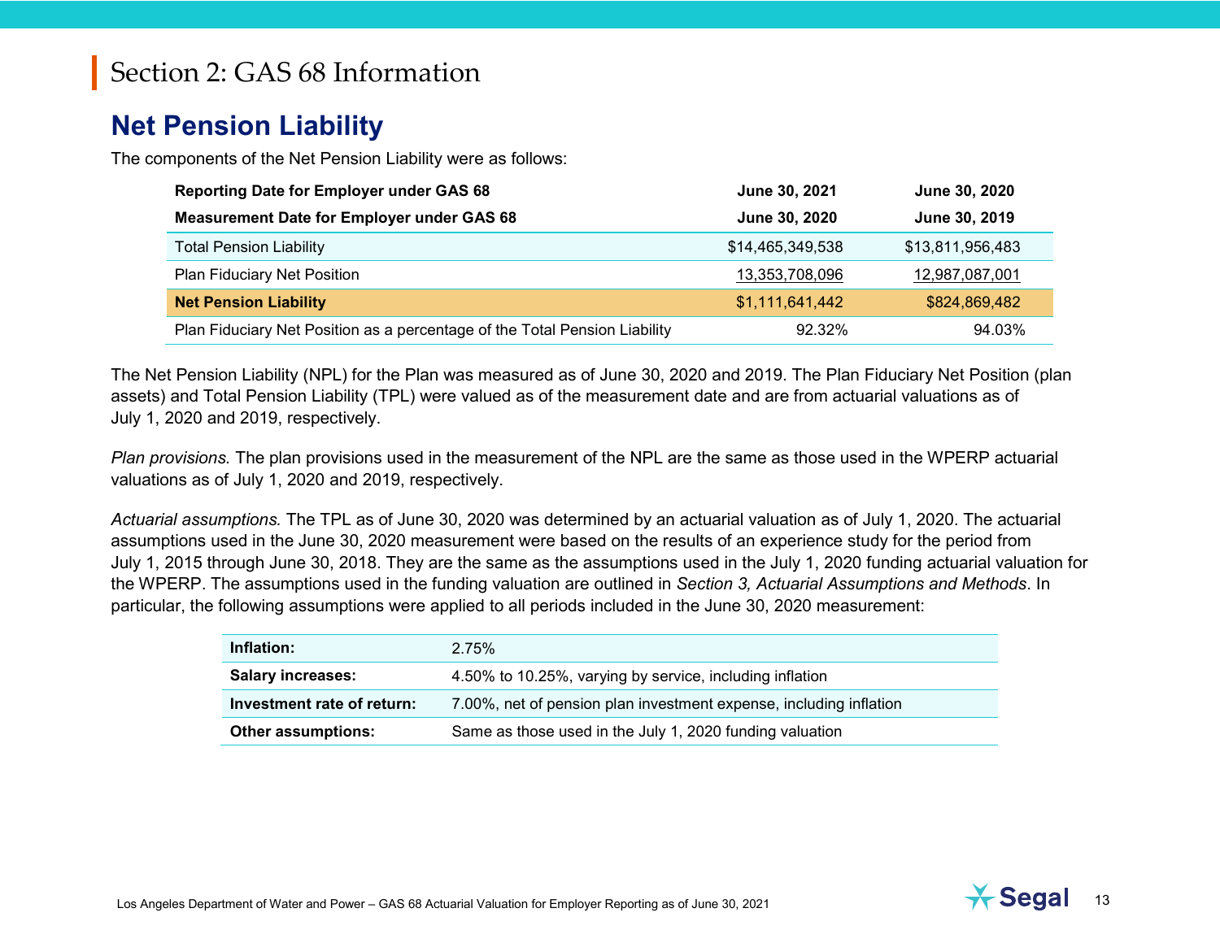# Section 2: GAS 68 Information

## Net Pension Liability

The components of the Net Pension Liability were as follows:

| Reporting Date for Employer under GAS 68 | June 30, 2021 | June 30, 2020 |
|---|---|---|
| **Measurement Date for Employer under GAS 68** | **June 30, 2020** | **June 30, 2019** |
| Total Pension Liability | $14,465,349,538 | $13,811,956,483 |
| Plan Fiduciary Net Position | 13,353,708,096 | 12,987,087,001 |
| **Net Pension Liability** | $1,111,641,442 | $824,869,482 |
| Plan Fiduciary Net Position as a percentage of the Total Pension Liability | 92.32% | 94.03% |

The Net Pension Liability (NPL) for the Plan was measured as of June 30, 2020 and 2019. The Plan Fiduciary Net Position (plan assets) and Total Pension Liability (TPL) were valued as of the measurement date and are from actuarial valuations as of July 1, 2020 and 2019, respectively.

*Plan provisions.* The plan provisions used in the measurement of the NPL are the same as those used in the WPERP actuarial valuations as of July 1, 2020 and 2019, respectively.

*Actuarial assumptions.* The TPL as of June 30, 2020 was determined by an actuarial valuation as of July 1, 2020. The actuarial assumptions used in the June 30, 2020 measurement were based on the results of an experience study for the period from July 1, 2015 through June 30, 2018. They are the same as the assumptions used in the July 1, 2020 funding actuarial valuation for the WPERP. The assumptions used in the funding valuation are outlined in *Section 3, Actuarial Assumptions and Methods*. In particular, the following assumptions were applied to all periods included in the June 30, 2020 measurement:

| | |
|---|---|
| **Inflation:** | 2.75% |
| **Salary increases:** | 4.50% to 10.25%, varying by service, including inflation |
| **Investment rate of return:** | 7.00%, net of pension plan investment expense, including inflation |
| **Other assumptions:** | Same as those used in the July 1, 2020 funding valuation |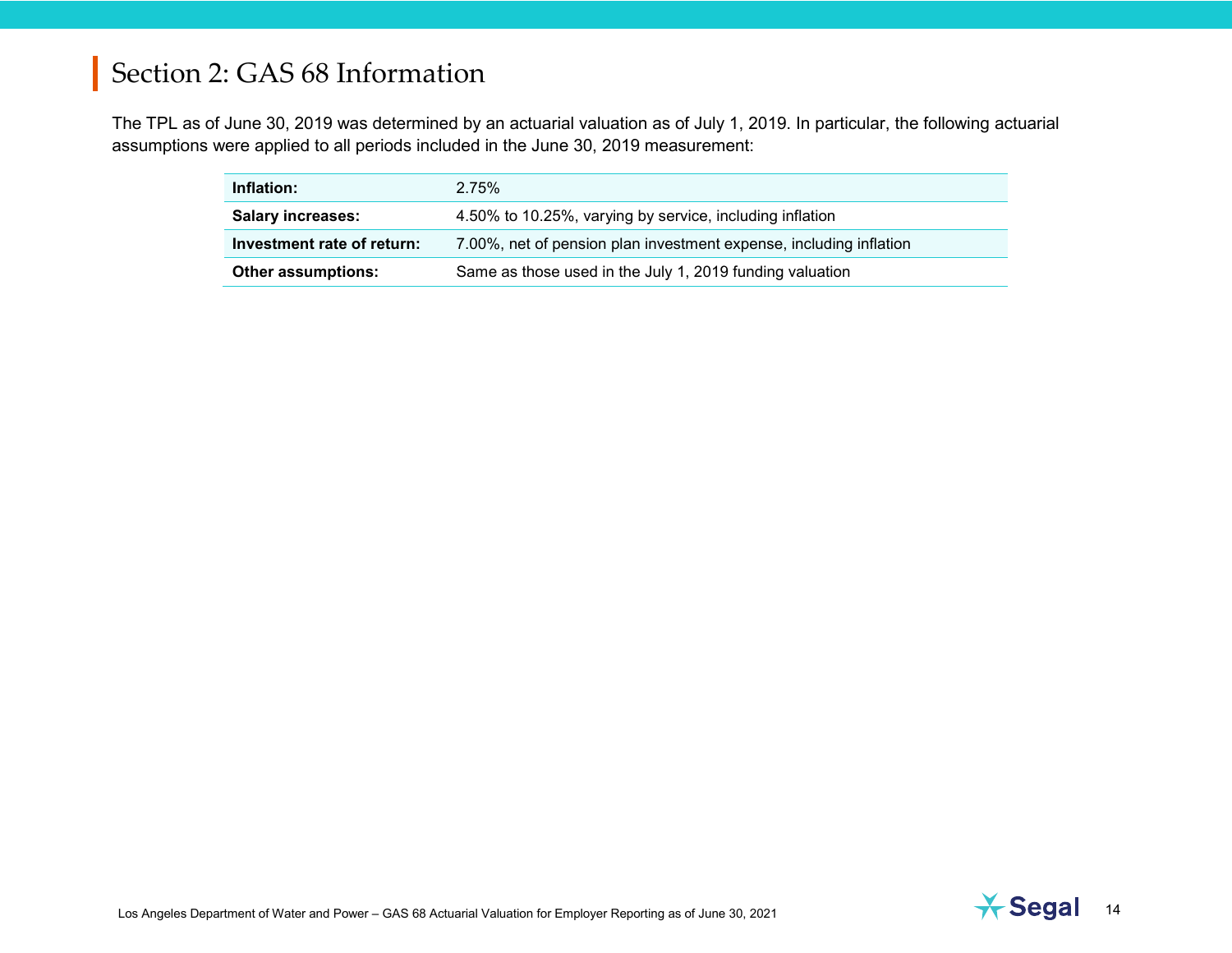## Section 2: GAS 68 Information

The TPL as of June 30, 2019 was determined by an actuarial valuation as of July 1, 2019. In particular, the following actuarial assumptions were applied to all periods included in the June 30, 2019 measurement:

| | |
|---|---|
| **Inflation:** | 2.75% |
| **Salary increases:** | 4.50% to 10.25%, varying by service, including inflation |
| **Investment rate of return:** | 7.00%, net of pension plan investment expense, including inflation |
| **Other assumptions:** | Same as those used in the July 1, 2019 funding valuation |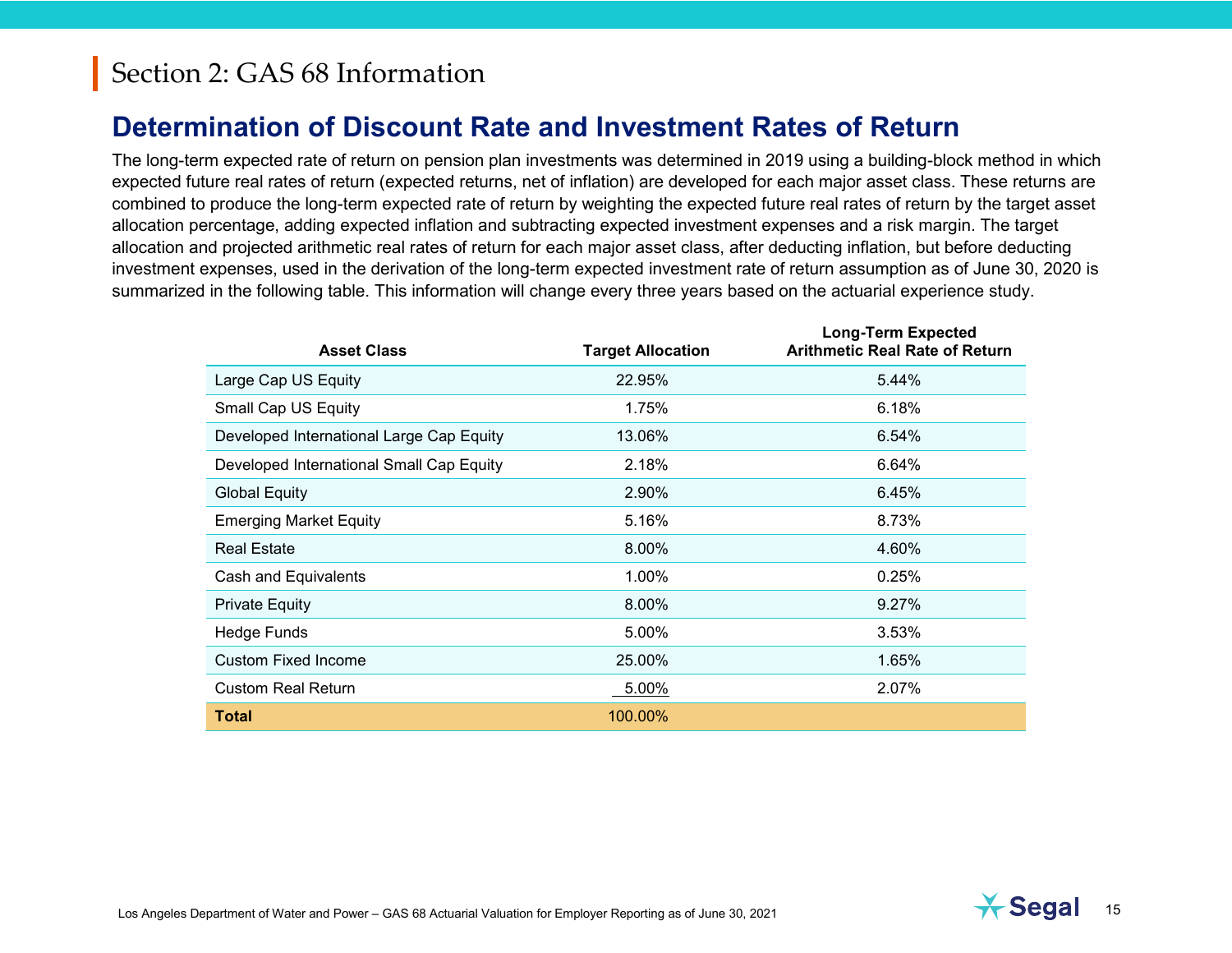# Section 2: GAS 68 Information

## Determination of Discount Rate and Investment Rates of Return

The long-term expected rate of return on pension plan investments was determined in 2019 using a building-block method in which expected future real rates of return (expected returns, net of inflation) are developed for each major asset class. These returns are combined to produce the long-term expected rate of return by weighting the expected future real rates of return by the target asset allocation percentage, adding expected inflation and subtracting expected investment expenses and a risk margin. The target allocation and projected arithmetic real rates of return for each major asset class, after deducting inflation, but before deducting investment expenses, used in the derivation of the long-term expected investment rate of return assumption as of June 30, 2020 is summarized in the following table. This information will change every three years based on the actuarial experience study.

| Asset Class | Target Allocation | Long-Term Expected Arithmetic Real Rate of Return |
|---|---|---|
| Large Cap US Equity | 22.95% | 5.44% |
| Small Cap US Equity | 1.75% | 6.18% |
| Developed International Large Cap Equity | 13.06% | 6.54% |
| Developed International Small Cap Equity | 2.18% | 6.64% |
| Global Equity | 2.90% | 6.45% |
| Emerging Market Equity | 5.16% | 8.73% |
| Real Estate | 8.00% | 4.60% |
| Cash and Equivalents | 1.00% | 0.25% |
| Private Equity | 8.00% | 9.27% |
| Hedge Funds | 5.00% | 3.53% |
| Custom Fixed Income | 25.00% | 1.65% |
| Custom Real Return | 5.00% | 2.07% |
| **Total** | 100.00% | |

Los Angeles Department of Water and Power – GAS 68 Actuarial Valuation for Employer Reporting as of June 30, 2021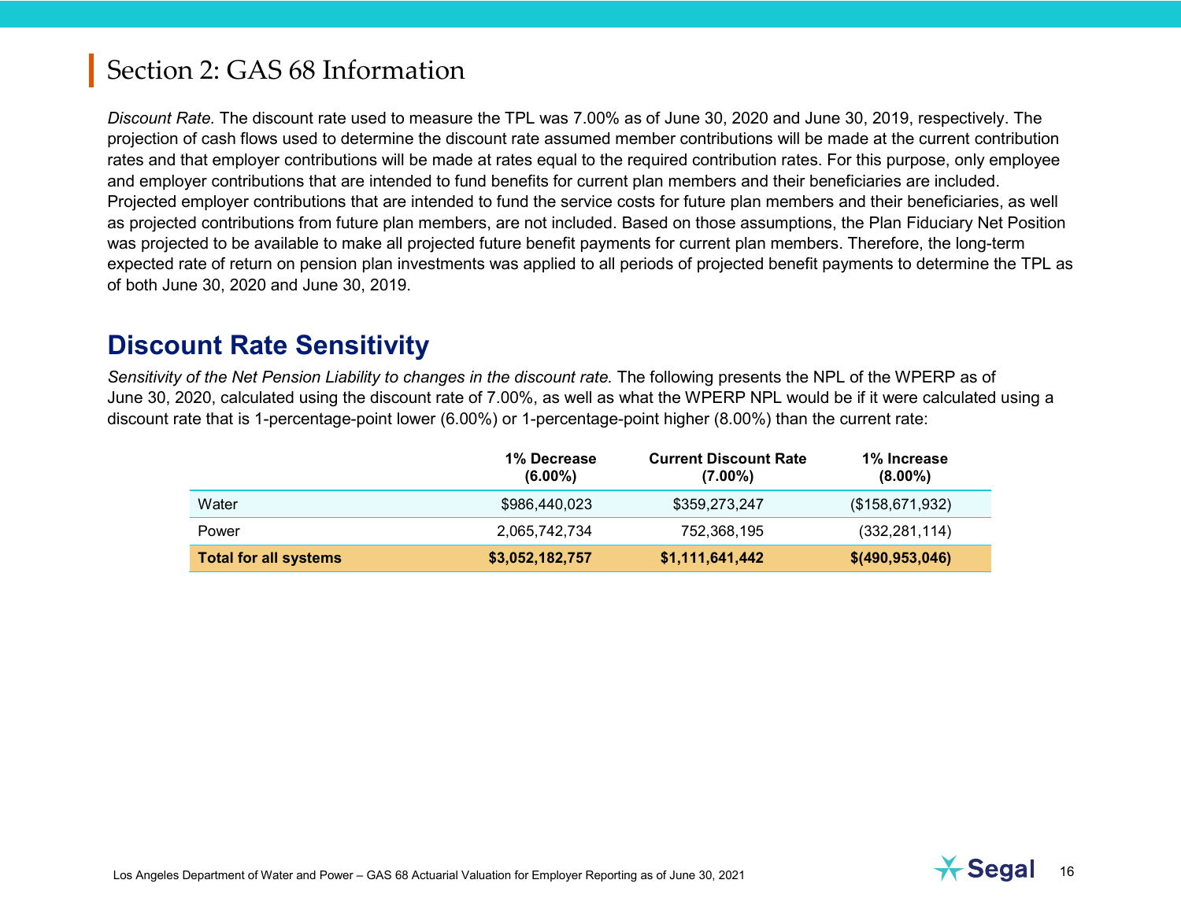# Section 2: GAS 68 Information

*Discount Rate.* The discount rate used to measure the TPL was 7.00% as of June 30, 2020 and June 30, 2019, respectively. The projection of cash flows used to determine the discount rate assumed member contributions will be made at the current contribution rates and that employer contributions will be made at rates equal to the required contribution rates. For this purpose, only employee and employer contributions that are intended to fund benefits for current plan members and their beneficiaries are included. Projected employer contributions that are intended to fund the service costs for future plan members and their beneficiaries, as well as projected contributions from future plan members, are not included. Based on those assumptions, the Plan Fiduciary Net Position was projected to be available to make all projected future benefit payments for current plan members. Therefore, the long-term expected rate of return on pension plan investments was applied to all periods of projected benefit payments to determine the TPL as of both June 30, 2020 and June 30, 2019.

## Discount Rate Sensitivity

*Sensitivity of the Net Pension Liability to changes in the discount rate.* The following presents the NPL of the WPERP as of June 30, 2020, calculated using the discount rate of 7.00%, as well as what the WPERP NPL would be if it were calculated using a discount rate that is 1-percentage-point lower (6.00%) or 1-percentage-point higher (8.00%) than the current rate:

| | 1% Decrease (6.00%) | Current Discount Rate (7.00%) | 1% Increase (8.00%) |
|---|---|---|---|
| Water | $986,440,023 | $359,273,247 | ($158,671,932) |
| Power | 2,065,742,734 | 752,368,195 | (332,281,114) |
| **Total for all systems** | **$3,052,182,757** | **$1,111,641,442** | **$(490,953,046)** |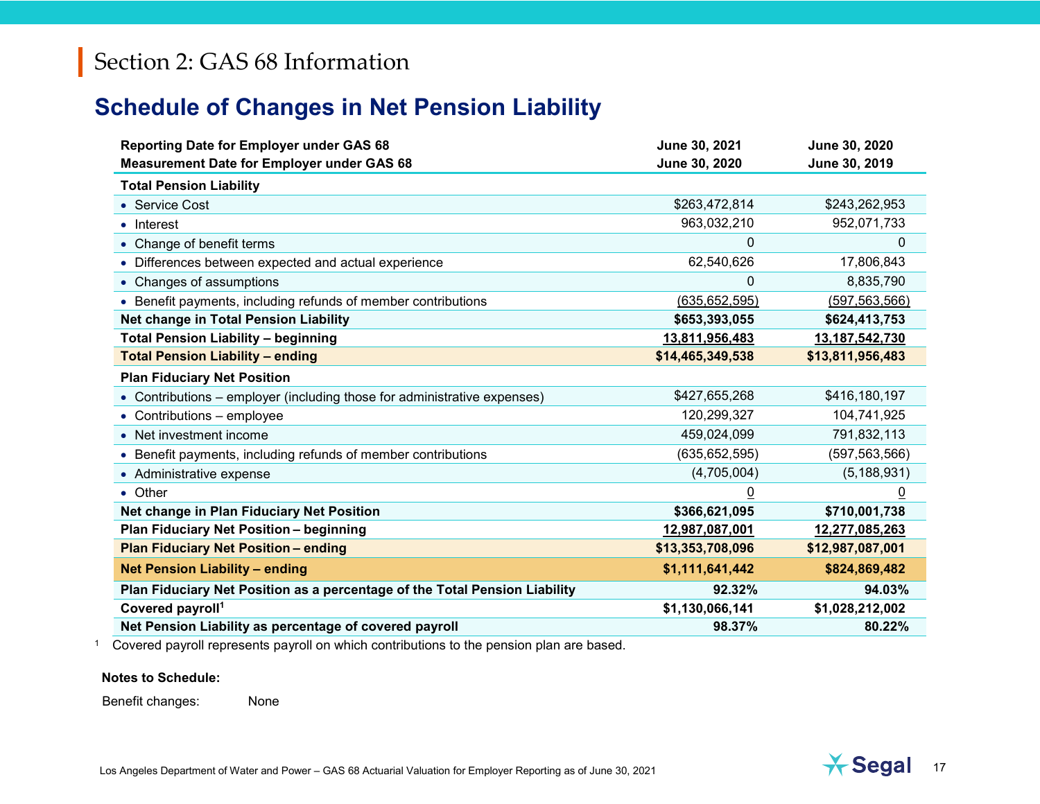# Section 2: GAS 68 Information

## Schedule of Changes in Net Pension Liability

| Reporting Date for Employer under GAS 68<br>Measurement Date for Employer under GAS 68 | June 30, 2021<br>June 30, 2020 | June 30, 2020<br>June 30, 2019 |
|---|---|---|
| **Total Pension Liability** | | |
| • Service Cost | $263,472,814 | $243,262,953 |
| • Interest | 963,032,210 | 952,071,733 |
| • Change of benefit terms | 0 | 0 |
| • Differences between expected and actual experience | 62,540,626 | 17,806,843 |
| • Changes of assumptions | 0 | 8,835,790 |
| • Benefit payments, including refunds of member contributions | (635,652,595) | (597,563,566) |
| **Net change in Total Pension Liability** | **$653,393,055** | **$624,413,753** |
| **Total Pension Liability – beginning** | **13,811,956,483** | **13,187,542,730** |
| **Total Pension Liability – ending** | **$14,465,349,538** | **$13,811,956,483** |
| **Plan Fiduciary Net Position** | | |
| • Contributions – employer (including those for administrative expenses) | $427,655,268 | $416,180,197 |
| • Contributions – employee | 120,299,327 | 104,741,925 |
| • Net investment income | 459,024,099 | 791,832,113 |
| • Benefit payments, including refunds of member contributions | (635,652,595) | (597,563,566) |
| • Administrative expense | (4,705,004) | (5,188,931) |
| • Other | 0 | 0 |
| **Net change in Plan Fiduciary Net Position** | **$366,621,095** | **$710,001,738** |
| **Plan Fiduciary Net Position – beginning** | **12,987,087,001** | **12,277,085,263** |
| **Plan Fiduciary Net Position – ending** | **$13,353,708,096** | **$12,987,087,001** |
| **Net Pension Liability – ending** | **$1,111,641,442** | **$824,869,482** |
| **Plan Fiduciary Net Position as a percentage of the Total Pension Liability** | **92.32%** | **94.03%** |
| **Covered payroll**[1] | **$1,130,066,141** | **$1,028,212,002** |
| **Net Pension Liability as percentage of covered payroll** | **98.37%** | **80.22%** |

[1] Covered payroll represents payroll on which contributions to the pension plan are based.

**Notes to Schedule:**

Benefit changes: None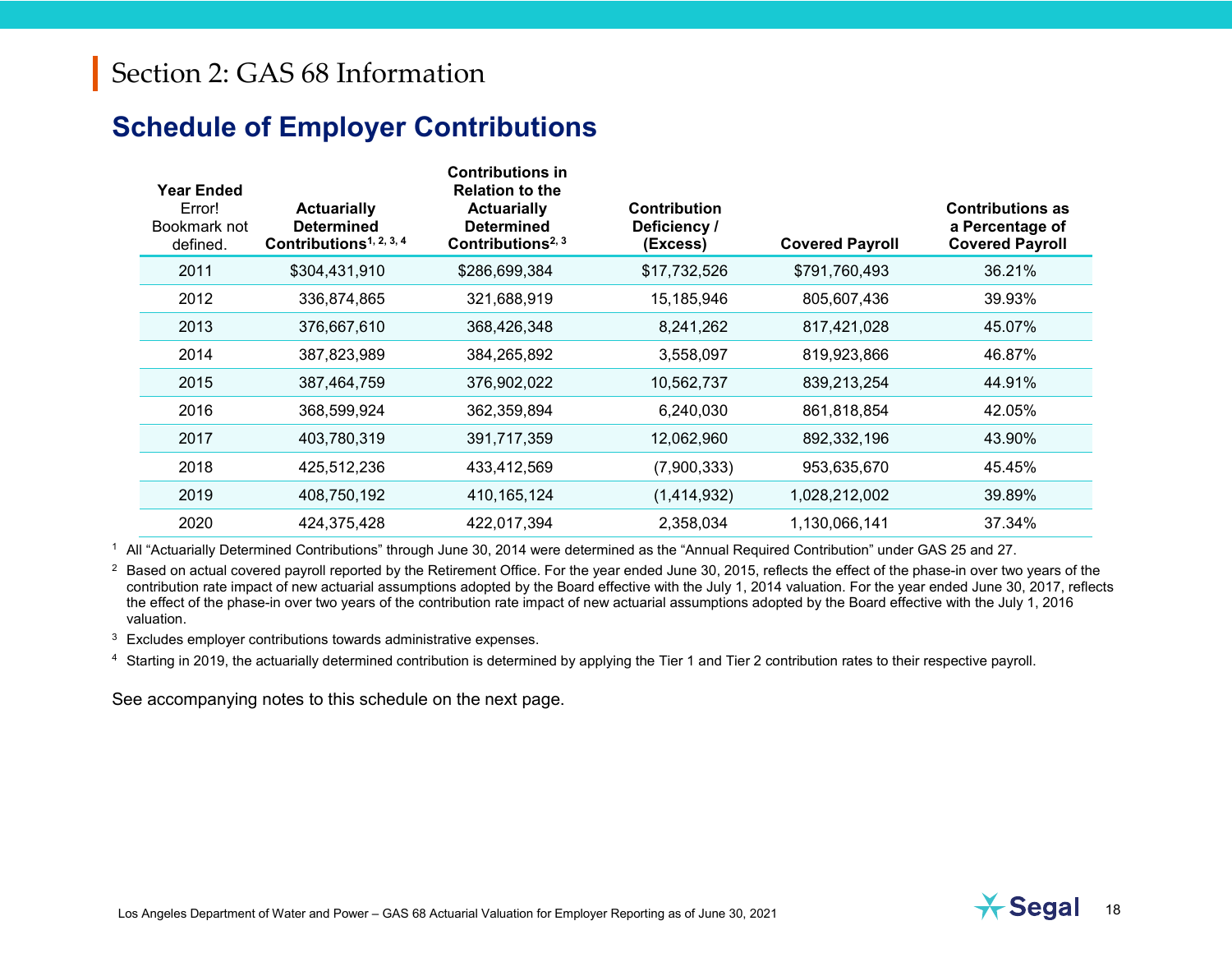# Section 2: GAS 68 Information

## Schedule of Employer Contributions

| Year Ended Error! Bookmark not defined. | Actuarially Determined Contributions[1, 2, 3, 4] | Contributions in Relation to the Actuarially Determined Contributions[2, 3] | Contribution Deficiency / (Excess) | Covered Payroll | Contributions as a Percentage of Covered Payroll |
|---|---|---|---|---|---|
| 2011 | $304,431,910 | $286,699,384 | $17,732,526 | $791,760,493 | 36.21% |
| 2012 | 336,874,865 | 321,688,919 | 15,185,946 | 805,607,436 | 39.93% |
| 2013 | 376,667,610 | 368,426,348 | 8,241,262 | 817,421,028 | 45.07% |
| 2014 | 387,823,989 | 384,265,892 | 3,558,097 | 819,923,866 | 46.87% |
| 2015 | 387,464,759 | 376,902,022 | 10,562,737 | 839,213,254 | 44.91% |
| 2016 | 368,599,924 | 362,359,894 | 6,240,030 | 861,818,854 | 42.05% |
| 2017 | 403,780,319 | 391,717,359 | 12,062,960 | 892,332,196 | 43.90% |
| 2018 | 425,512,236 | 433,412,569 | (7,900,333) | 953,635,670 | 45.45% |
| 2019 | 408,750,192 | 410,165,124 | (1,414,932) | 1,028,212,002 | 39.89% |
| 2020 | 424,375,428 | 422,017,394 | 2,358,034 | 1,130,066,141 | 37.34% |

[1] All "Actuarially Determined Contributions" through June 30, 2014 were determined as the "Annual Required Contribution" under GAS 25 and 27.

[2] Based on actual covered payroll reported by the Retirement Office. For the year ended June 30, 2015, reflects the effect of the phase-in over two years of the contribution rate impact of new actuarial assumptions adopted by the Board effective with the July 1, 2014 valuation. For the year ended June 30, 2017, reflects the effect of the phase-in over two years of the contribution rate impact of new actuarial assumptions adopted by the Board effective with the July 1, 2016 valuation.

[3] Excludes employer contributions towards administrative expenses.

[4] Starting in 2019, the actuarially determined contribution is determined by applying the Tier 1 and Tier 2 contribution rates to their respective payroll.

See accompanying notes to this schedule on the next page.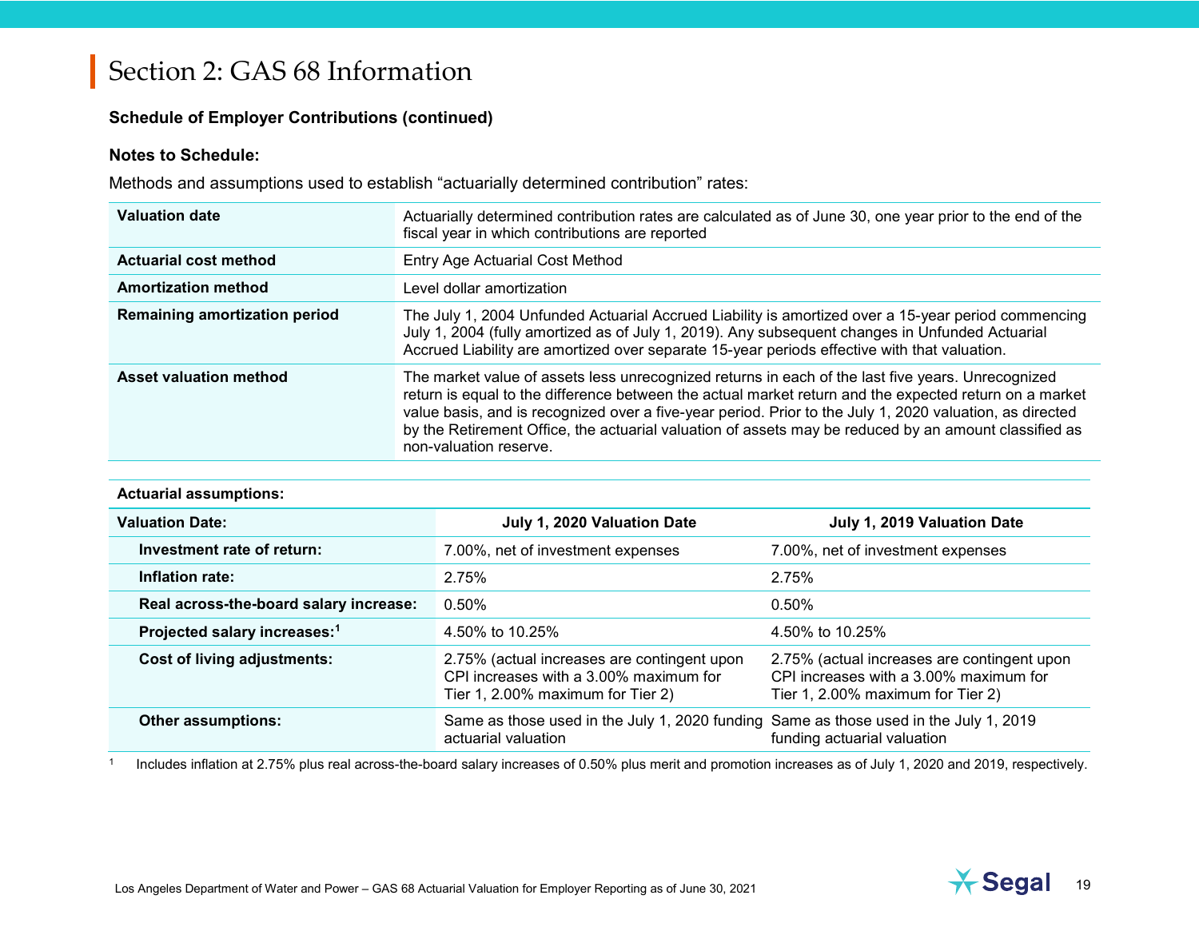# Section 2: GAS 68 Information

**Schedule of Employer Contributions (continued)**

**Notes to Schedule:**

Methods and assumptions used to establish "actuarially determined contribution" rates:

| | |
|---|---|
| **Valuation date** | Actuarially determined contribution rates are calculated as of June 30, one year prior to the end of the fiscal year in which contributions are reported |
| **Actuarial cost method** | Entry Age Actuarial Cost Method |
| **Amortization method** | Level dollar amortization |
| **Remaining amortization period** | The July 1, 2004 Unfunded Actuarial Accrued Liability is amortized over a 15-year period commencing July 1, 2004 (fully amortized as of July 1, 2019). Any subsequent changes in Unfunded Actuarial Accrued Liability are amortized over separate 15-year periods effective with that valuation. |
| **Asset valuation method** | The market value of assets less unrecognized returns in each of the last five years. Unrecognized return is equal to the difference between the actual market return and the expected return on a market value basis, and is recognized over a five-year period. Prior to the July 1, 2020 valuation, as directed by the Retirement Office, the actuarial valuation of assets may be reduced by an amount classified as non-valuation reserve. |

**Actuarial assumptions:**

| Valuation Date: | July 1, 2020 Valuation Date | July 1, 2019 Valuation Date |
|---|---|---|
| **Investment rate of return:** | 7.00%, net of investment expenses | 7.00%, net of investment expenses |
| **Inflation rate:** | 2.75% | 2.75% |
| **Real across-the-board salary increase:** | 0.50% | 0.50% |
| **Projected salary increases:**[1] | 4.50% to 10.25% | 4.50% to 10.25% |
| **Cost of living adjustments:** | 2.75% (actual increases are contingent upon CPI increases with a 3.00% maximum for Tier 1, 2.00% maximum for Tier 2) | 2.75% (actual increases are contingent upon CPI increases with a 3.00% maximum for Tier 1, 2.00% maximum for Tier 2) |
| **Other assumptions:** | Same as those used in the July 1, 2020 funding actuarial valuation | Same as those used in the July 1, 2019 funding actuarial valuation |

[1] Includes inflation at 2.75% plus real across-the-board salary increases of 0.50% plus merit and promotion increases as of July 1, 2020 and 2019, respectively.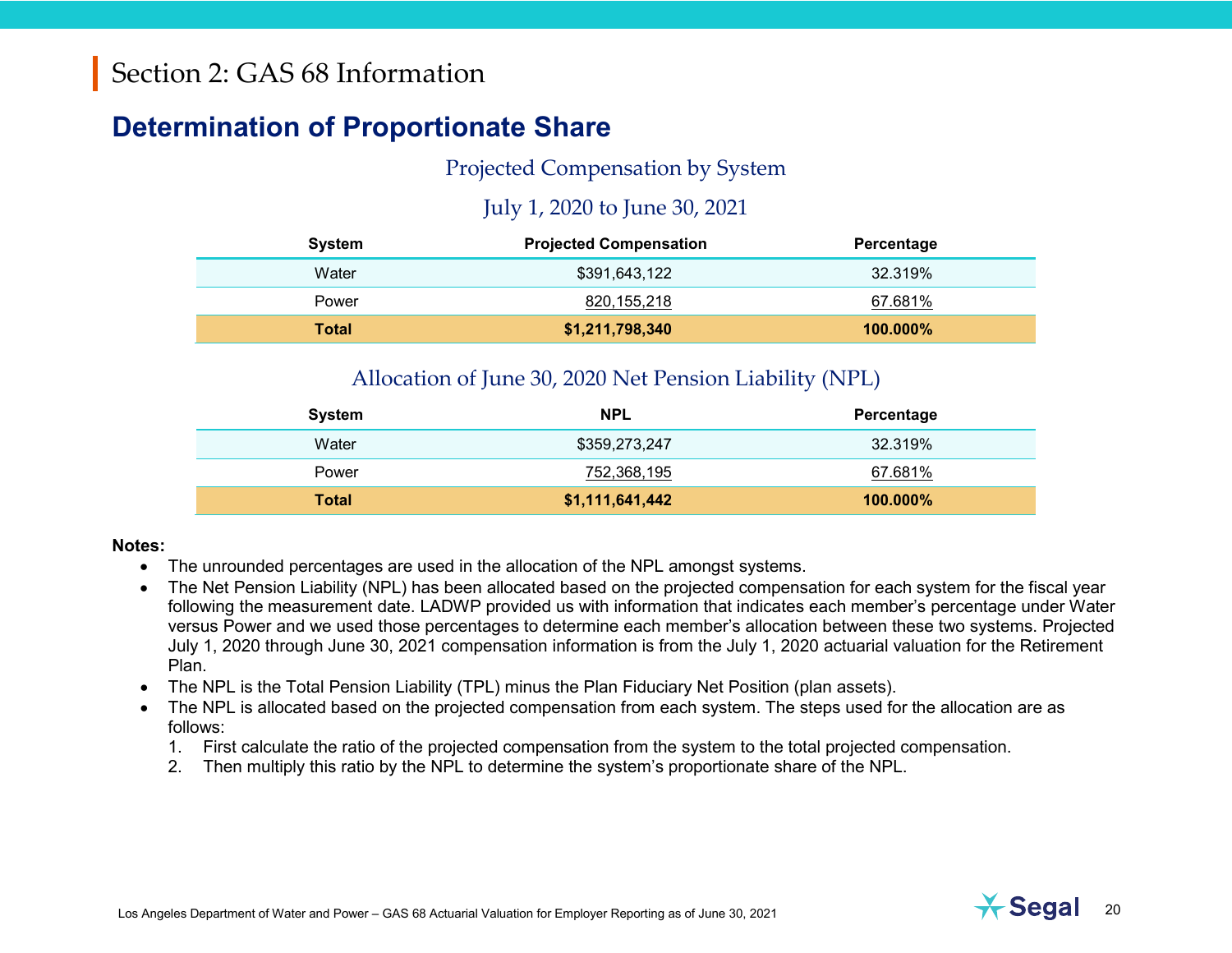# Section 2: GAS 68 Information

## Determination of Proportionate Share

### Projected Compensation by System

### July 1, 2020 to June 30, 2021

| System | Projected Compensation | Percentage |
|---|---|---|
| Water | $391,643,122 | 32.319% |
| Power | 820,155,218 | 67.681% |
| **Total** | **$1,211,798,340** | **100.000%** |

### Allocation of June 30, 2020 Net Pension Liability (NPL)

| System | NPL | Percentage |
|---|---|---|
| Water | $359,273,247 | 32.319% |
| Power | 752,368,195 | 67.681% |
| **Total** | **$1,111,641,442** | **100.000%** |

**Notes:**

- The unrounded percentages are used in the allocation of the NPL amongst systems.
- The Net Pension Liability (NPL) has been allocated based on the projected compensation for each system for the fiscal year following the measurement date. LADWP provided us with information that indicates each member's percentage under Water versus Power and we used those percentages to determine each member's allocation between these two systems. Projected July 1, 2020 through June 30, 2021 compensation information is from the July 1, 2020 actuarial valuation for the Retirement Plan.
- The NPL is the Total Pension Liability (TPL) minus the Plan Fiduciary Net Position (plan assets).
- The NPL is allocated based on the projected compensation from each system. The steps used for the allocation are as follows:
  1. First calculate the ratio of the projected compensation from the system to the total projected compensation.
  2. Then multiply this ratio by the NPL to determine the system's proportionate share of the NPL.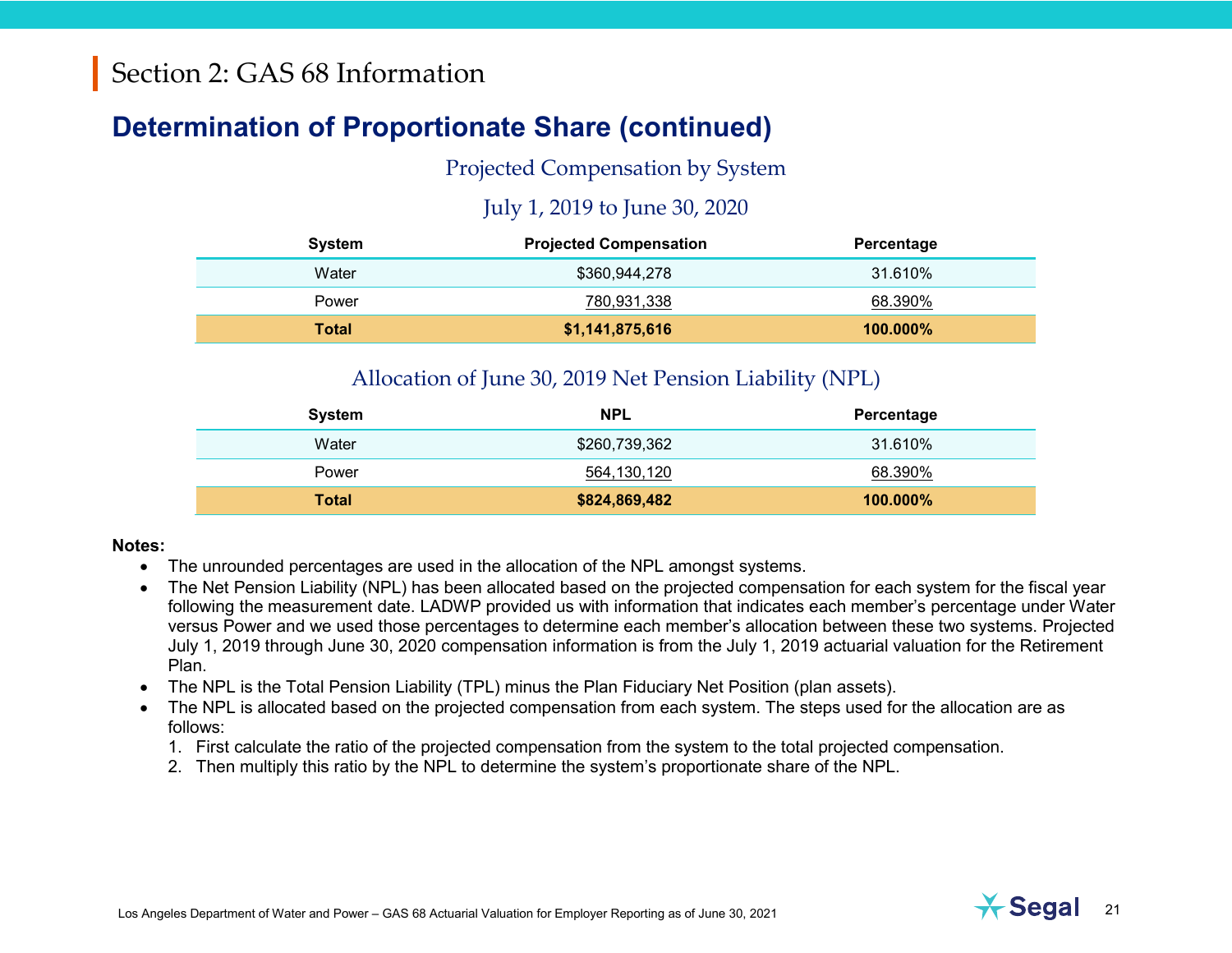# Section 2: GAS 68 Information

## Determination of Proportionate Share (continued)

### Projected Compensation by System

### July 1, 2019 to June 30, 2020

| System | Projected Compensation | Percentage |
|---|---|---|
| Water | $360,944,278 | 31.610% |
| Power | 780,931,338 | 68.390% |
| **Total** | **$1,141,875,616** | **100.000%** |

### Allocation of June 30, 2019 Net Pension Liability (NPL)

| System | NPL | Percentage |
|---|---|---|
| Water | $260,739,362 | 31.610% |
| Power | 564,130,120 | 68.390% |
| **Total** | **$824,869,482** | **100.000%** |

**Notes:**

- The unrounded percentages are used in the allocation of the NPL amongst systems.
- The Net Pension Liability (NPL) has been allocated based on the projected compensation for each system for the fiscal year following the measurement date. LADWP provided us with information that indicates each member's percentage under Water versus Power and we used those percentages to determine each member's allocation between these two systems. Projected July 1, 2019 through June 30, 2020 compensation information is from the July 1, 2019 actuarial valuation for the Retirement Plan.
- The NPL is the Total Pension Liability (TPL) minus the Plan Fiduciary Net Position (plan assets).
- The NPL is allocated based on the projected compensation from each system. The steps used for the allocation are as follows:
  1. First calculate the ratio of the projected compensation from the system to the total projected compensation.
  2. Then multiply this ratio by the NPL to determine the system's proportionate share of the NPL.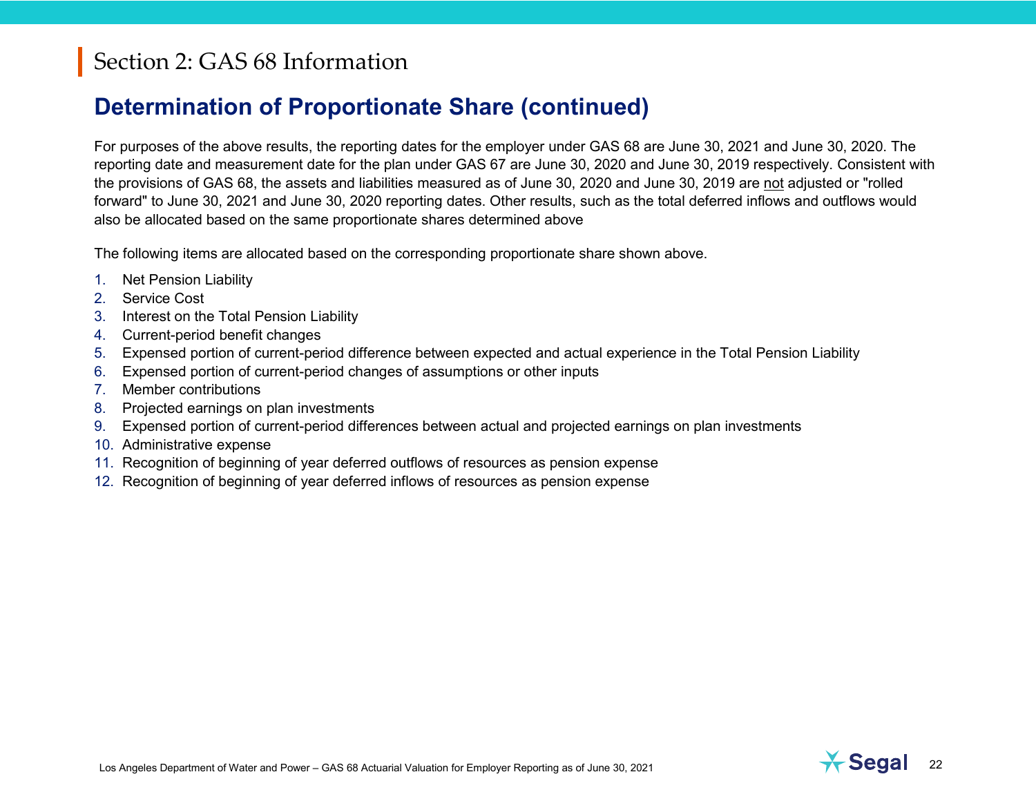# Section 2: GAS 68 Information

## Determination of Proportionate Share (continued)

For purposes of the above results, the reporting dates for the employer under GAS 68 are June 30, 2021 and June 30, 2020. The reporting date and measurement date for the plan under GAS 67 are June 30, 2020 and June 30, 2019 respectively. Consistent with the provisions of GAS 68, the assets and liabilities measured as of June 30, 2020 and June 30, 2019 are not adjusted or "rolled forward" to June 30, 2021 and June 30, 2020 reporting dates. Other results, such as the total deferred inflows and outflows would also be allocated based on the same proportionate shares determined above

The following items are allocated based on the corresponding proportionate share shown above.

1. Net Pension Liability
2. Service Cost
3. Interest on the Total Pension Liability
4. Current-period benefit changes
5. Expensed portion of current-period difference between expected and actual experience in the Total Pension Liability
6. Expensed portion of current-period changes of assumptions or other inputs
7. Member contributions
8. Projected earnings on plan investments
9. Expensed portion of current-period differences between actual and projected earnings on plan investments
10. Administrative expense
11. Recognition of beginning of year deferred outflows of resources as pension expense
12. Recognition of beginning of year deferred inflows of resources as pension expense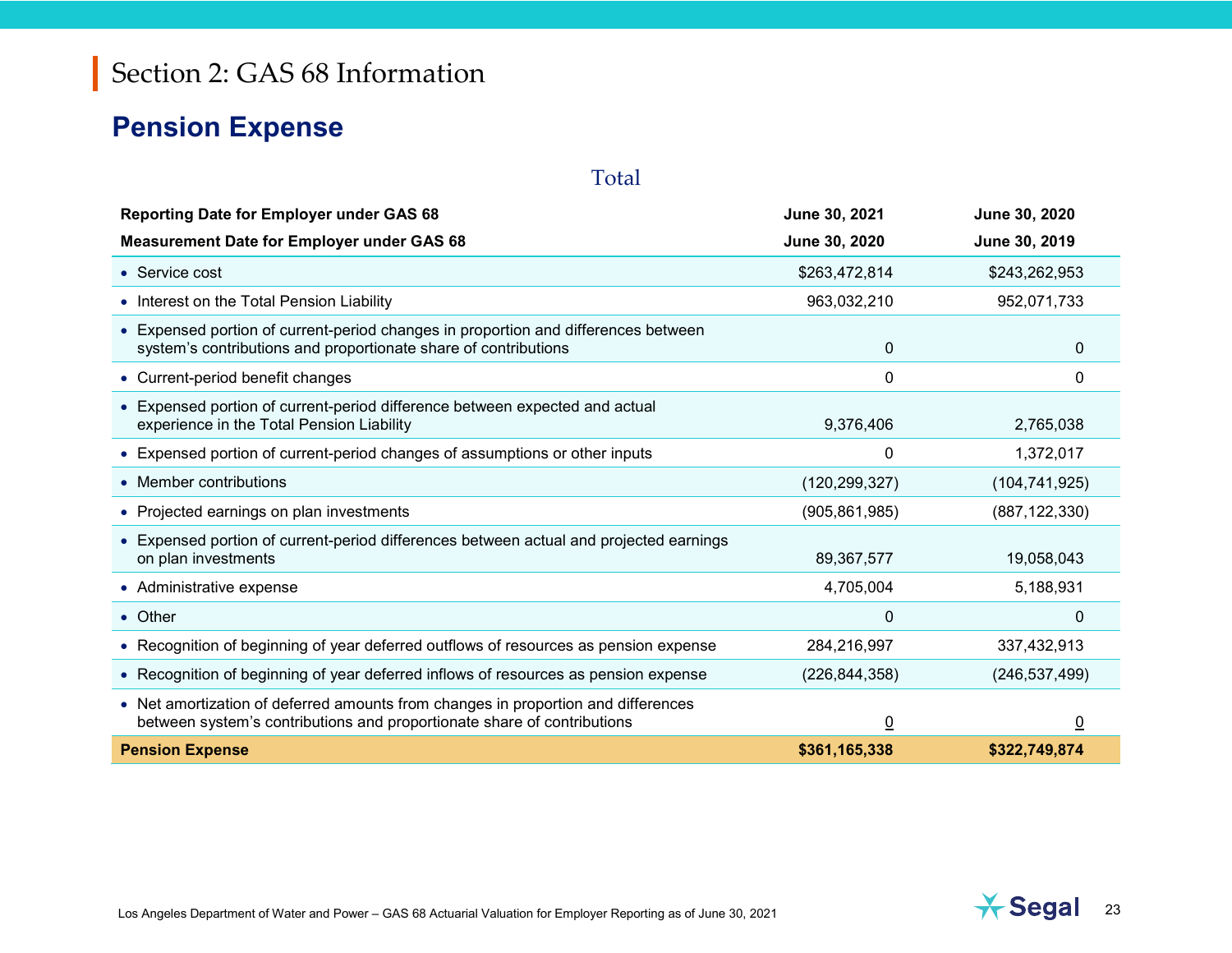# Section 2: GAS 68 Information

## Pensio­n Expense

### Total

| Reporting Date for Employer under GAS 68<br>Measurement Date for Employer under GAS 68 | June 30, 2021<br>June 30, 2020 | June 30, 2020<br>June 30, 2019 |
|---|---|---|
| • Service cost | $263,472,814 | $243,262,953 |
| • Interest on the Total Pension Liability | 963,032,210 | 952,071,733 |
| • Expensed portion of current-period changes in proportion and differences between system's contributions and proportionate share of contributions | 0 | 0 |
| • Current-period benefit changes | 0 | 0 |
| • Expensed portion of current-period difference between expected and actual experience in the Total Pension Liability | 9,376,406 | 2,765,038 |
| • Expensed portion of current-period changes of assumptions or other inputs | 0 | 1,372,017 |
| • Member contributions | (120,299,327) | (104,741,925) |
| • Projected earnings on plan investments | (905,861,985) | (887,122,330) |
| • Expensed portion of current-period differences between actual and projected earnings on plan investments | 89,367,577 | 19,058,043 |
| • Administrative expense | 4,705,004 | 5,188,931 |
| • Other | 0 | 0 |
| • Recognition of beginning of year deferred outflows of resources as pension expense | 284,216,997 | 337,432,913 |
| • Recognition of beginning of year deferred inflows of resources as pension expense | (226,844,358) | (246,537,499) |
| • Net amortization of deferred amounts from changes in proportion and differences between system's contributions and proportionate share of contributions | 0 | 0 |
| **Pension Expense** | **$361,165,338** | **$322,749,874** |

Los Angeles Department of Water and Power – GAS 68 Actuarial Valuation for Employer Reporting as of June 30, 2021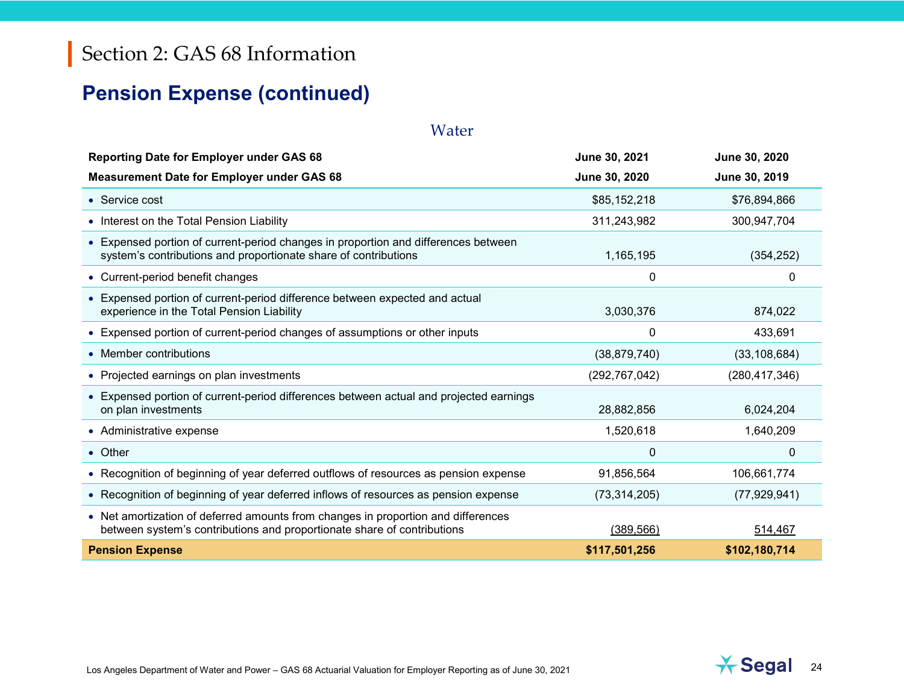# Section 2: GAS 68 Information

## Pension Expense (continued)

### Water

| Reporting Date for Employer under GAS 68<br>Measurement Date for Employer under GAS 68 | June 30, 2021<br>June 30, 2020 | June 30, 2020<br>June 30, 2019 |
|---|---|---|
| • Service cost | $85,152,218 | $76,894,866 |
| • Interest on the Total Pension Liability | 311,243,982 | 300,947,704 |
| • Expensed portion of current-period changes in proportion and differences between system's contributions and proportionate share of contributions | 1,165,195 | (354,252) |
| • Current-period benefit changes | 0 | 0 |
| • Expensed portion of current-period difference between expected and actual experience in the Total Pension Liability | 3,030,376 | 874,022 |
| • Expensed portion of current-period changes of assumptions or other inputs | 0 | 433,691 |
| • Member contributions | (38,879,740) | (33,108,684) |
| • Projected earnings on plan investments | (292,767,042) | (280,417,346) |
| • Expensed portion of current-period differences between actual and projected earnings on plan investments | 28,882,856 | 6,024,204 |
| • Administrative expense | 1,520,618 | 1,640,209 |
| • Other | 0 | 0 |
| • Recognition of beginning of year deferred outflows of resources as pension expense | 91,856,564 | 106,661,774 |
| • Recognition of beginning of year deferred inflows of resources as pension expense | (73,314,205) | (77,929,941) |
| • Net amortization of deferred amounts from changes in proportion and differences between system's contributions and proportionate share of contributions | (389,566) | 514,467 |
| **Pension Expense** | **$117,501,256** | **$102,180,714** |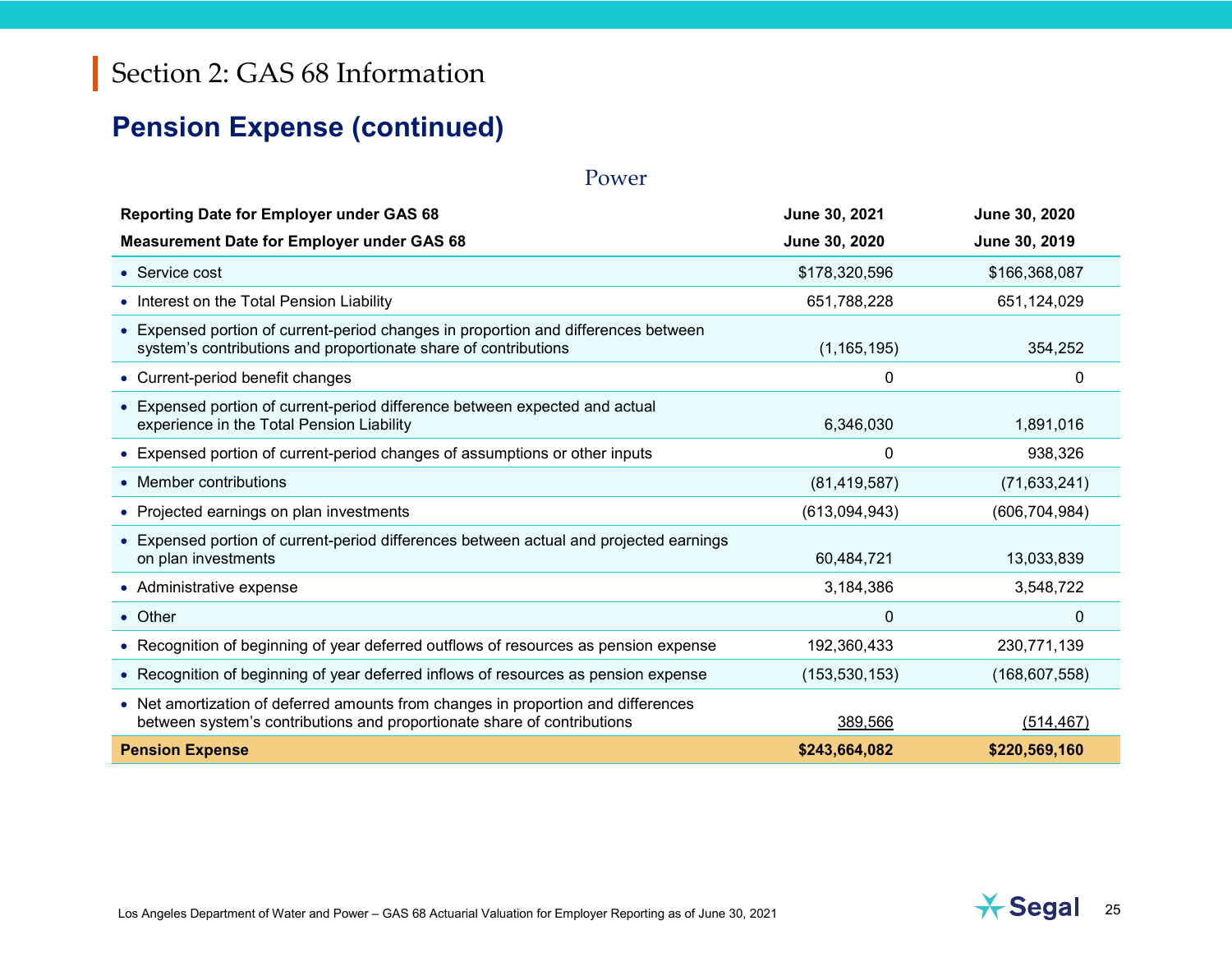# Section 2: GAS 68 Information

## Pension Expense (continued)

### Power

| Reporting Date for Employer under GAS 68<br>Measurement Date for Employer under GAS 68 | June 30, 2021<br>June 30, 2020 | June 30, 2020<br>June 30, 2019 |
|---|---|---|
| • Service cost | $178,320,596 | $166,368,087 |
| • Interest on the Total Pension Liability | 651,788,228 | 651,124,029 |
| • Expensed portion of current-period changes in proportion and differences between system's contributions and proportionate share of contributions | (1,165,195) | 354,252 |
| • Current-period benefit changes | 0 | 0 |
| • Expensed portion of current-period difference between expected and actual experience in the Total Pension Liability | 6,346,030 | 1,891,016 |
| • Expensed portion of current-period changes of assumptions or other inputs | 0 | 938,326 |
| • Member contributions | (81,419,587) | (71,633,241) |
| • Projected earnings on plan investments | (613,094,943) | (606,704,984) |
| • Expensed portion of current-period differences between actual and projected earnings on plan investments | 60,484,721 | 13,033,839 |
| • Administrative expense | 3,184,386 | 3,548,722 |
| • Other | 0 | 0 |
| • Recognition of beginning of year deferred outflows of resources as pension expense | 192,360,433 | 230,771,139 |
| • Recognition of beginning of year deferred inflows of resources as pension expense | (153,530,153) | (168,607,558) |
| • Net amortization of deferred amounts from changes in proportion and differences between system's contributions and proportionate share of contributions | 389,566 | (514,467) |
| **Pension Expense** | **$243,664,082** | **$220,569,160** |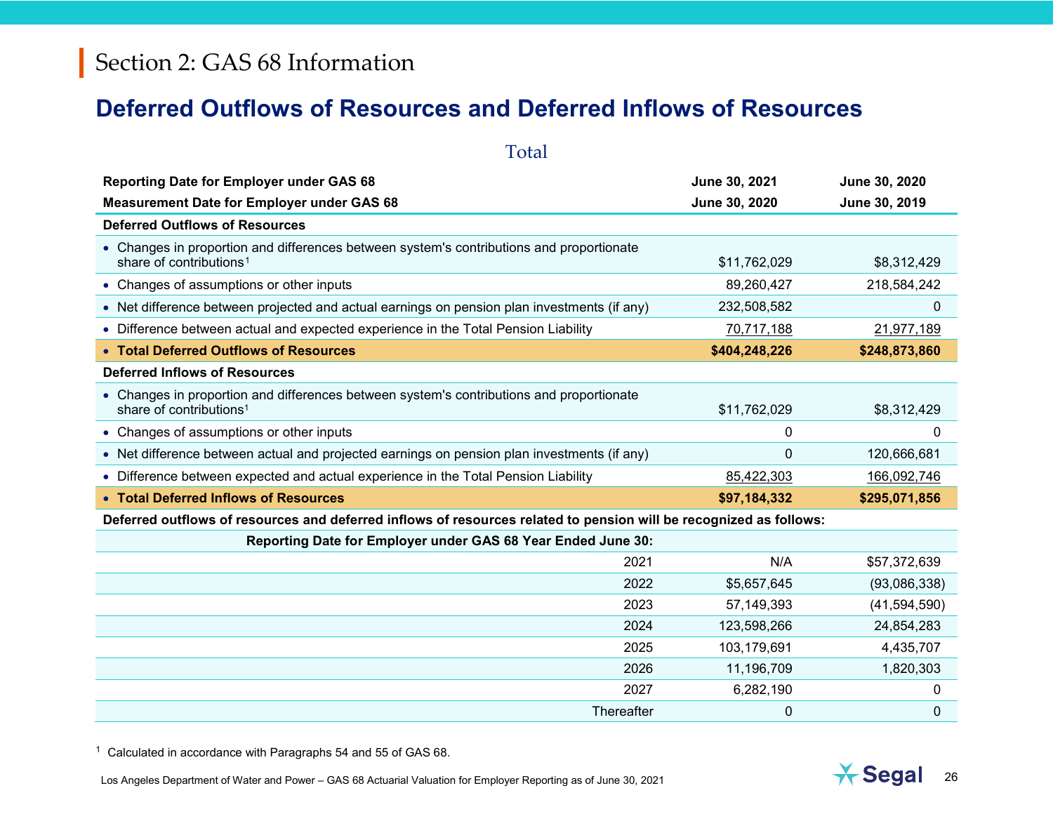# Section 2: GAS 68 Information

## Deferred Outflows of Resources and Deferred Inflows of Resources

### Total

| Reporting Date for Employer under GAS 68 | June 30, 2021 | June 30, 2020 |
|---|---|---|
| **Measurement Date for Employer under GAS 68** | **June 30, 2020** | **June 30, 2019** |
| **Deferred Outflows of Resources** | | |
| • Changes in proportion and differences between system's contributions and proportionate share of contributions[1] | $11,762,029 | $8,312,429 |
| • Changes of assumptions or other inputs | 89,260,427 | 218,584,242 |
| • Net difference between projected and actual earnings on pension plan investments (if any) | 232,508,582 | 0 |
| • Difference between actual and expected experience in the Total Pension Liability | 70,717,188 | 21,977,189 |
| • **Total Deferred Outflows of Resources** | **$404,248,226** | **$248,873,860** |
| **Deferred Inflows of Resources** | | |
| • Changes in proportion and differences between system's contributions and proportionate share of contributions[1] | $11,762,029 | $8,312,429 |
| • Changes of assumptions or other inputs | 0 | 0 |
| • Net difference between actual and projected earnings on pension plan investments (if any) | 0 | 120,666,681 |
| • Difference between expected and actual experience in the Total Pension Liability | 85,422,303 | 166,092,746 |
| • **Total Deferred Inflows of Resources** | **$97,184,332** | **$295,071,856** |
| **Deferred outflows of resources and deferred inflows of resources related to pension will be recognized as follows:** | | |
| **Reporting Date for Employer under GAS 68 Year Ended June 30:** | | |
| 2021 | N/A | $57,372,639 |
| 2022 | $5,657,645 | (93,086,338) |
| 2023 | 57,149,393 | (41,594,590) |
| 2024 | 123,598,266 | 24,854,283 |
| 2025 | 103,179,691 | 4,435,707 |
| 2026 | 11,196,709 | 1,820,303 |
| 2027 | 6,282,190 | 0 |
| Thereafter | 0 | 0 |

[1] Calculated in accordance with Paragraphs 54 and 55 of GAS 68.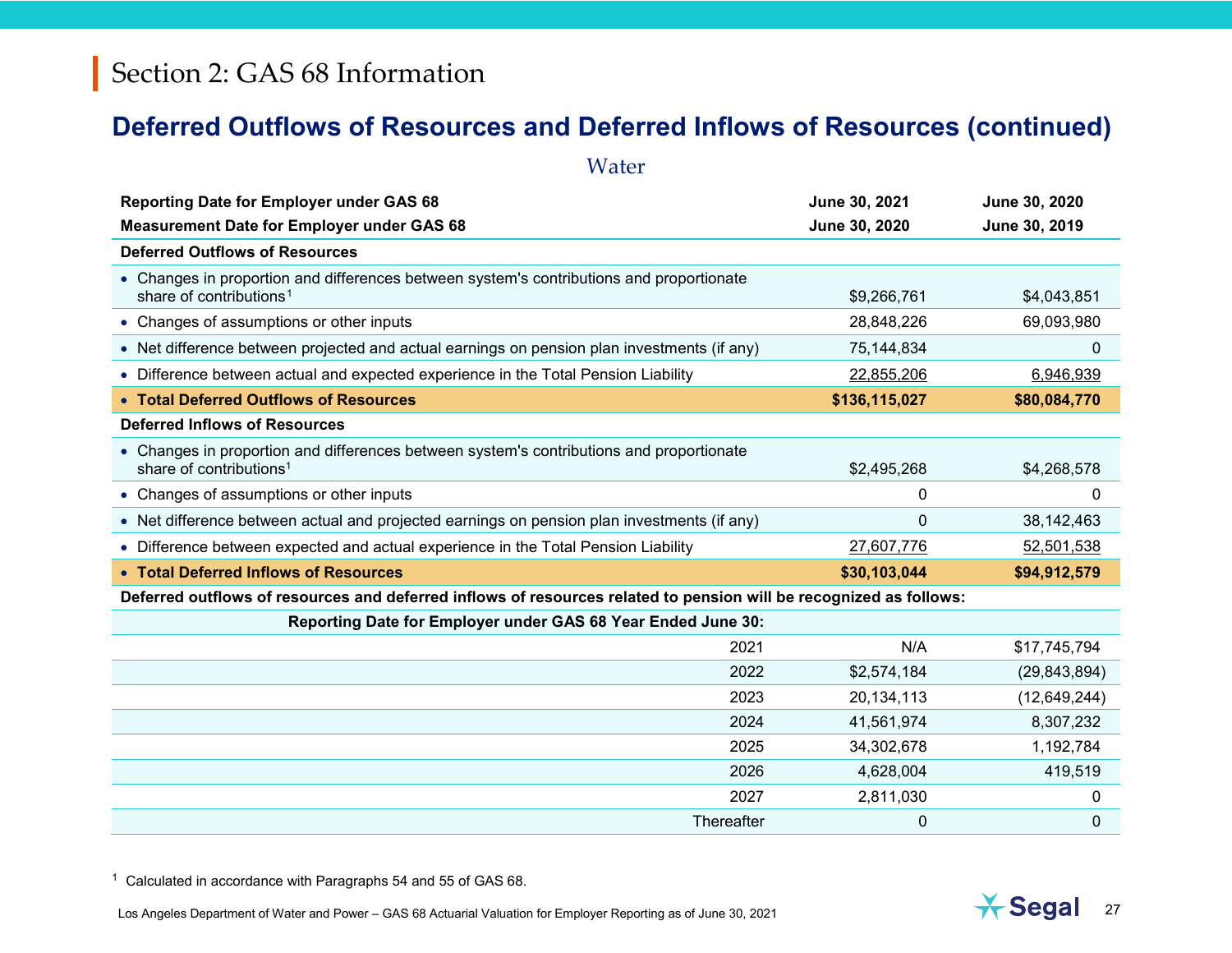# Section 2: GAS 68 Information

## Deferred Outflows of Resources and Deferred Inflows of Resources (continued)

### Water

| Reporting Date for Employer under GAS 68 | June 30, 2021 | June 30, 2020 |
|---|---|---|
| **Measurement Date for Employer under GAS 68** | **June 30, 2020** | **June 30, 2019** |
| **Deferred Outflows of Resources** | | |
| • Changes in proportion and differences between system's contributions and proportionate share of contributions[1] | $9,266,761 | $4,043,851 |
| • Changes of assumptions or other inputs | 28,848,226 | 69,093,980 |
| • Net difference between projected and actual earnings on pension plan investments (if any) | 75,144,834 | 0 |
| • Difference between actual and expected experience in the Total Pension Liability | 22,855,206 | 6,946,939 |
| • **Total Deferred Outflows of Resources** | **$136,115,027** | **$80,084,770** |
| **Deferred Inflows of Resources** | | |
| • Changes in proportion and differences between system's contributions and proportionate share of contributions[1] | $2,495,268 | $4,268,578 |
| • Changes of assumptions or other inputs | 0 | 0 |
| • Net difference between actual and projected earnings on pension plan investments (if any) | 0 | 38,142,463 |
| • Difference between expected and actual experience in the Total Pension Liability | 27,607,776 | 52,501,538 |
| • **Total Deferred Inflows of Resources** | **$30,103,044** | **$94,912,579** |
| **Deferred outflows of resources and deferred inflows of resources related to pension will be recognized as follows:** | | |
| **Reporting Date for Employer under GAS 68 Year Ended June 30:** | | |
| 2021 | N/A | $17,745,794 |
| 2022 | $2,574,184 | (29,843,894) |
| 2023 | 20,134,113 | (12,649,244) |
| 2024 | 41,561,974 | 8,307,232 |
| 2025 | 34,302,678 | 1,192,784 |
| 2026 | 4,628,004 | 419,519 |
| 2027 | 2,811,030 | 0 |
| Thereafter | 0 | 0 |

[1] Calculated in accordance with Paragraphs 54 and 55 of GAS 68.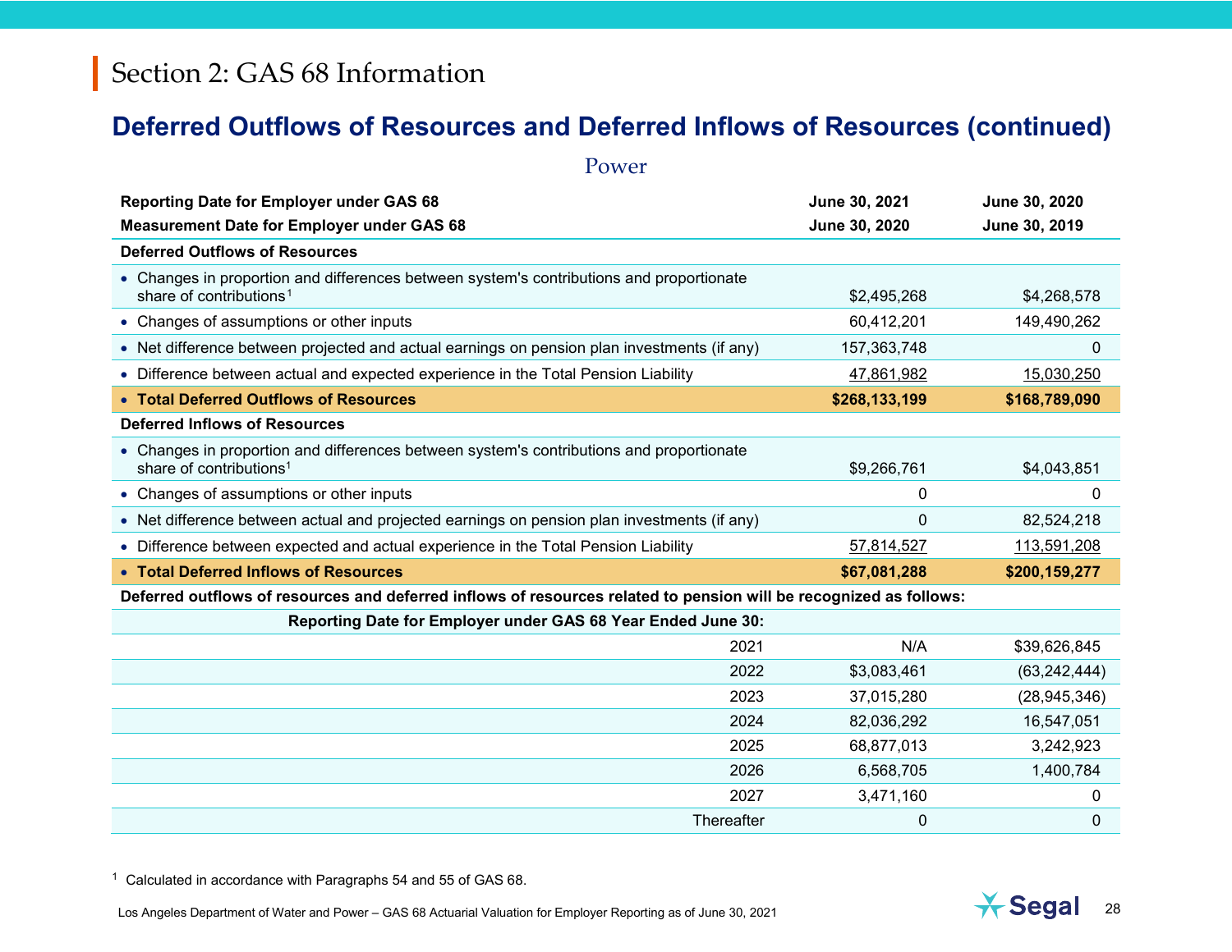# Section 2: GAS 68 Information

## Deferred Outflows of Resources and Deferred Inflows of Resources (continued)

### Power

| Reporting Date for Employer under GAS 68 | June 30, 2021 | June 30, 2020 |
|---|---|---|
| **Measurement Date for Employer under GAS 68** | **June 30, 2020** | **June 30, 2019** |
| **Deferred Outflows of Resources** | | |
| • Changes in proportion and differences between system's contributions and proportionate share of contributions[1] | $2,495,268 | $4,268,578 |
| • Changes of assumptions or other inputs | 60,412,201 | 149,490,262 |
| • Net difference between projected and actual earnings on pension plan investments (if any) | 157,363,748 | 0 |
| • Difference between actual and expected experience in the Total Pension Liability | 47,861,982 | 15,030,250 |
| • **Total Deferred Outflows of Resources** | **$268,133,199** | **$168,789,090** |
| **Deferred Inflows of Resources** | | |
| • Changes in proportion and differences between system's contributions and proportionate share of contributions[1] | $9,266,761 | $4,043,851 |
| • Changes of assumptions or other inputs | 0 | 0 |
| • Net difference between actual and projected earnings on pension plan investments (if any) | 0 | 82,524,218 |
| • Difference between expected and actual experience in the Total Pension Liability | 57,814,527 | 113,591,208 |
| • **Total Deferred Inflows of Resources** | **$67,081,288** | **$200,159,277** |
| **Deferred outflows of resources and deferred inflows of resources related to pension will be recognized as follows:** | | |
| **Reporting Date for Employer under GAS 68 Year Ended June 30:** | | |
| 2021 | N/A | $39,626,845 |
| 2022 | $3,083,461 | (63,242,444) |
| 2023 | 37,015,280 | (28,945,346) |
| 2024 | 82,036,292 | 16,547,051 |
| 2025 | 68,877,013 | 3,242,923 |
| 2026 | 6,568,705 | 1,400,784 |
| 2027 | 3,471,160 | 0 |
| Thereafter | 0 | 0 |

[1] Calculated in accordance with Paragraphs 54 and 55 of GAS 68.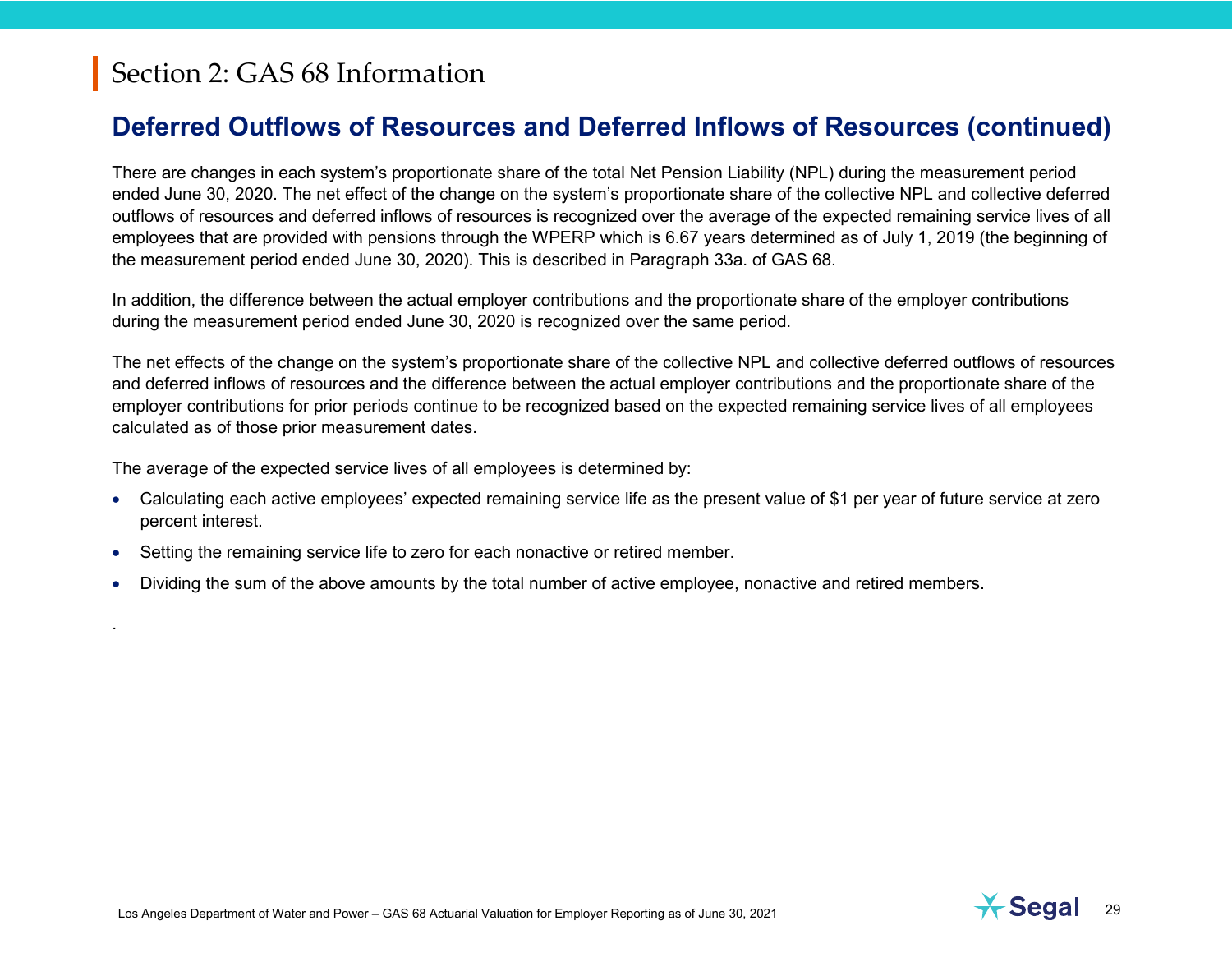# Section 2: GAS 68 Information

## Deferred Outflows of Resources and Deferred Inflows of Resources (continued)

There are changes in each system's proportionate share of the total Net Pension Liability (NPL) during the measurement period ended June 30, 2020. The net effect of the change on the system's proportionate share of the collective NPL and collective deferred outflows of resources and deferred inflows of resources is recognized over the average of the expected remaining service lives of all employees that are provided with pensions through the WPERP which is 6.67 years determined as of July 1, 2019 (the beginning of the measurement period ended June 30, 2020). This is described in Paragraph 33a. of GAS 68.

In addition, the difference between the actual employer contributions and the proportionate share of the employer contributions during the measurement period ended June 30, 2020 is recognized over the same period.

The net effects of the change on the system's proportionate share of the collective NPL and collective deferred outflows of resources and deferred inflows of resources and the difference between the actual employer contributions and the proportionate share of the employer contributions for prior periods continue to be recognized based on the expected remaining service lives of all employees calculated as of those prior measurement dates.

The average of the expected service lives of all employees is determined by:

- Calculating each active employees' expected remaining service life as the present value of $1 per year of future service at zero percent interest.
- Setting the remaining service life to zero for each nonactive or retired member.
- Dividing the sum of the above amounts by the total number of active employee, nonactive and retired members.

.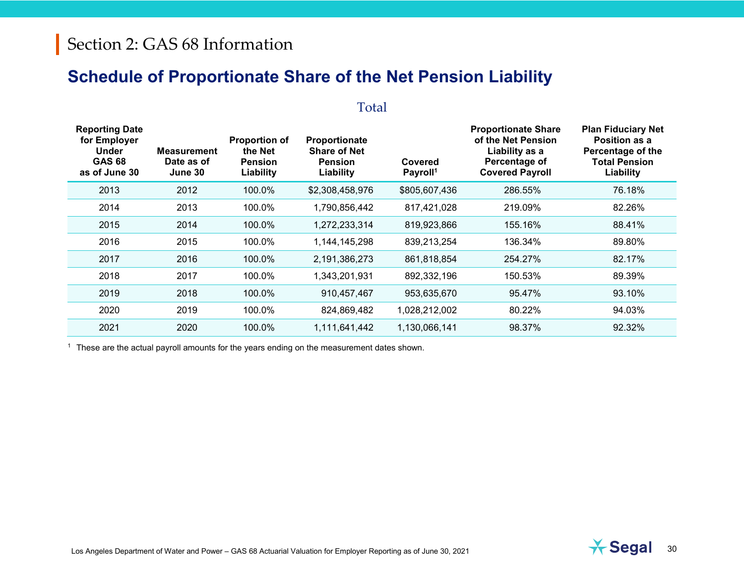# Section 2: GAS 68 Information

## Schedule of Proportionate Share of the Net Pension Liability

### Total

| Reporting Date for Employer Under GAS 68 as of June 30 | Measurement Date as of June 30 | Proportion of the Net Pension Liability | Proportionate Share of Net Pension Liability | Covered Payroll[1] | Proportionate Share of the Net Pension Liability as a Percentage of Covered Payroll | Plan Fiduciary Net Position as a Percentage of the Total Pension Liability |
|---|---|---|---|---|---|---|
| 2013 | 2012 | 100.0% | $2,308,458,976 | $805,607,436 | 286.55% | 76.18% |
| 2014 | 2013 | 100.0% | 1,790,856,442 | 817,421,028 | 219.09% | 82.26% |
| 2015 | 2014 | 100.0% | 1,272,233,314 | 819,923,866 | 155.16% | 88.41% |
| 2016 | 2015 | 100.0% | 1,144,145,298 | 839,213,254 | 136.34% | 89.80% |
| 2017 | 2016 | 100.0% | 2,191,386,273 | 861,818,854 | 254.27% | 82.17% |
| 2018 | 2017 | 100.0% | 1,343,201,931 | 892,332,196 | 150.53% | 89.39% |
| 2019 | 2018 | 100.0% | 910,457,467 | 953,635,670 | 95.47% | 93.10% |
| 2020 | 2019 | 100.0% | 824,869,482 | 1,028,212,002 | 80.22% | 94.03% |
| 2021 | 2020 | 100.0% | 1,111,641,442 | 1,130,066,141 | 98.37% | 92.32% |

[1] These are the actual payroll amounts for the years ending on the measurement dates shown.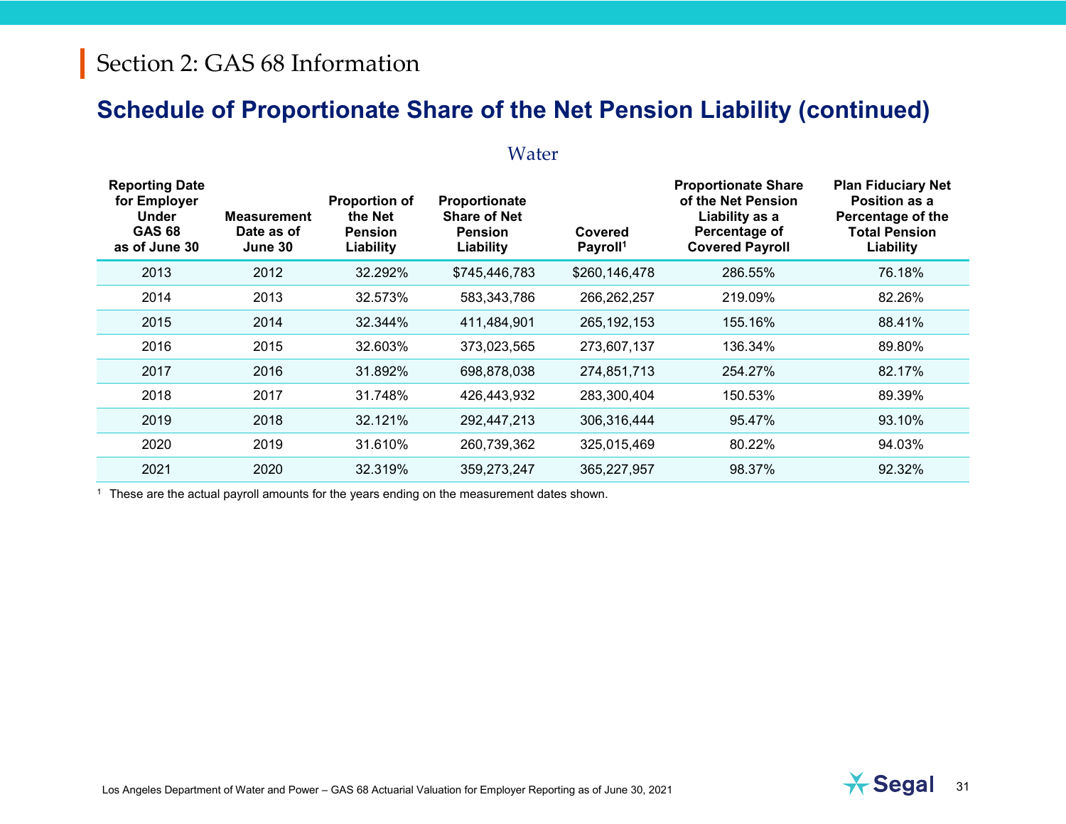# Section 2: GAS 68 Information

## Schedule of Proportionate Share of the Net Pension Liability (continued)

### Water

| Reporting Date for Employer Under GAS 68 as of June 30 | Measurement Date as of June 30 | Proportion of the Net Pension Liability | Proportionate Share of Net Pension Liability | Covered Payroll[1] | Proportionate Share of the Net Pension Liability as a Percentage of Covered Payroll | Plan Fiduciary Net Position as a Percentage of the Total Pension Liability |
|---|---|---|---|---|---|---|
| 2013 | 2012 | 32.292% | $745,446,783 | $260,146,478 | 286.55% | 76.18% |
| 2014 | 2013 | 32.573% | 583,343,786 | 266,262,257 | 219.09% | 82.26% |
| 2015 | 2014 | 32.344% | 411,484,901 | 265,192,153 | 155.16% | 88.41% |
| 2016 | 2015 | 32.603% | 373,023,565 | 273,607,137 | 136.34% | 89.80% |
| 2017 | 2016 | 31.892% | 698,878,038 | 274,851,713 | 254.27% | 82.17% |
| 2018 | 2017 | 31.748% | 426,443,932 | 283,300,404 | 150.53% | 89.39% |
| 2019 | 2018 | 32.121% | 292,447,213 | 306,316,444 | 95.47% | 93.10% |
| 2020 | 2019 | 31.610% | 260,739,362 | 325,015,469 | 80.22% | 94.03% |
| 2021 | 2020 | 32.319% | 359,273,247 | 365,227,957 | 98.37% | 92.32% |

[1] These are the actual payroll amounts for the years ending on the measurement dates shown.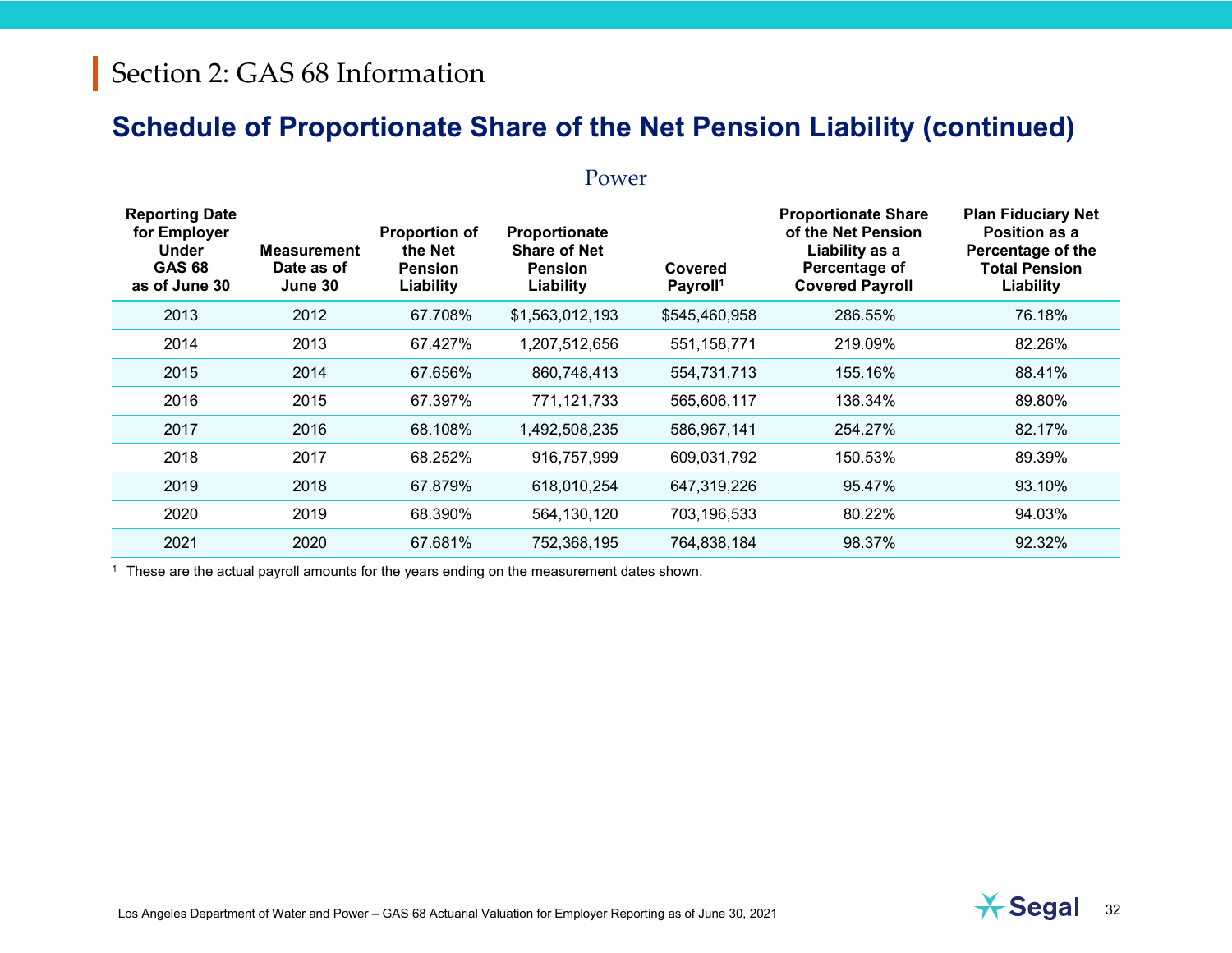# Section 2: GAS 68 Information

## Schedule of Proportionate Share of the Net Pension Liability (continued)

### Power

| Reporting Date for Employer Under GAS 68 as of June 30 | Measurement Date as of June 30 | Proportion of the Net Pension Liability | Proportionate Share of Net Pension Liability | Covered Payroll[1] | Proportionate Share of the Net Pension Liability as a Percentage of Covered Payroll | Plan Fiduciary Net Position as a Percentage of the Total Pension Liability |
|---|---|---|---|---|---|---|
| 2013 | 2012 | 67.708% | $1,563,012,193 | $545,460,958 | 286.55% | 76.18% |
| 2014 | 2013 | 67.427% | 1,207,512,656 | 551,158,771 | 219.09% | 82.26% |
| 2015 | 2014 | 67.656% | 860,748,413 | 554,731,713 | 155.16% | 88.41% |
| 2016 | 2015 | 67.397% | 771,121,733 | 565,606,117 | 136.34% | 89.80% |
| 2017 | 2016 | 68.108% | 1,492,508,235 | 586,967,141 | 254.27% | 82.17% |
| 2018 | 2017 | 68.252% | 916,757,999 | 609,031,792 | 150.53% | 89.39% |
| 2019 | 2018 | 67.879% | 618,010,254 | 647,319,226 | 95.47% | 93.10% |
| 2020 | 2019 | 68.390% | 564,130,120 | 703,196,533 | 80.22% | 94.03% |
| 2021 | 2020 | 67.681% | 752,368,195 | 764,838,184 | 98.37% | 92.32% |

[1] These are the actual payroll amounts for the years ending on the measurement dates shown.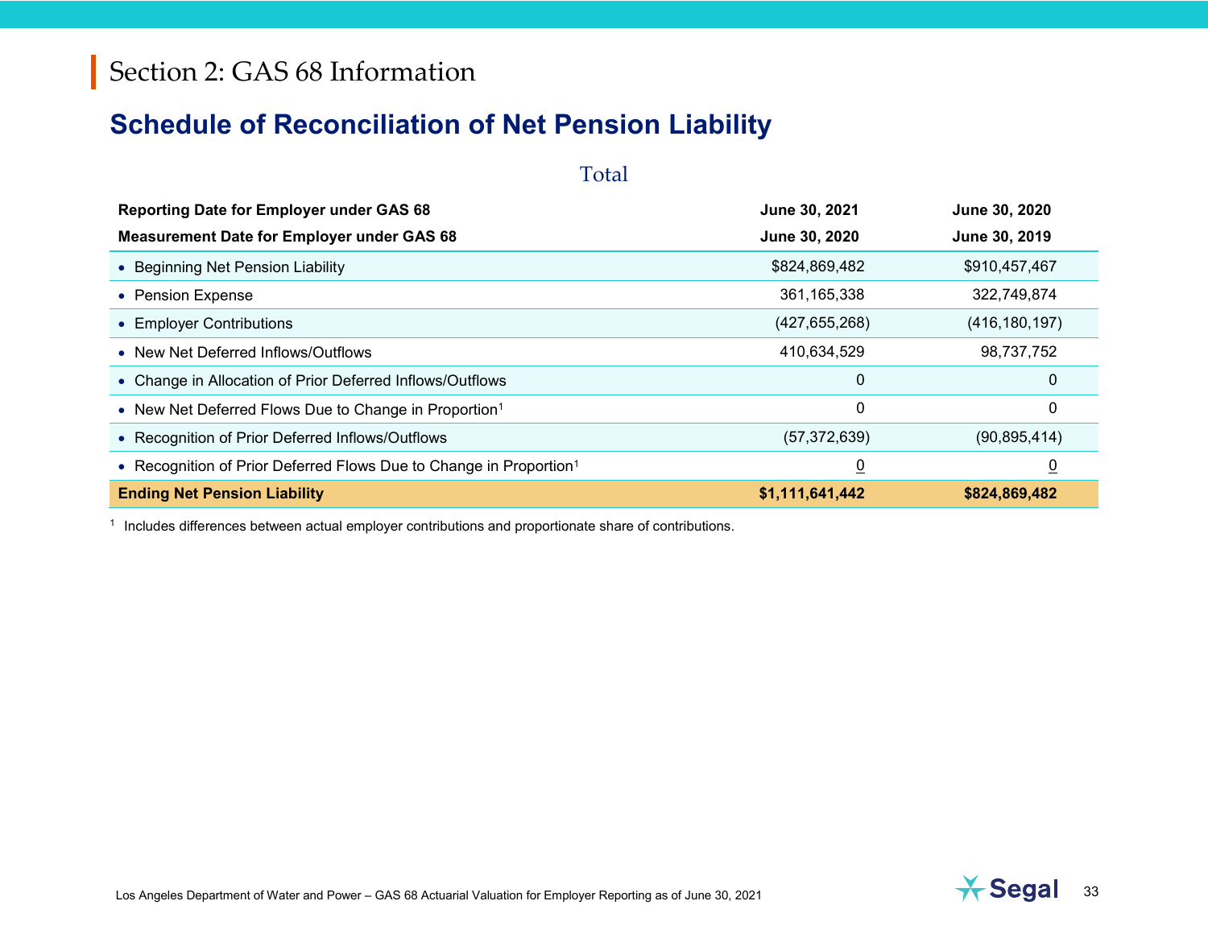# Section 2: GAS 68 Information

## Schedule of Reconciliation of Net Pension Liability

### Total

| Reporting Date for Employer under GAS 68 | June 30, 2021 | June 30, 2020 |
|---|---|---|
| **Measurement Date for Employer under GAS 68** | **June 30, 2020** | **June 30, 2019** |
| • Beginning Net Pension Liability | $824,869,482 | $910,457,467 |
| • Pension Expense | 361,165,338 | 322,749,874 |
| • Employer Contributions | (427,655,268) | (416,180,197) |
| • New Net Deferred Inflows/Outflows | 410,634,529 | 98,737,752 |
| • Change in Allocation of Prior Deferred Inflows/Outflows | 0 | 0 |
| • New Net Deferred Flows Due to Change in Proportion[1] | 0 | 0 |
| • Recognition of Prior Deferred Inflows/Outflows | (57,372,639) | (90,895,414) |
| • Recognition of Prior Deferred Flows Due to Change in Proportion[1] | 0 | 0 |
| **Ending Net Pension Liability** | **$1,111,641,442** | **$824,869,482** |

[1] Includes differences between actual employer contributions and proportionate share of contributions.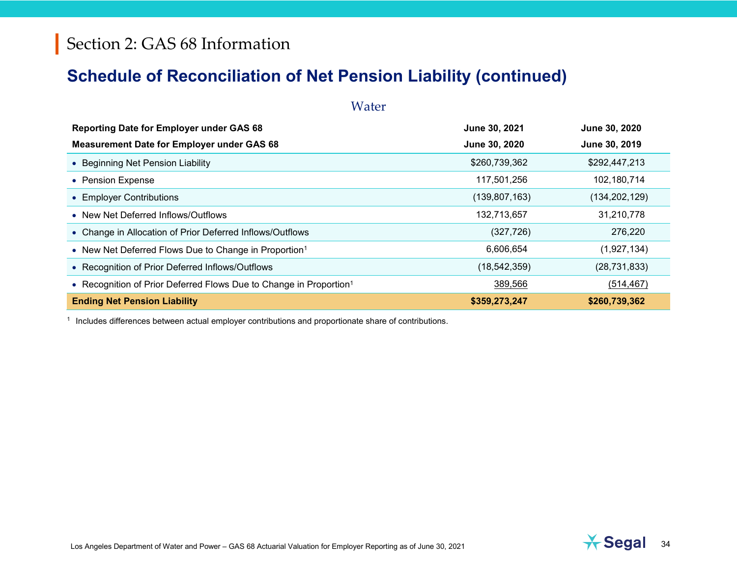# Section 2: GAS 68 Information

## Schedule of Reconciliation of Net Pension Liability (continued)

### Water

| Reporting Date for Employer under GAS 68 | June 30, 2021 | June 30, 2020 |
|---|---|---|
| **Measurement Date for Employer under GAS 68** | **June 30, 2020** | **June 30, 2019** |
| • Beginning Net Pension Liability | $260,739,362 | $292,447,213 |
| • Pension Expense | 117,501,256 | 102,180,714 |
| • Employer Contributions | (139,807,163) | (134,202,129) |
| • New Net Deferred Inflows/Outflows | 132,713,657 | 31,210,778 |
| • Change in Allocation of Prior Deferred Inflows/Outflows | (327,726) | 276,220 |
| • New Net Deferred Flows Due to Change in Proportion[1] | 6,606,654 | (1,927,134) |
| • Recognition of Prior Deferred Inflows/Outflows | (18,542,359) | (28,731,833) |
| • Recognition of Prior Deferred Flows Due to Change in Proportion[1] | 389,566 | (514,467) |
| **Ending Net Pension Liability** | **$359,273,247** | **$260,739,362** |

[1] Includes differences between actual employer contributions and proportionate share of contributions.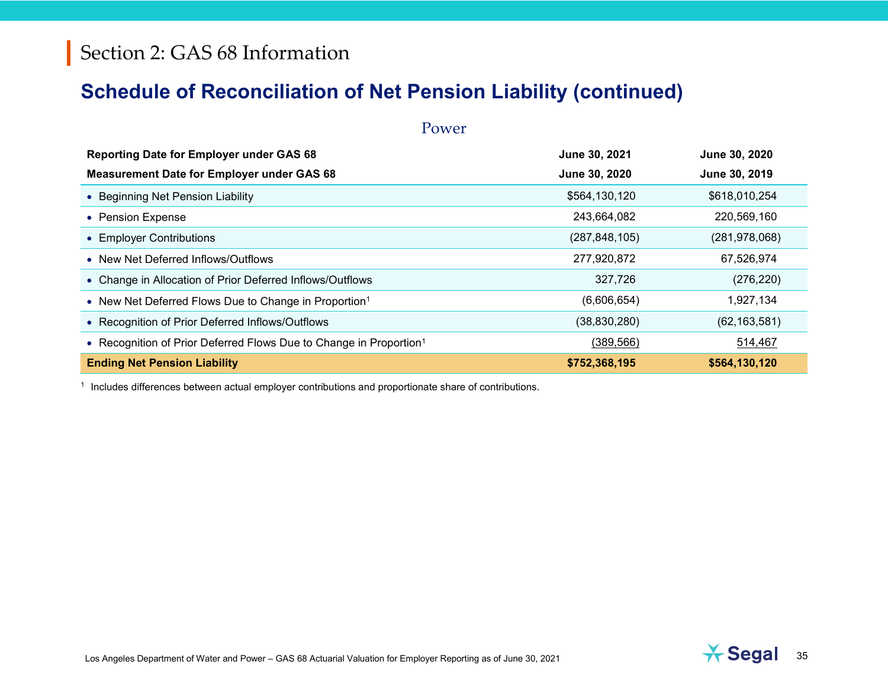# Section 2: GAS 68 Information

## Schedule of Reconciliation of Net Pension Liability (continued)

### Power

| Reporting Date for Employer under GAS 68 | June 30, 2021 | June 30, 2020 |
|---|---|---|
| **Measurement Date for Employer under GAS 68** | **June 30, 2020** | **June 30, 2019** |
| • Beginning Net Pension Liability | $564,130,120 | $618,010,254 |
| • Pension Expense | 243,664,082 | 220,569,160 |
| • Employer Contributions | (287,848,105) | (281,978,068) |
| • New Net Deferred Inflows/Outflows | 277,920,872 | 67,526,974 |
| • Change in Allocation of Prior Deferred Inflows/Outflows | 327,726 | (276,220) |
| • New Net Deferred Flows Due to Change in Proportion[1] | (6,606,654) | 1,927,134 |
| • Recognition of Prior Deferred Inflows/Outflows | (38,830,280) | (62,163,581) |
| • Recognition of Prior Deferred Flows Due to Change in Proportion[1] | (389,566) | 514,467 |
| **Ending Net Pension Liability** | **$752,368,195** | **$564,130,120** |

[1] Includes differences between actual employer contributions and proportionate share of contributions.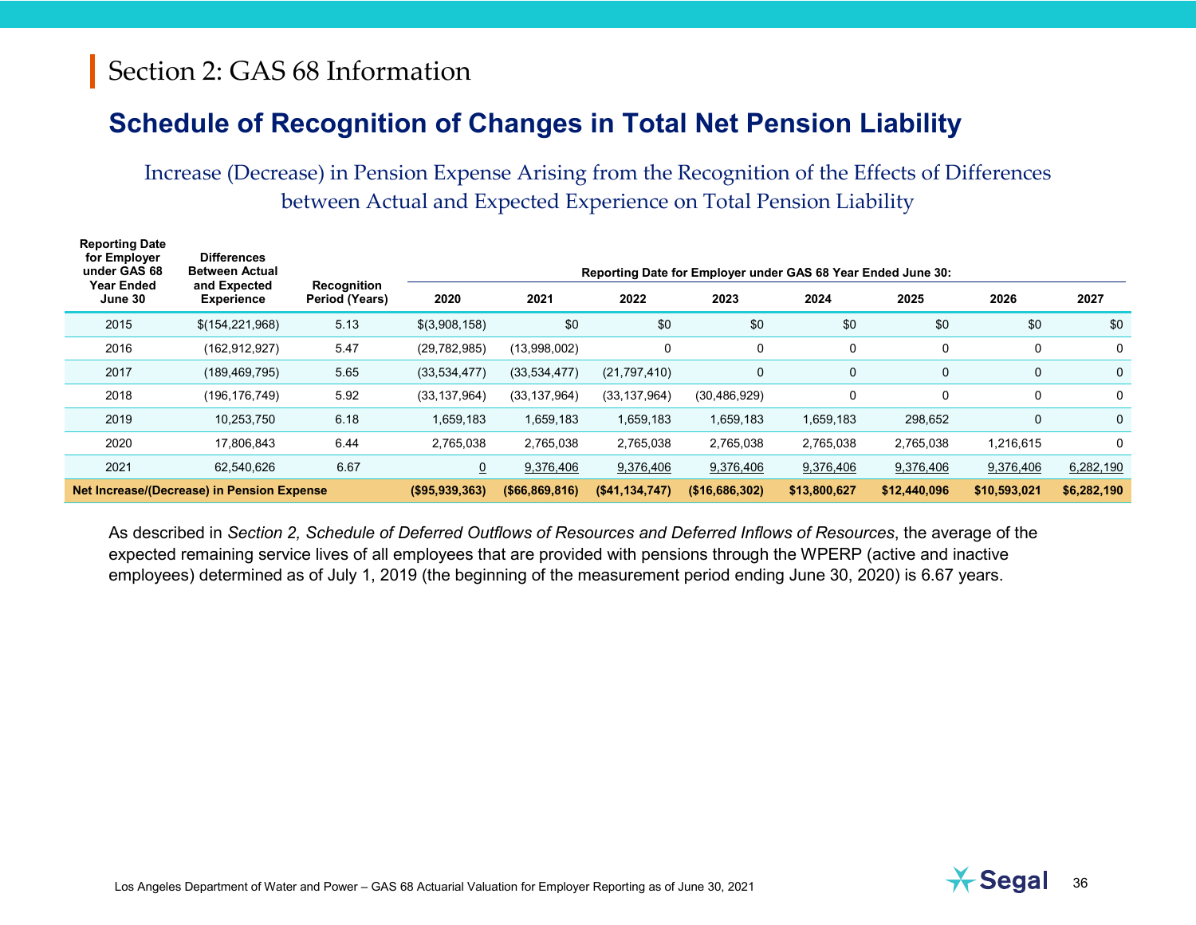# Section 2: GAS 68 Information

## Schedule of Recognition of Changes in Total Net Pension Liability

### Increase (Decrease) in Pension Expense Arising from the Recognition of the Effects of Differences between Actual and Expected Experience on Total Pension Liability

| Reporting Date for Employer under GAS 68 Year Ended June 30 | Differences Between Actual and Expected Experience | Recognition Period (Years) | Reporting Date for Employer under GAS 68 Year Ended June 30: | | | | | | | |
|---|---|---|---|---|---|---|---|---|---|---|
| | | | 2020 | 2021 | 2022 | 2023 | 2024 | 2025 | 2026 | 2027 |
| 2015 | $(154,221,968) | 5.13 | $(3,908,158) | $0 | $0 | $0 | $0 | $0 | $0 | $0 |
| 2016 | (162,912,927) | 5.47 | (29,782,985) | (13,998,002) | 0 | 0 | 0 | 0 | 0 | 0 |
| 2017 | (189,469,795) | 5.65 | (33,534,477) | (33,534,477) | (21,797,410) | 0 | 0 | 0 | 0 | 0 |
| 2018 | (196,176,749) | 5.92 | (33,137,964) | (33,137,964) | (33,137,964) | (30,486,929) | 0 | 0 | 0 | 0 |
| 2019 | 10,253,750 | 6.18 | 1,659,183 | 1,659,183 | 1,659,183 | 1,659,183 | 1,659,183 | 298,652 | 0 | 0 |
| 2020 | 17,806,843 | 6.44 | 2,765,038 | 2,765,038 | 2,765,038 | 2,765,038 | 2,765,038 | 2,765,038 | 1,216,615 | 0 |
| 2021 | 62,540,626 | 6.67 | 0 | 9,376,406 | 9,376,406 | 9,376,406 | 9,376,406 | 9,376,406 | 9,376,406 | 6,282,190 |
| **Net Increase/(Decrease) in Pension Expense** | | | **($95,939,363)** | **($66,869,816)** | **($41,134,747)** | **($16,686,302)** | **$13,800,627** | **$12,440,096** | **$10,593,021** | **$6,282,190** |

As described in *Section 2, Schedule of Deferred Outflows of Resources and Deferred Inflows of Resources*, the average of the expected remaining service lives of all employees that are provided with pensions through the WPERP (active and inactive employees) determined as of July 1, 2019 (the beginning of the measurement period ending June 30, 2020) is 6.67 years.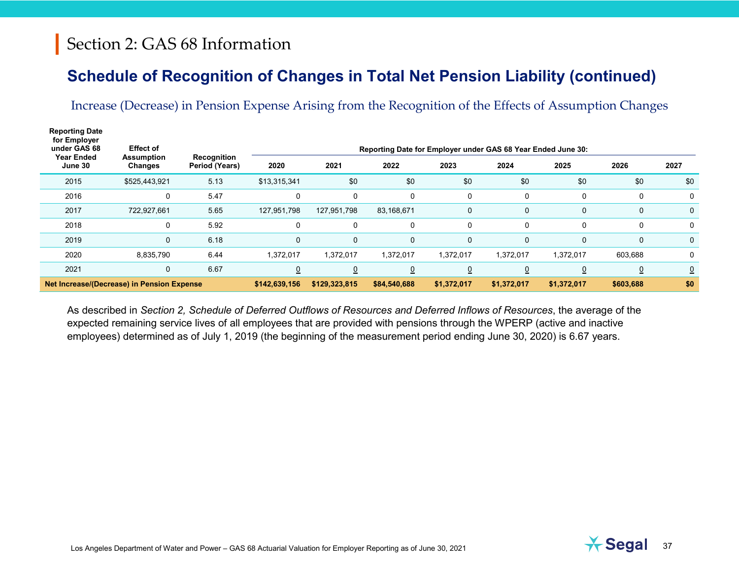# Section 2: GAS 68 Information

## Schedule of Recognition of Changes in Total Net Pension Liability (continued)

### Increase (Decrease) in Pension Expense Arising from the Recognition of the Effects of Assumption Changes

| Reporting Date for Employer under GAS 68 Year Ended June 30 | Effect of Assumption Changes | Recognition Period (Years) | Reporting Date for Employer under GAS 68 Year Ended June 30: | | | | | | | |
|---|---|---|---|---|---|---|---|---|---|---|
| | | | 2020 | 2021 | 2022 | 2023 | 2024 | 2025 | 2026 | 2027 |
| 2015 | $525,443,921 | 5.13 | $13,315,341 | $0 | $0 | $0 | $0 | $0 | $0 | $0 |
| 2016 | 0 | 5.47 | 0 | 0 | 0 | 0 | 0 | 0 | 0 | 0 |
| 2017 | 722,927,661 | 5.65 | 127,951,798 | 127,951,798 | 83,168,671 | 0 | 0 | 0 | 0 | 0 |
| 2018 | 0 | 5.92 | 0 | 0 | 0 | 0 | 0 | 0 | 0 | 0 |
| 2019 | 0 | 6.18 | 0 | 0 | 0 | 0 | 0 | 0 | 0 | 0 |
| 2020 | 8,835,790 | 6.44 | 1,372,017 | 1,372,017 | 1,372,017 | 1,372,017 | 1,372,017 | 1,372,017 | 603,688 | 0 |
| 2021 | 0 | 6.67 | 0 | 0 | 0 | 0 | 0 | 0 | 0 | 0 |
| **Net Increase/(Decrease) in Pension Expense** | | | **$142,639,156** | **$129,323,815** | **$84,540,688** | **$1,372,017** | **$1,372,017** | **$1,372,017** | **$603,688** | **$0** |

As described in *Section 2, Schedule of Deferred Outflows of Resources and Deferred Inflows of Resources*, the average of the expected remaining service lives of all employees that are provided with pensions through the WPERP (active and inactive employees) determined as of July 1, 2019 (the beginning of the measurement period ending June 30, 2020) is 6.67 years.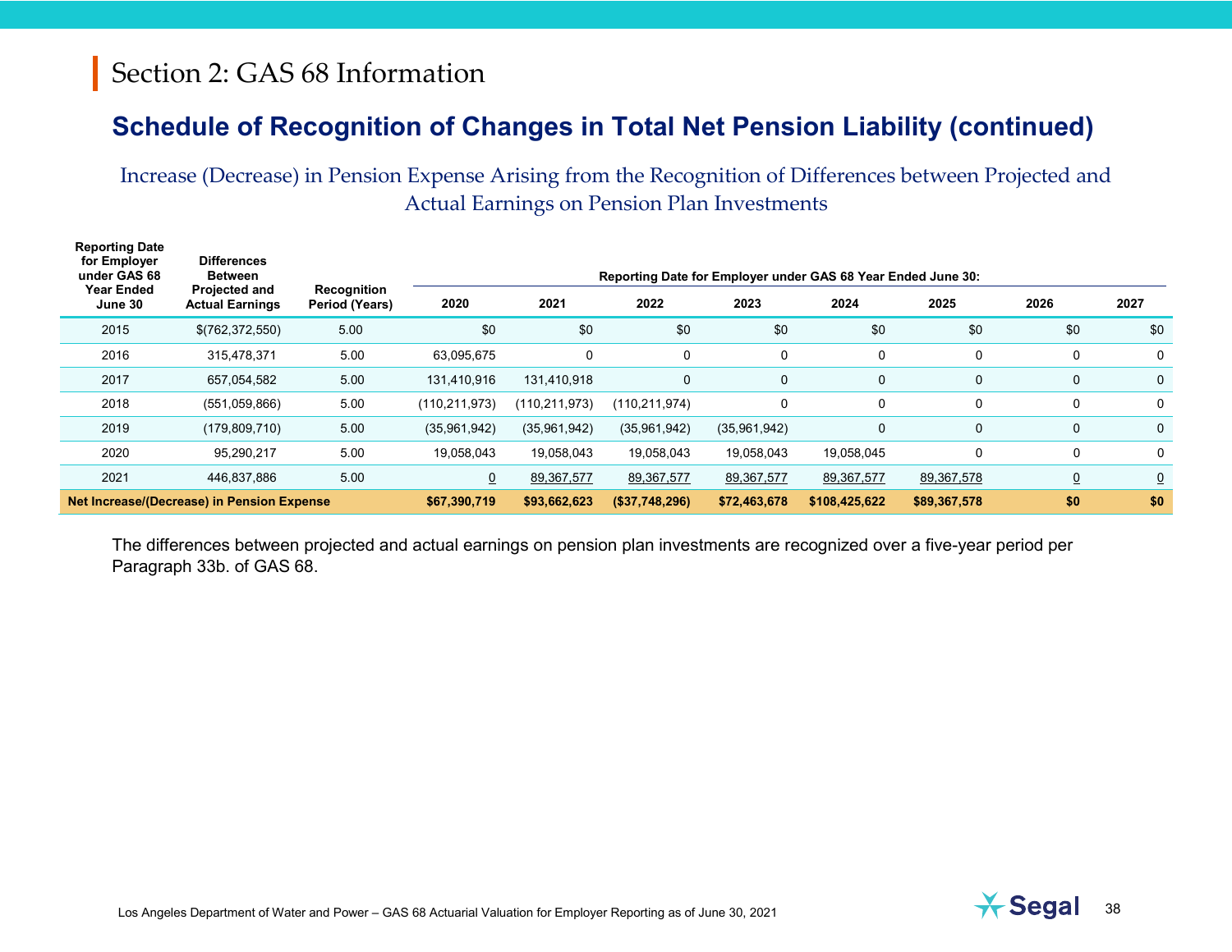# Section 2: GAS 68 Information

## Schedule of Recognition of Changes in Total Net Pension Liability (continued)

### Increase (Decrease) in Pension Expense Arising from the Recognition of Differences between Projected and Actual Earnings on Pension Plan Investments

| Reporting Date for Employer under GAS 68 Year Ended June 30 | Differences Between Projected and Actual Earnings | Recognition Period (Years) | Reporting Date for Employer under GAS 68 Year Ended June 30: | | | | | | | |
|---|---|---|---|---|---|---|---|---|---|---|
| | | | 2020 | 2021 | 2022 | 2023 | 2024 | 2025 | 2026 | 2027 |
| 2015 | $(762,372,550) | 5.00 | $0 | $0 | $0 | $0 | $0 | $0 | $0 | $0 |
| 2016 | 315,478,371 | 5.00 | 63,095,675 | 0 | 0 | 0 | 0 | 0 | 0 | 0 |
| 2017 | 657,054,582 | 5.00 | 131,410,916 | 131,410,918 | 0 | 0 | 0 | 0 | 0 | 0 |
| 2018 | (551,059,866) | 5.00 | (110,211,973) | (110,211,973) | (110,211,974) | 0 | 0 | 0 | 0 | 0 |
| 2019 | (179,809,710) | 5.00 | (35,961,942) | (35,961,942) | (35,961,942) | (35,961,942) | 0 | 0 | 0 | 0 |
| 2020 | 95,290,217 | 5.00 | 19,058,043 | 19,058,043 | 19,058,043 | 19,058,043 | 19,058,045 | 0 | 0 | 0 |
| 2021 | 446,837,886 | 5.00 | 0 | 89,367,577 | 89,367,577 | 89,367,577 | 89,367,577 | 89,367,578 | 0 | 0 |
| **Net Increase/(Decrease) in Pension Expense** | | | **$67,390,719** | **$93,662,623** | **($37,748,296)** | **$72,463,678** | **$108,425,622** | **$89,367,578** | **$0** | **$0** |

The differences between projected and actual earnings on pension plan investments are recognized over a five-year period per Paragraph 33b. of GAS 68.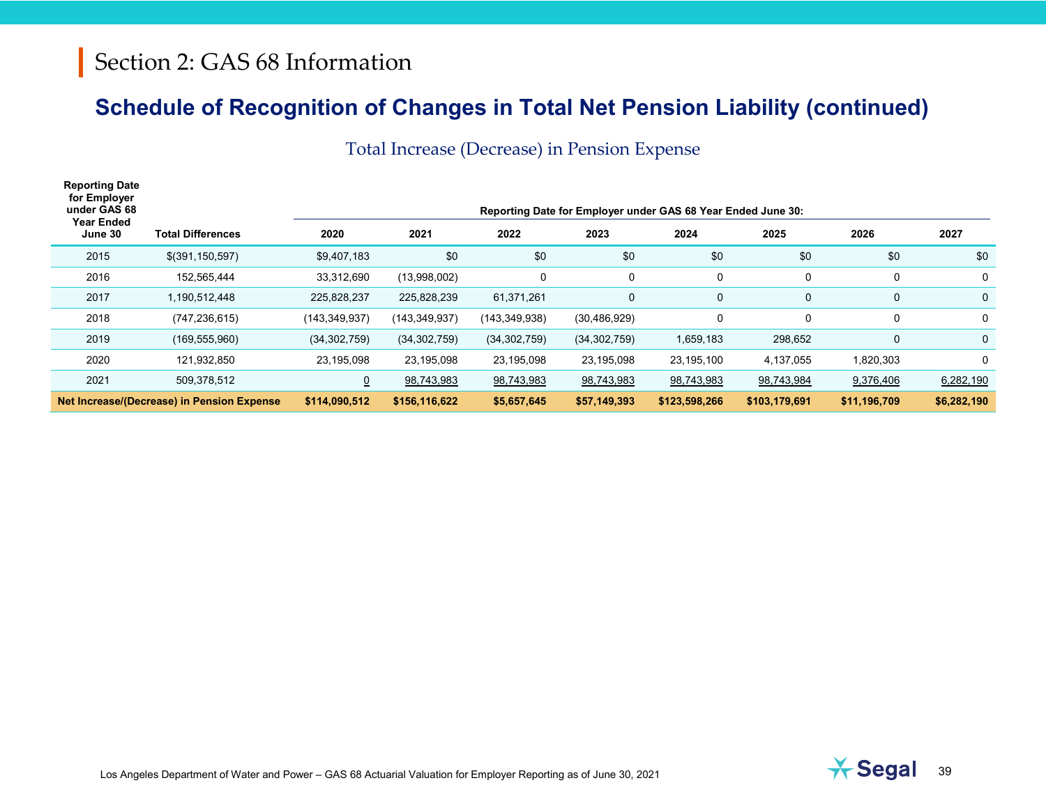# Section 2: GAS 68 Information

## Schedule of Recognition of Changes in Total Net Pension Liability (continued)

### Total Increase (Decrease) in Pension Expense

| Reporting Date for Employer under GAS 68 Year Ended June 30 | Total Differences | Reporting Date for Employer under GAS 68 Year Ended June 30: | | | | | | | |
|---|---|---|---|---|---|---|---|---|---|
| | | 2020 | 2021 | 2022 | 2023 | 2024 | 2025 | 2026 | 2027 |
| 2015 | $(391,150,597) | $9,407,183 | $0 | $0 | $0 | $0 | $0 | $0 | $0 |
| 2016 | 152,565,444 | 33,312,690 | (13,998,002) | 0 | 0 | 0 | 0 | 0 | 0 |
| 2017 | 1,190,512,448 | 225,828,237 | 225,828,239 | 61,371,261 | 0 | 0 | 0 | 0 | 0 |
| 2018 | (747,236,615) | (143,349,937) | (143,349,937) | (143,349,938) | (30,486,929) | 0 | 0 | 0 | 0 |
| 2019 | (169,555,960) | (34,302,759) | (34,302,759) | (34,302,759) | (34,302,759) | 1,659,183 | 298,652 | 0 | 0 |
| 2020 | 121,932,850 | 23,195,098 | 23,195,098 | 23,195,098 | 23,195,098 | 23,195,100 | 4,137,055 | 1,820,303 | 0 |
| 2021 | 509,378,512 | 0 | 98,743,983 | 98,743,983 | 98,743,983 | 98,743,983 | 98,743,984 | 9,376,406 | 6,282,190 |
| **Net Increase/(Decrease) in Pension Expense** | | **$114,090,512** | **$156,116,622** | **$5,657,645** | **$57,149,393** | **$123,598,266** | **$103,179,691** | **$11,196,709** | **$6,282,190** |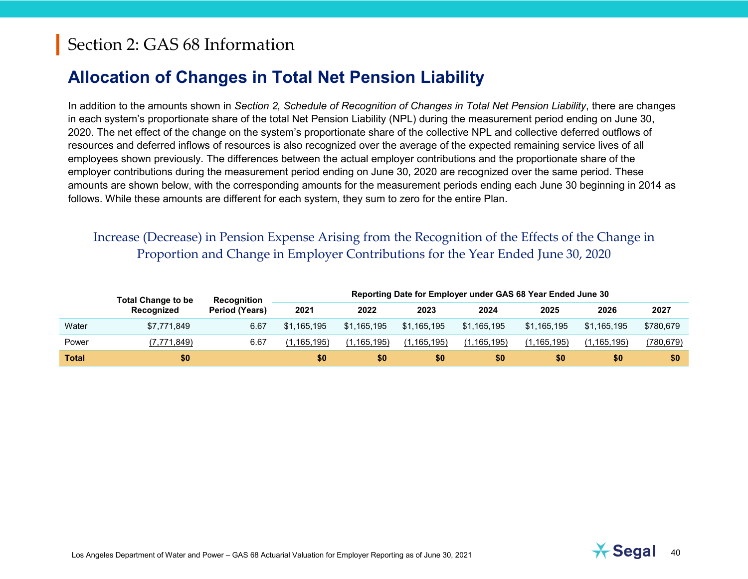# Section 2: GAS 68 Information

## Allocation of Changes in Total Net Pension Liability

In addition to the amounts shown in *Section 2, Schedule of Recognition of Changes in Total Net Pension Liability*, there are changes in each system's proportionate share of the total Net Pension Liability (NPL) during the measurement period ending on June 30, 2020. The net effect of the change on the system's proportionate share of the collective NPL and collective deferred outflows of resources and deferred inflows of resources is also recognized over the average of the expected remaining service lives of all employees shown previously. The differences between the actual employer contributions and the proportionate share of the employer contributions during the measurement period ending on June 30, 2020 are recognized over the same period. These amounts are shown below, with the corresponding amounts for the measurement periods ending each June 30 beginning in 2014 as follows. While these amounts are different for each system, they sum to zero for the entire Plan.

### Increase (Decrease) in Pension Expense Arising from the Recognition of the Effects of the Change in Proportion and Change in Employer Contributions for the Year Ended June 30, 2020

| | Total Change to be Recognized | Recognition Period (Years) | Reporting Date for Employer under GAS 68 Year Ended June 30 | | | | | | |
|---|---|---|---|---|---|---|---|---|---|
| | | | 2021 | 2022 | 2023 | 2024 | 2025 | 2026 | 2027 |
| Water | $7,771,849 | 6.67 | $1,165,195 | $1,165,195 | $1,165,195 | $1,165,195 | $1,165,195 | $1,165,195 | $780,679 |
| Power | (7,771,849) | 6.67 | (1,165,195) | (1,165,195) | (1,165,195) | (1,165,195) | (1,165,195) | (1,165,195) | (780,679) |
| **Total** | **$0** | | **$0** | **$0** | **$0** | **$0** | **$0** | **$0** | **$0** |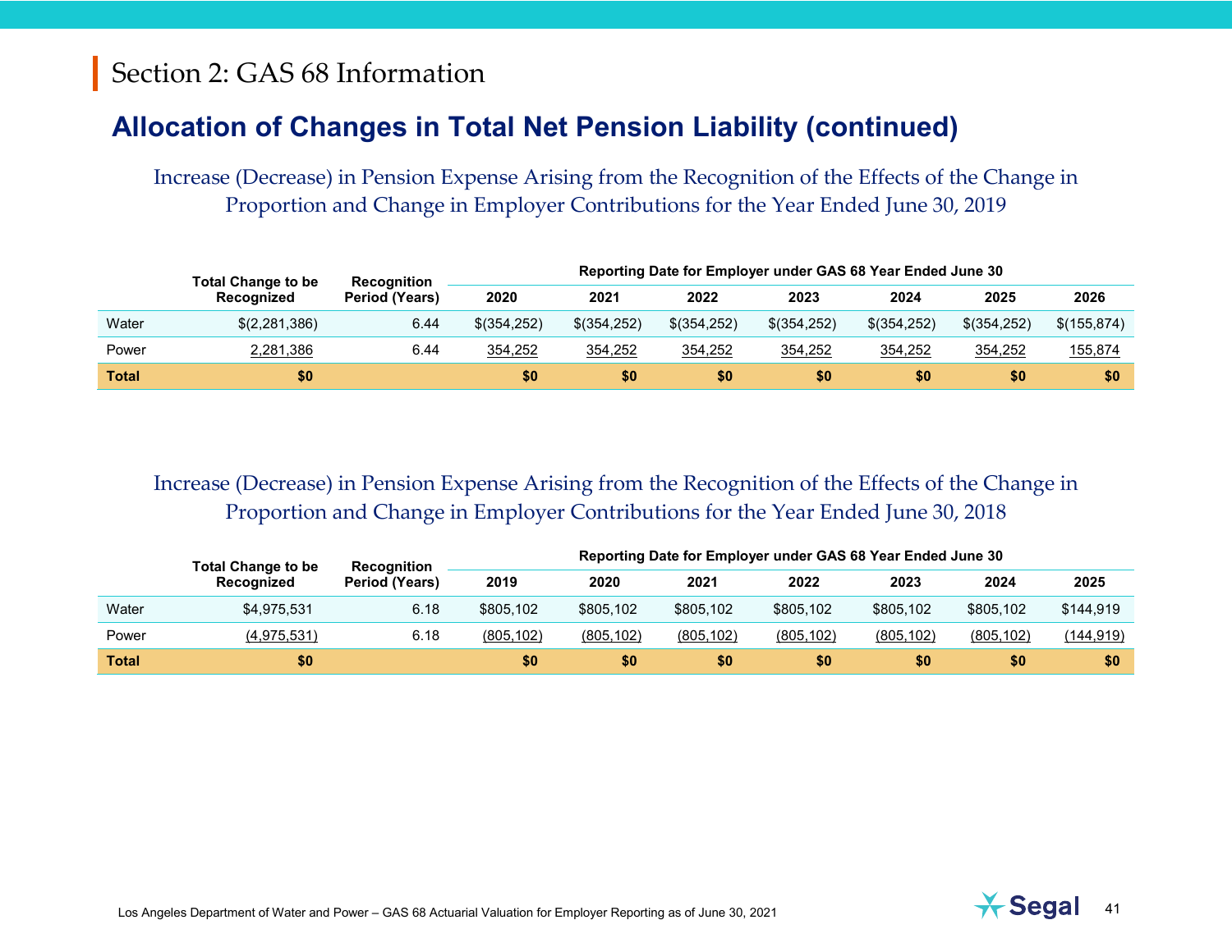# Section 2: GAS 68 Information

## Allocation of Changes in Total Net Pension Liability (continued)

### Increase (Decrease) in Pension Expense Arising from the Recognition of the Effects of the Change in Proportion and Change in Employer Contributions for the Year Ended June 30, 2019

| | Total Change to be Recognized | Recognition Period (Years) | Reporting Date for Employer under GAS 68 Year Ended June 30 | | | | | | |
|---|---|---|---|---|---|---|---|---|---|
| | | | 2020 | 2021 | 2022 | 2023 | 2024 | 2025 | 2026 |
| Water | $(2,281,386) | 6.44 | $(354,252) | $(354,252) | $(354,252) | $(354,252) | $(354,252) | $(354,252) | $(155,874) |
| Power | 2,281,386 | 6.44 | 354,252 | 354,252 | 354,252 | 354,252 | 354,252 | 354,252 | 155,874 |
| **Total** | **$0** | | **$0** | **$0** | **$0** | **$0** | **$0** | **$0** | **$0** |

### Increase (Decrease) in Pension Expense Arising from the Recognition of the Effects of the Change in Proportion and Change in Employer Contributions for the Year Ended June 30, 2018

| | Total Change to be Recognized | Recognition Period (Years) | Reporting Date for Employer under GAS 68 Year Ended June 30 | | | | | | |
|---|---|---|---|---|---|---|---|---|---|
| | | | 2019 | 2020 | 2021 | 2022 | 2023 | 2024 | 2025 |
| Water | $4,975,531 | 6.18 | $805,102 | $805,102 | $805,102 | $805,102 | $805,102 | $805,102 | $144,919 |
| Power | (4,975,531) | 6.18 | (805,102) | (805,102) | (805,102) | (805,102) | (805,102) | (805,102) | (144,919) |
| **Total** | **$0** | | **$0** | **$0** | **$0** | **$0** | **$0** | **$0** | **$0** |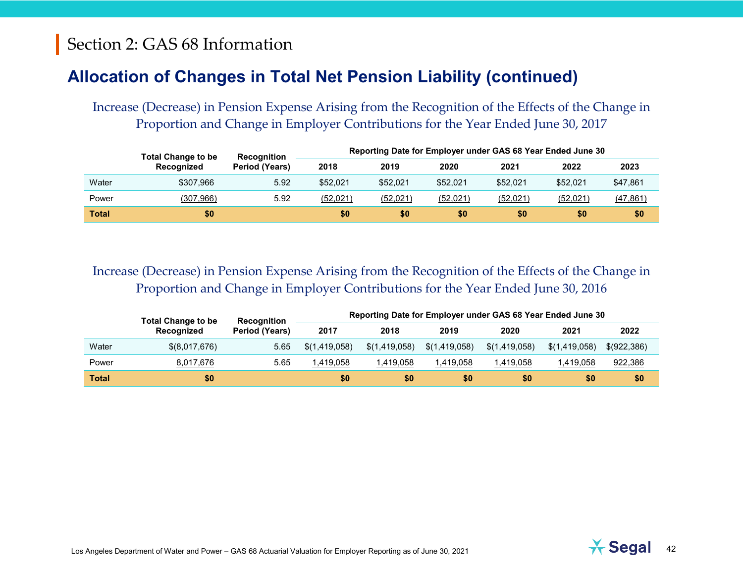# Section 2: GAS 68 Information

## Allocation of Changes in Total Net Pension Liability (continued)

### Increase (Decrease) in Pension Expense Arising from the Recognition of the Effects of the Change in Proportion and Change in Employer Contributions for the Year Ended June 30, 2017

| | Total Change to be Recognized | Recognition Period (Years) | Reporting Date for Employer under GAS 68 Year Ended June 30 | | | | | |
|---|---|---|---|---|---|---|---|---|
| | | | 2018 | 2019 | 2020 | 2021 | 2022 | 2023 |
| Water | $307,966 | 5.92 | $52,021 | $52,021 | $52,021 | $52,021 | $52,021 | $47,861 |
| Power | (307,966) | 5.92 | (52,021) | (52,021) | (52,021) | (52,021) | (52,021) | (47,861) |
| **Total** | **$0** | | **$0** | **$0** | **$0** | **$0** | **$0** | **$0** |

### Increase (Decrease) in Pension Expense Arising from the Recognition of the Effects of the Change in Proportion and Change in Employer Contributions for the Year Ended June 30, 2016

| | Total Change to be Recognized | Recognition Period (Years) | Reporting Date for Employer under GAS 68 Year Ended June 30 | | | | | |
|---|---|---|---|---|---|---|---|---|
| | | | 2017 | 2018 | 2019 | 2020 | 2021 | 2022 |
| Water | $(8,017,676) | 5.65 | $(1,419,058) | $(1,419,058) | $(1,419,058) | $(1,419,058) | $(1,419,058) | $(922,386) |
| Power | 8,017,676 | 5.65 | 1,419,058 | 1,419,058 | 1,419,058 | 1,419,058 | 1,419,058 | 922,386 |
| **Total** | **$0** | | **$0** | **$0** | **$0** | **$0** | **$0** | **$0** |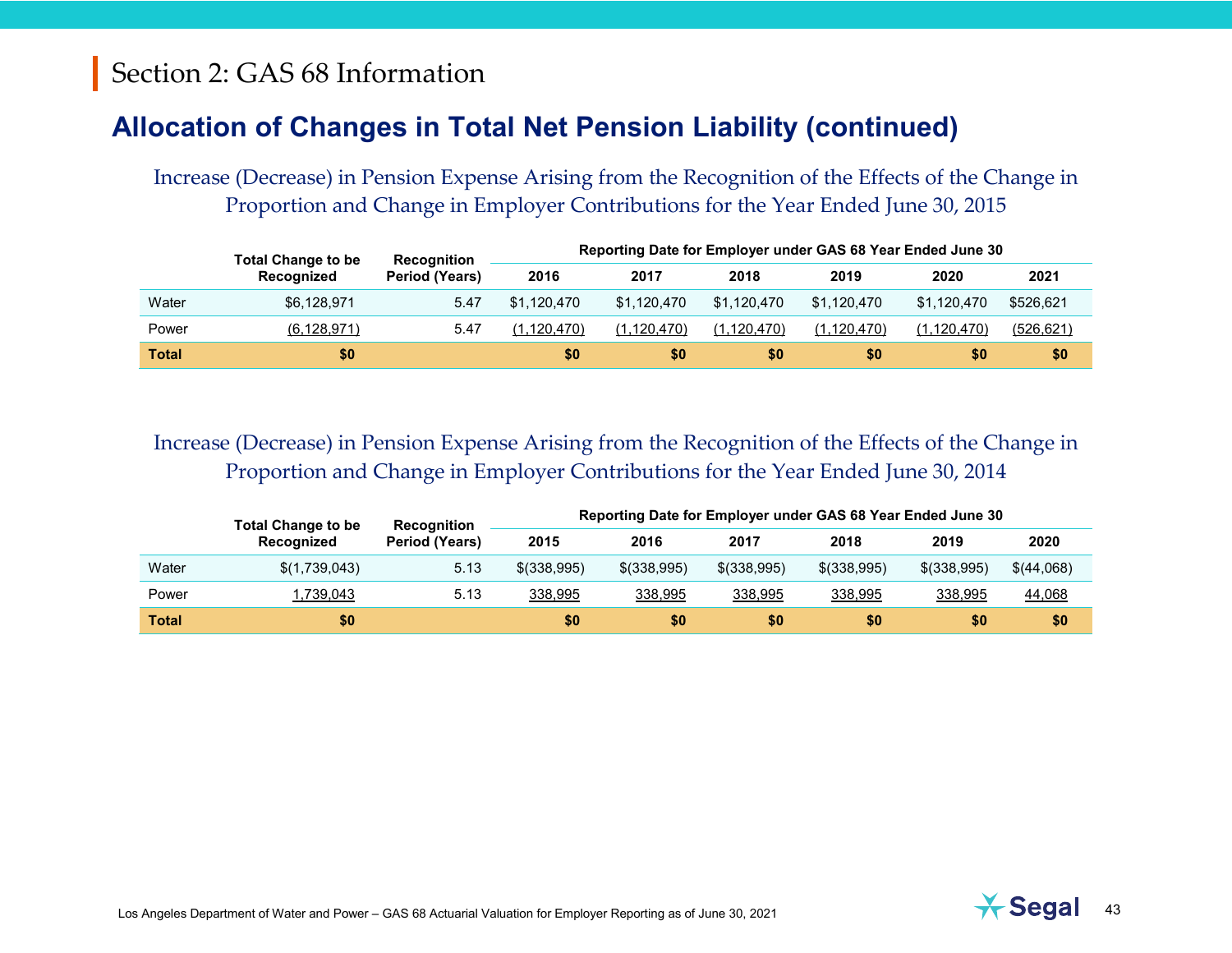# Section 2: GAS 68 Information

## Allocation of Changes in Total Net Pension Liability (continued)

### Increase (Decrease) in Pension Expense Arising from the Recognition of the Effects of the Change in Proportion and Change in Employer Contributions for the Year Ended June 30, 2015

| | Total Change to be Recognized | Recognition Period (Years) | Reporting Date for Employer under GAS 68 Year Ended June 30 | | | | | |
|---|---|---|---|---|---|---|---|---|
| | | | 2016 | 2017 | 2018 | 2019 | 2020 | 2021 |
| Water | $6,128,971 | 5.47 | $1,120,470 | $1,120,470 | $1,120,470 | $1,120,470 | $1,120,470 | $526,621 |
| Power | (6,128,971) | 5.47 | (1,120,470) | (1,120,470) | (1,120,470) | (1,120,470) | (1,120,470) | (526,621) |
| **Total** | **$0** | | **$0** | **$0** | **$0** | **$0** | **$0** | **$0** |

### Increase (Decrease) in Pension Expense Arising from the Recognition of the Effects of the Change in Proportion and Change in Employer Contributions for the Year Ended June 30, 2014

| | Total Change to be Recognized | Recognition Period (Years) | Reporting Date for Employer under GAS 68 Year Ended June 30 | | | | | |
|---|---|---|---|---|---|---|---|---|
| | | | 2015 | 2016 | 2017 | 2018 | 2019 | 2020 |
| Water | $(1,739,043) | 5.13 | $(338,995) | $(338,995) | $(338,995) | $(338,995) | $(338,995) | $(44,068) |
| Power | 1,739,043 | 5.13 | 338,995 | 338,995 | 338,995 | 338,995 | 338,995 | 44,068 |
| **Total** | **$0** | | **$0** | **$0** | **$0** | **$0** | **$0** | **$0** |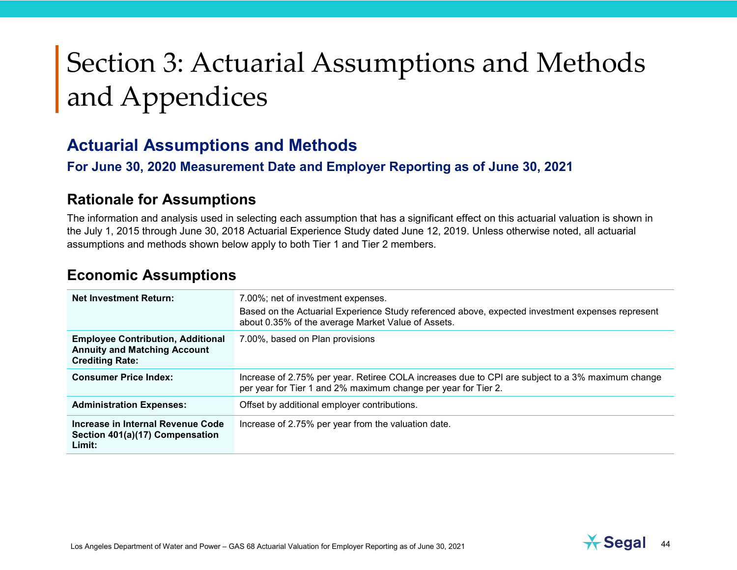# Section 3: Actuarial Assumptions and Methods and Appendices

## Actuarial Assumptions and Methods

### For June 30, 2020 Measurement Date and Employer Reporting as of June 30, 2021

### Rationale for Assumptions

The information and analysis used in selecting each assumption that has a significant effect on this actuarial valuation is shown in the July 1, 2015 through June 30, 2018 Actuarial Experience Study dated June 12, 2019. Unless otherwise noted, all actuarial assumptions and methods shown below apply to both Tier 1 and Tier 2 members.

### Economic Assumptions

| | |
|---|---|
| **Net Investment Return:** | 7.00%; net of investment expenses.<br>Based on the Actuarial Experience Study referenced above, expected investment expenses represent about 0.35% of the average Market Value of Assets. |
| **Employee Contribution, Additional Annuity and Matching Account Crediting Rate:** | 7.00%, based on Plan provisions |
| **Consumer Price Index:** | Increase of 2.75% per year. Retiree COLA increases due to CPI are subject to a 3% maximum change per year for Tier 1 and 2% maximum change per year for Tier 2. |
| **Administration Expenses:** | Offset by additional employer contributions. |
| **Increase in Internal Revenue Code Section 401(a)(17) Compensation Limit:** | Increase of 2.75% per year from the valuation date. |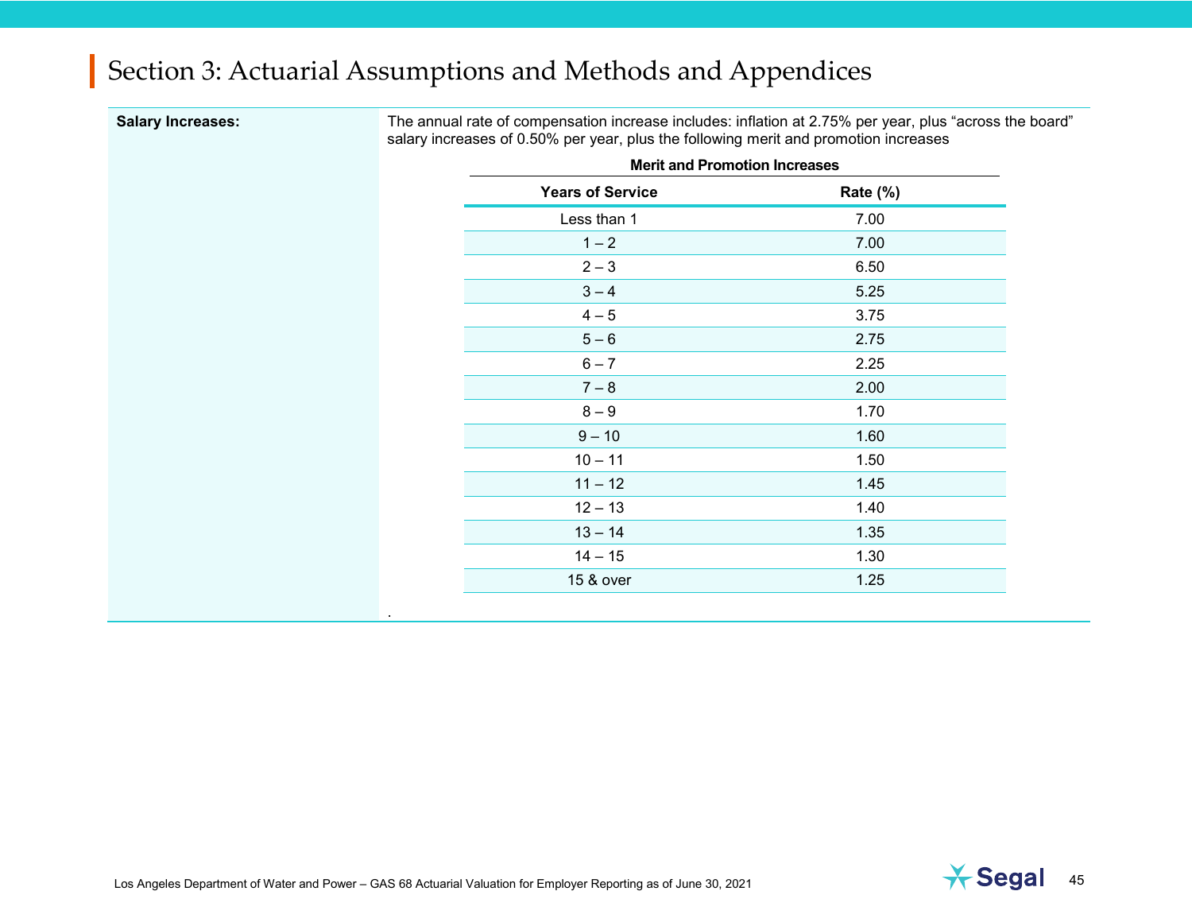## Section 3: Actuarial Assumptions and Methods and Appendices

**Salary Increases:**

The annual rate of compensation increase includes: inflation at 2.75% per year, plus “across the board” salary increases of 0.50% per year, plus the following merit and promotion increases

**Merit and Promotion Increases**

| Years of Service | Rate (%) |
|---|---|
| Less than 1 | 7.00 |
| 1 – 2 | 7.00 |
| 2 – 3 | 6.50 |
| 3 – 4 | 5.25 |
| 4 – 5 | 3.75 |
| 5 – 6 | 2.75 |
| 6 – 7 | 2.25 |
| 7 – 8 | 2.00 |
| 8 – 9 | 1.70 |
| 9 – 10 | 1.60 |
| 10 – 11 | 1.50 |
| 11 – 12 | 1.45 |
| 12 – 13 | 1.40 |
| 13 – 14 | 1.35 |
| 14 – 15 | 1.30 |
| 15 & over | 1.25 |

.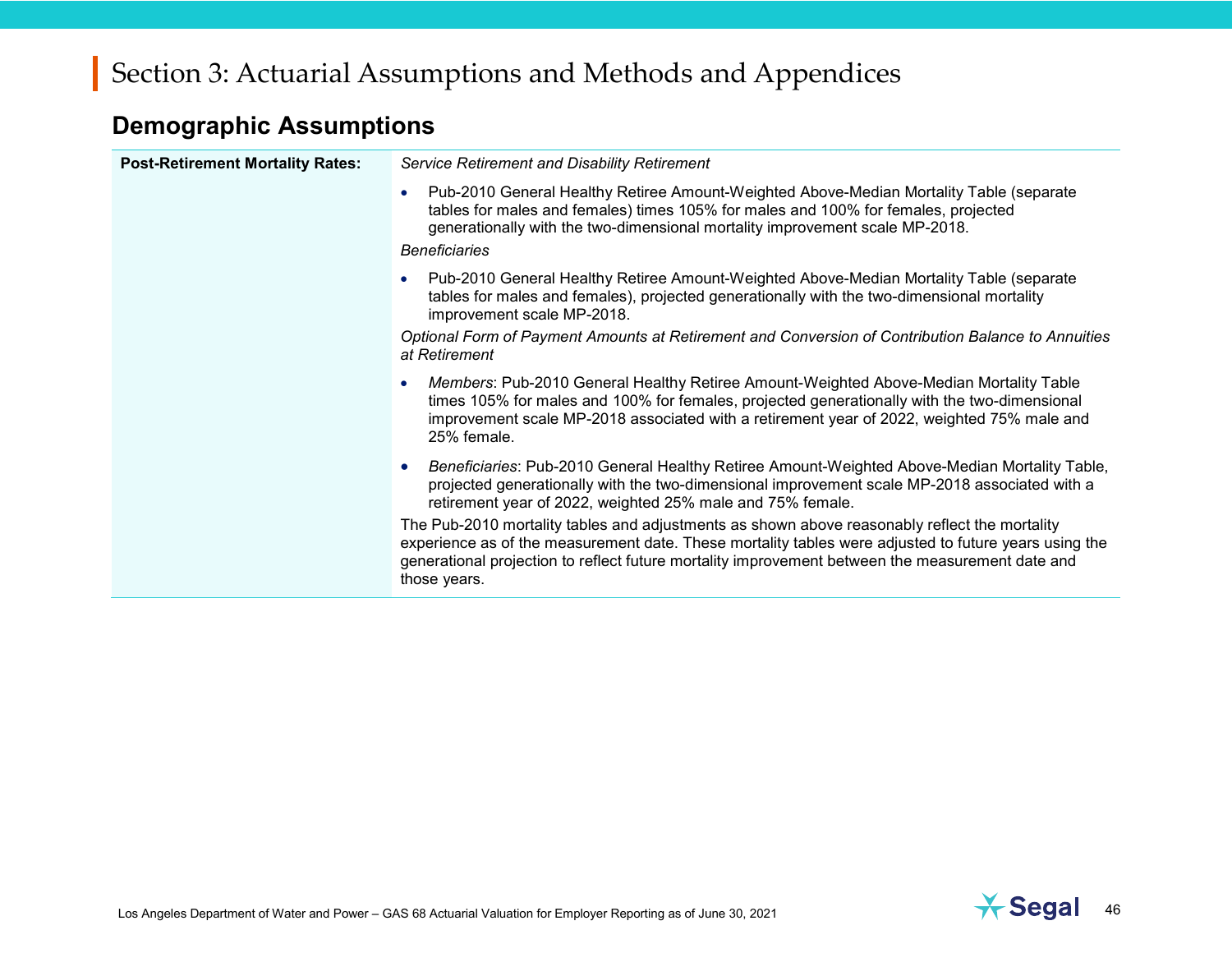# Section 3: Actuarial Assumptions and Methods and Appendices

## Demographic Assumptions

| **Post-Retirement Mortality Rates:** | *Service Retirement and Disability Retirement*<br>• Pub-2010 General Healthy Retiree Amount-Weighted Above-Median Mortality Table (separate tables for males and females) times 105% for males and 100% for females, projected generationally with the two-dimensional mortality improvement scale MP-2018.<br>*Beneficiaries*<br>• Pub-2010 General Healthy Retiree Amount-Weighted Above-Median Mortality Table (separate tables for males and females), projected generationally with the two-dimensional mortality improvement scale MP-2018.<br>*Optional Form of Payment Amounts at Retirement and Conversion of Contribution Balance to Annuities at Retirement*<br>• *Members*: Pub-2010 General Healthy Retiree Amount-Weighted Above-Median Mortality Table times 105% for males and 100% for females, projected generationally with the two-dimensional improvement scale MP-2018 associated with a retirement year of 2022, weighted 75% male and 25% female.<br>• *Beneficiaries*: Pub-2010 General Healthy Retiree Amount-Weighted Above-Median Mortality Table, projected generationally with the two-dimensional improvement scale MP-2018 associated with a retirement year of 2022, weighted 25% male and 75% female.<br>The Pub-2010 mortality tables and adjustments as shown above reasonably reflect the mortality experience as of the measurement date. These mortality tables were adjusted to future years using the generational projection to reflect future mortality improvement between the measurement date and those years. |
|---|---|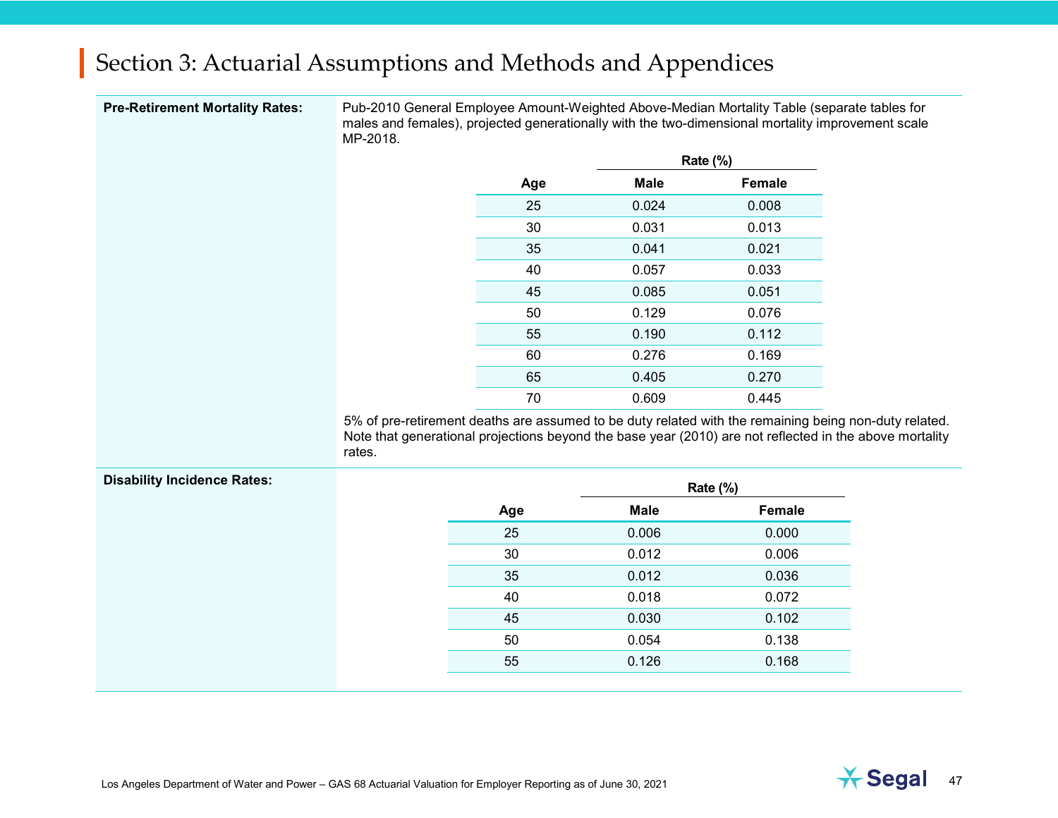## Section 3: Actuarial Assumptions and Methods and Appendices

**Pre-Retirement Mortality Rates:**

Pub-2010 General Employee Amount-Weighted Above-Median Mortality Table (separate tables for males and females), projected generationally with the two-dimensional mortality improvement scale MP-2018.

| | Rate (%) | |
|---|---|---|
| **Age** | **Male** | **Female** |
| 25 | 0.024 | 0.008 |
| 30 | 0.031 | 0.013 |
| 35 | 0.041 | 0.021 |
| 40 | 0.057 | 0.033 |
| 45 | 0.085 | 0.051 |
| 50 | 0.129 | 0.076 |
| 55 | 0.190 | 0.112 |
| 60 | 0.276 | 0.169 |
| 65 | 0.405 | 0.270 |
| 70 | 0.609 | 0.445 |

5% of pre-retirement deaths are assumed to be duty related with the remaining being non-duty related. Note that generational projections beyond the base year (2010) are not reflected in the above mortality rates.

**Disability Incidence Rates:**

| | Rate (%) | |
|---|---|---|
| **Age** | **Male** | **Female** |
| 25 | 0.006 | 0.000 |
| 30 | 0.012 | 0.006 |
| 35 | 0.012 | 0.036 |
| 40 | 0.018 | 0.072 |
| 45 | 0.030 | 0.102 |
| 50 | 0.054 | 0.138 |
| 55 | 0.126 | 0.168 |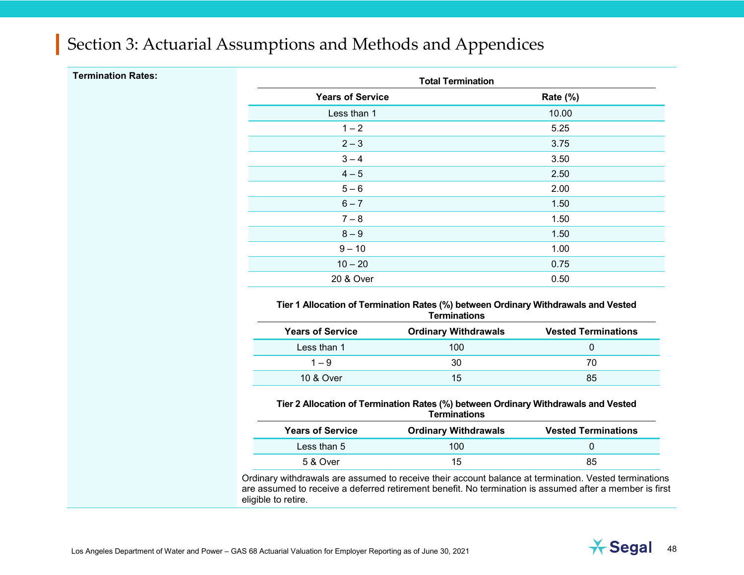## Section 3: Actuarial Assumptions and Methods and Appendices

**Termination Rates:**

**Total Termination**

| Years of Service | Rate (%) |
|---|---|
| Less than 1 | 10.00 |
| 1 – 2 | 5.25 |
| 2 – 3 | 3.75 |
| 3 – 4 | 3.50 |
| 4 – 5 | 2.50 |
| 5 – 6 | 2.00 |
| 6 – 7 | 1.50 |
| 7 – 8 | 1.50 |
| 8 – 9 | 1.50 |
| 9 – 10 | 1.00 |
| 10 – 20 | 0.75 |
| 20 & Over | 0.50 |

**Tier 1 Allocation of Termination Rates (%) between Ordinary Withdrawals and Vested Terminations**

| Years of Service | Ordinary Withdrawals | Vested Terminations |
|---|---|---|
| Less than 1 | 100 | 0 |
| 1 – 9 | 30 | 70 |
| 10 & Over | 15 | 85 |

**Tier 2 Allocation of Termination Rates (%) between Ordinary Withdrawals and Vested Terminations**

| Years of Service | Ordinary Withdrawals | Vested Terminations |
|---|---|---|
| Less than 5 | 100 | 0 |
| 5 & Over | 15 | 85 |

Ordinary withdrawals are assumed to receive their account balance at termination. Vested terminations are assumed to receive a deferred retirement benefit. No termination is assumed after a member is first eligible to retire.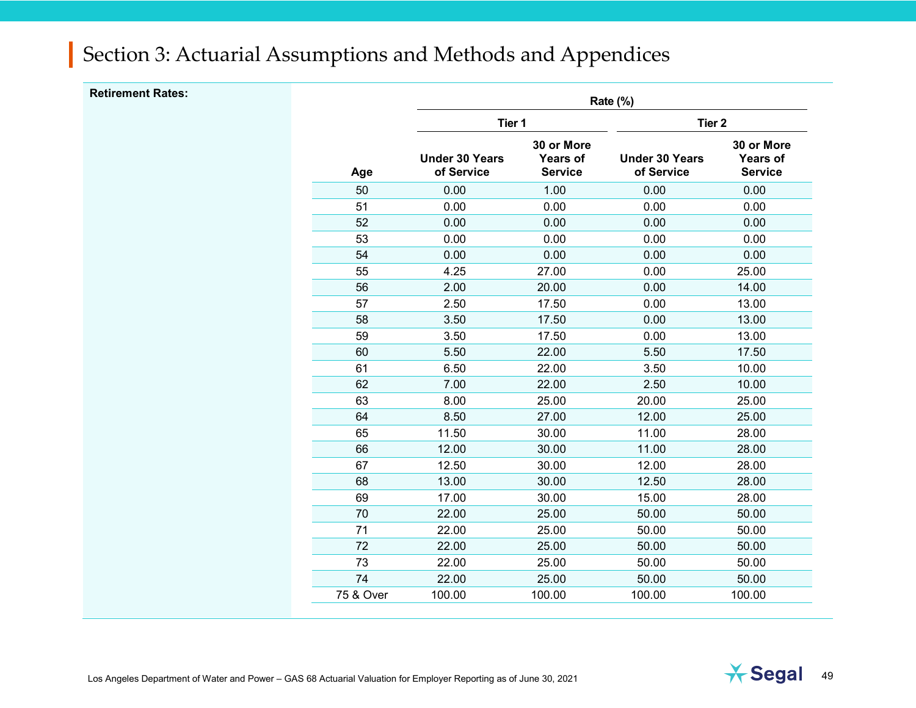## Section 3: Actuarial Assumptions and Methods and Appendices

**Retirement Rates:**

| | Rate (%) | | | |
|---|---|---|---|---|
| | Tier 1 | | Tier 2 | |
| Age | Under 30 Years of Service | 30 or More Years of Service | Under 30 Years of Service | 30 or More Years of Service |
| 50 | 0.00 | 1.00 | 0.00 | 0.00 |
| 51 | 0.00 | 0.00 | 0.00 | 0.00 |
| 52 | 0.00 | 0.00 | 0.00 | 0.00 |
| 53 | 0.00 | 0.00 | 0.00 | 0.00 |
| 54 | 0.00 | 0.00 | 0.00 | 0.00 |
| 55 | 4.25 | 27.00 | 0.00 | 25.00 |
| 56 | 2.00 | 20.00 | 0.00 | 14.00 |
| 57 | 2.50 | 17.50 | 0.00 | 13.00 |
| 58 | 3.50 | 17.50 | 0.00 | 13.00 |
| 59 | 3.50 | 17.50 | 0.00 | 13.00 |
| 60 | 5.50 | 22.00 | 5.50 | 17.50 |
| 61 | 6.50 | 22.00 | 3.50 | 10.00 |
| 62 | 7.00 | 22.00 | 2.50 | 10.00 |
| 63 | 8.00 | 25.00 | 20.00 | 25.00 |
| 64 | 8.50 | 27.00 | 12.00 | 25.00 |
| 65 | 11.50 | 30.00 | 11.00 | 28.00 |
| 66 | 12.00 | 30.00 | 11.00 | 28.00 |
| 67 | 12.50 | 30.00 | 12.00 | 28.00 |
| 68 | 13.00 | 30.00 | 12.50 | 28.00 |
| 69 | 17.00 | 30.00 | 15.00 | 28.00 |
| 70 | 22.00 | 25.00 | 50.00 | 50.00 |
| 71 | 22.00 | 25.00 | 50.00 | 50.00 |
| 72 | 22.00 | 25.00 | 50.00 | 50.00 |
| 73 | 22.00 | 25.00 | 50.00 | 50.00 |
| 74 | 22.00 | 25.00 | 50.00 | 50.00 |
| 75 & Over | 100.00 | 100.00 | 100.00 | 100.00 |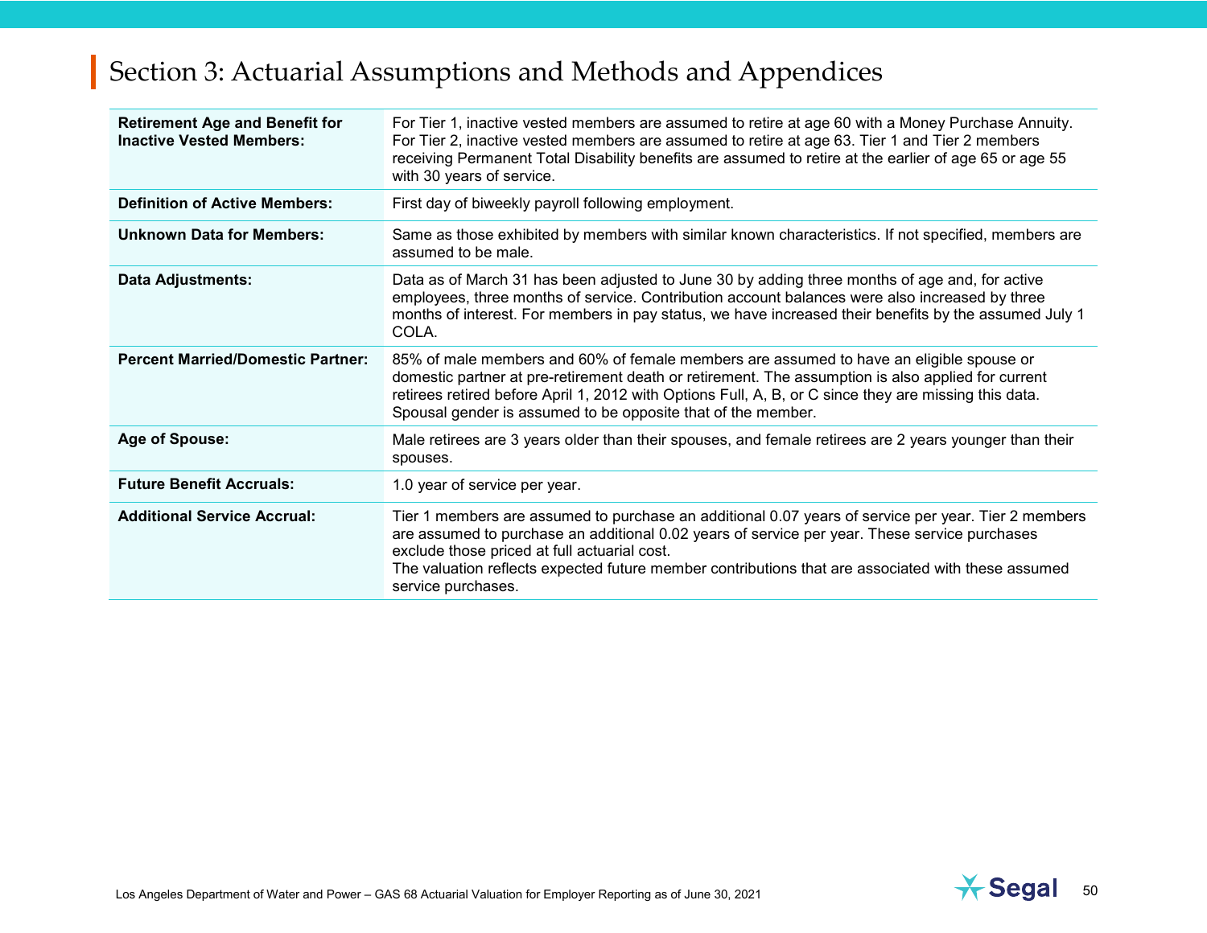# Section 3: Actuarial Assumptions and Methods and Appendices

| | |
|---|---|
| **Retirement Age and Benefit for Inactive Vested Members:** | For Tier 1, inactive vested members are assumed to retire at age 60 with a Money Purchase Annuity. For Tier 2, inactive vested members are assumed to retire at age 63. Tier 1 and Tier 2 members receiving Permanent Total Disability benefits are assumed to retire at the earlier of age 65 or age 55 with 30 years of service. |
| **Definition of Active Members:** | First day of biweekly payroll following employment. |
| **Unknown Data for Members:** | Same as those exhibited by members with similar known characteristics. If not specified, members are assumed to be male. |
| **Data Adjustments:** | Data as of March 31 has been adjusted to June 30 by adding three months of age and, for active employees, three months of service. Contribution account balances were also increased by three months of interest. For members in pay status, we have increased their benefits by the assumed July 1 COLA. |
| **Percent Married/Domestic Partner:** | 85% of male members and 60% of female members are assumed to have an eligible spouse or domestic partner at pre-retirement death or retirement. The assumption is also applied for current retirees retired before April 1, 2012 with Options Full, A, B, or C since they are missing this data. Spousal gender is assumed to be opposite that of the member. |
| **Age of Spouse:** | Male retirees are 3 years older than their spouses, and female retirees are 2 years younger than their spouses. |
| **Future Benefit Accruals:** | 1.0 year of service per year. |
| **Additional Service Accrual:** | Tier 1 members are assumed to purchase an additional 0.07 years of service per year. Tier 2 members are assumed to purchase an additional 0.02 years of service per year. These service purchases exclude those priced at full actuarial cost.<br>The valuation reflects expected future member contributions that are associated with these assumed service purchases. |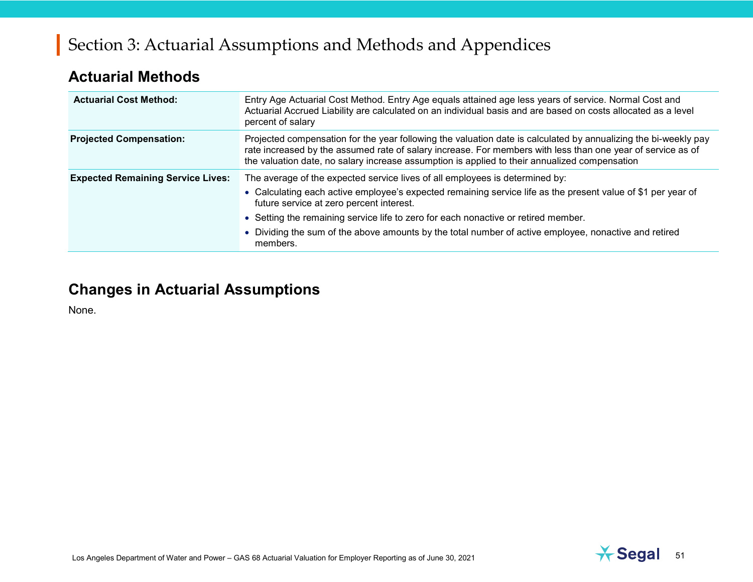# Section 3: Actuarial Assumptions and Methods and Appendices

## Actuarial Methods

| | |
|---|---|
| **Actuarial Cost Method:** | Entry Age Actuarial Cost Method. Entry Age equals attained age less years of service. Normal Cost and Actuarial Accrued Liability are calculated on an individual basis and are based on costs allocated as a level percent of salary |
| **Projected Compensation:** | Projected compensation for the year following the valuation date is calculated by annualizing the bi-weekly pay rate increased by the assumed rate of salary increase. For members with less than one year of service as of the valuation date, no salary increase assumption is applied to their annualized compensation |
| **Expected Remaining Service Lives:** | The average of the expected service lives of all employees is determined by: <br>• Calculating each active employee's expected remaining service life as the present value of $1 per year of future service at zero percent interest. <br>• Setting the remaining service life to zero for each nonactive or retired member. <br>• Dividing the sum of the above amounts by the total number of active employee, nonactive and retired members. |

## Changes in Actuarial Assumptions

None.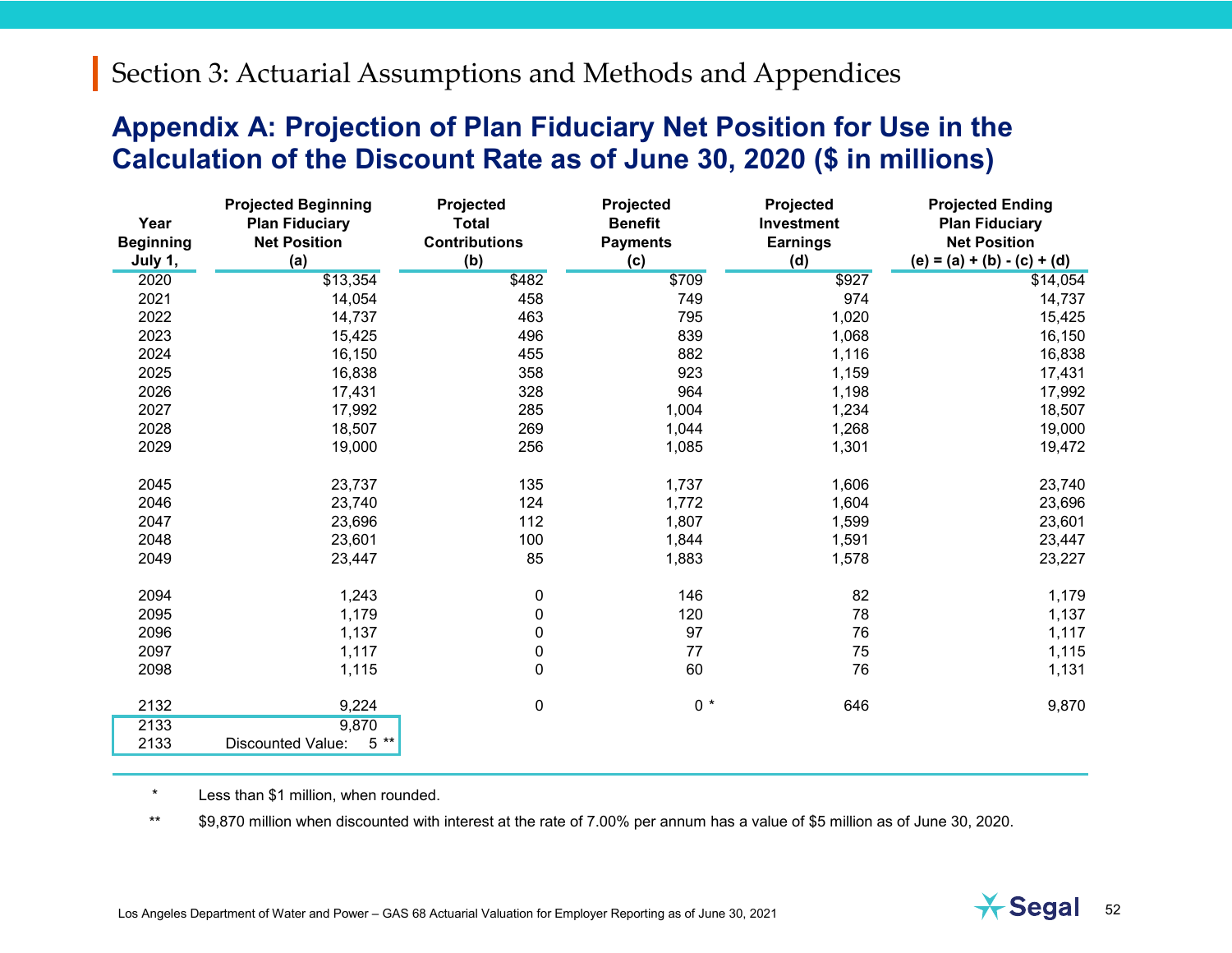## Section 3: Actuarial Assumptions and Methods and Appendices

# Appendix A: Projection of Plan Fiduciary Net Position for Use in the Calculation of the Discount Rate as of June 30, 2020 ($ in millions)

| Year Beginning July 1, | Projected Beginning Plan Fiduciary Net Position (a) | Projected Total Contributions (b) | Projected Benefit Payments (c) | Projected Investment Earnings (d) | Projected Ending Plan Fiduciary Net Position (e) = (a) + (b) - (c) + (d) |
|---|---|---|---|---|---|
| 2020 | $13,354 | $482 | $709 | $927 | $14,054 |
| 2021 | 14,054 | 458 | 749 | 974 | 14,737 |
| 2022 | 14,737 | 463 | 795 | 1,020 | 15,425 |
| 2023 | 15,425 | 496 | 839 | 1,068 | 16,150 |
| 2024 | 16,150 | 455 | 882 | 1,116 | 16,838 |
| 2025 | 16,838 | 358 | 923 | 1,159 | 17,431 |
| 2026 | 17,431 | 328 | 964 | 1,198 | 17,992 |
| 2027 | 17,992 | 285 | 1,004 | 1,234 | 18,507 |
| 2028 | 18,507 | 269 | 1,044 | 1,268 | 19,000 |
| 2029 | 19,000 | 256 | 1,085 | 1,301 | 19,472 |
| | | | | | |
| 2045 | 23,737 | 135 | 1,737 | 1,606 | 23,740 |
| 2046 | 23,740 | 124 | 1,772 | 1,604 | 23,696 |
| 2047 | 23,696 | 112 | 1,807 | 1,599 | 23,601 |
| 2048 | 23,601 | 100 | 1,844 | 1,591 | 23,447 |
| 2049 | 23,447 | 85 | 1,883 | 1,578 | 23,227 |
| | | | | | |
| 2094 | 1,243 | 0 | 146 | 82 | 1,179 |
| 2095 | 1,179 | 0 | 120 | 78 | 1,137 |
| 2096 | 1,137 | 0 | 97 | 76 | 1,117 |
| 2097 | 1,117 | 0 | 77 | 75 | 1,115 |
| 2098 | 1,115 | 0 | 60 | 76 | 1,131 |
| | | | | | |
| 2132 | 9,224 | 0 | 0 * | 646 | 9,870 |
| 2133 | 9,870 | | | | |
| 2133 | Discounted Value: 5 ** | | | | |

\* Less than $1 million, when rounded.

\*\* $9,870 million when discounted with interest at the rate of 7.00% per annum has a value of $5 million as of June 30, 2020.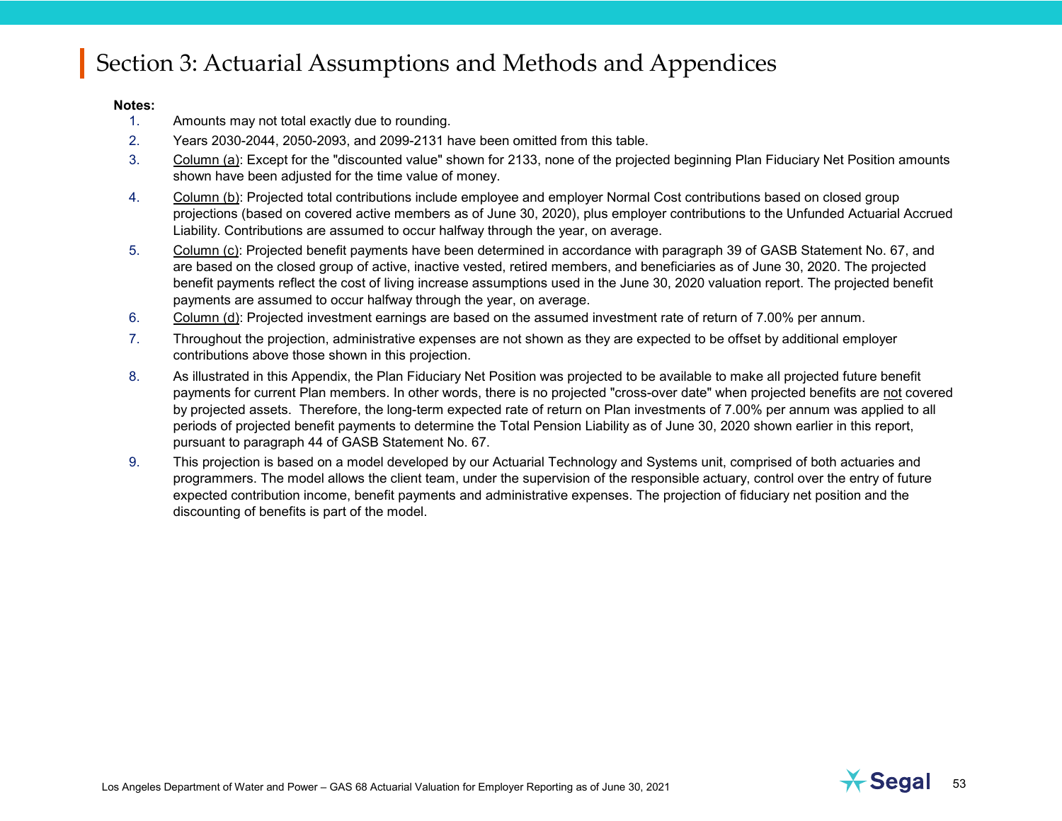# Section 3: Actuarial Assumptions and Methods and Appendices

**Notes:**

1. Amounts may not total exactly due to rounding.
2. Years 2030-2044, 2050-2093, and 2099-2131 have been omitted from this table.
3. Column (a): Except for the "discounted value" shown for 2133, none of the projected beginning Plan Fiduciary Net Position amounts shown have been adjusted for the time value of money.
4. Column (b): Projected total contributions include employee and employer Normal Cost contributions based on closed group projections (based on covered active members as of June 30, 2020), plus employer contributions to the Unfunded Actuarial Accrued Liability. Contributions are assumed to occur halfway through the year, on average.
5. Column (c): Projected benefit payments have been determined in accordance with paragraph 39 of GASB Statement No. 67, and are based on the closed group of active, inactive vested, retired members, and beneficiaries as of June 30, 2020. The projected benefit payments reflect the cost of living increase assumptions used in the June 30, 2020 valuation report. The projected benefit payments are assumed to occur halfway through the year, on average.
6. Column (d): Projected investment earnings are based on the assumed investment rate of return of 7.00% per annum.
7. Throughout the projection, administrative expenses are not shown as they are expected to be offset by additional employer contributions above those shown in this projection.
8. As illustrated in this Appendix, the Plan Fiduciary Net Position was projected to be available to make all projected future benefit payments for current Plan members. In other words, there is no projected "cross-over date" when projected benefits are not covered by projected assets. Therefore, the long-term expected rate of return on Plan investments of 7.00% per annum was applied to all periods of projected benefit payments to determine the Total Pension Liability as of June 30, 2020 shown earlier in this report, pursuant to paragraph 44 of GASB Statement No. 67.
9. This projection is based on a model developed by our Actuarial Technology and Systems unit, comprised of both actuaries and programmers. The model allows the client team, under the supervision of the responsible actuary, control over the entry of future expected contribution income, benefit payments and administrative expenses. The projection of fiduciary net position and the discounting of benefits is part of the model.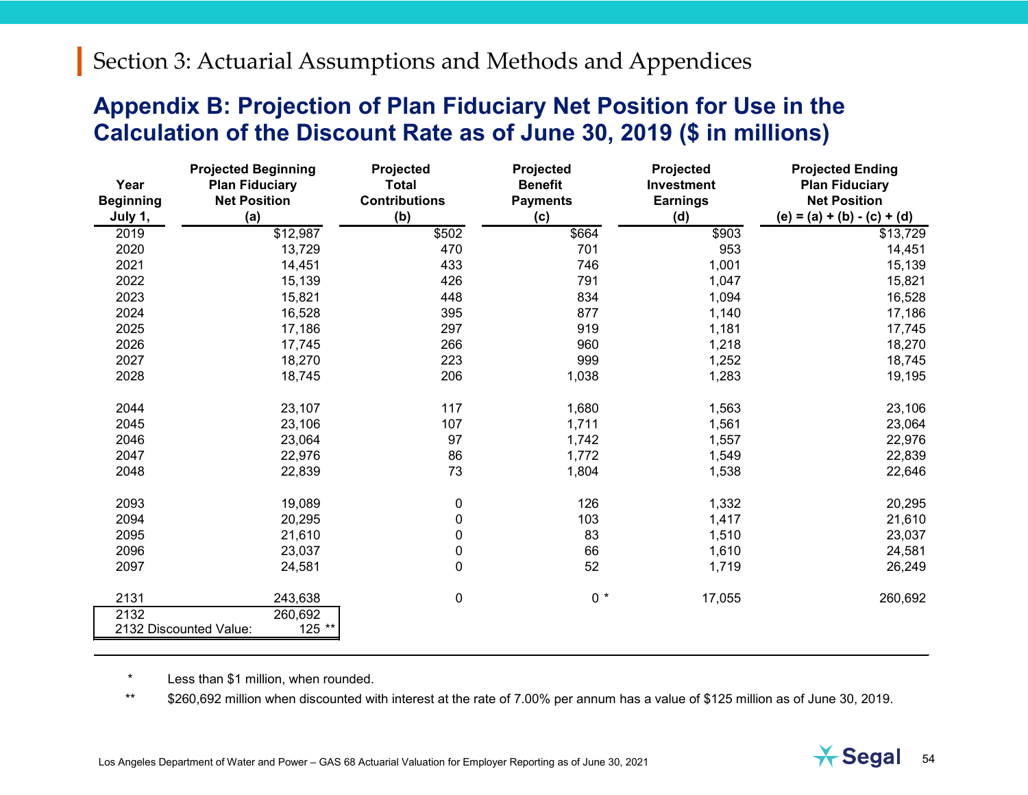## Section 3: Actuarial Assumptions and Methods and Appendices

# Appendix B: Projection of Plan Fiduciary Net Position for Use in the Calculation of the Discount Rate as of June 30, 2019 ($ in millions)

| Year Beginning July 1, | Projected Beginning Plan Fiduciary Net Position (a) | Projected Total Contributions (b) | Projected Benefit Payments (c) | Projected Investment Earnings (d) | Projected Ending Plan Fiduciary Net Position (e) = (a) + (b) - (c) + (d) |
|---|---|---|---|---|---|
| 2019 | $12,987 | $502 | $664 | $903 | $13,729 |
| 2020 | 13,729 | 470 | 701 | 953 | 14,451 |
| 2021 | 14,451 | 433 | 746 | 1,001 | 15,139 |
| 2022 | 15,139 | 426 | 791 | 1,047 | 15,821 |
| 2023 | 15,821 | 448 | 834 | 1,094 | 16,528 |
| 2024 | 16,528 | 395 | 877 | 1,140 | 17,186 |
| 2025 | 17,186 | 297 | 919 | 1,181 | 17,745 |
| 2026 | 17,745 | 266 | 960 | 1,218 | 18,270 |
| 2027 | 18,270 | 223 | 999 | 1,252 | 18,745 |
| 2028 | 18,745 | 206 | 1,038 | 1,283 | 19,195 |
| | | | | | |
| 2044 | 23,107 | 117 | 1,680 | 1,563 | 23,106 |
| 2045 | 23,106 | 107 | 1,711 | 1,561 | 23,064 |
| 2046 | 23,064 | 97 | 1,742 | 1,557 | 22,976 |
| 2047 | 22,976 | 86 | 1,772 | 1,549 | 22,839 |
| 2048 | 22,839 | 73 | 1,804 | 1,538 | 22,646 |
| | | | | | |
| 2093 | 19,089 | 0 | 126 | 1,332 | 20,295 |
| 2094 | 20,295 | 0 | 103 | 1,417 | 21,610 |
| 2095 | 21,610 | 0 | 83 | 1,510 | 23,037 |
| 2096 | 23,037 | 0 | 66 | 1,610 | 24,581 |
| 2097 | 24,581 | 0 | 52 | 1,719 | 26,249 |
| | | | | | |
| 2131 | 243,638 | 0 | 0 * | 17,055 | 260,692 |
| 2132 | 260,692 | | | | |
| 2132 Discounted Value: | 125 ** | | | | |

\* Less than $1 million, when rounded.

\*\* $260,692 million when discounted with interest at the rate of 7.00% per annum has a value of $125 million as of June 30, 2019.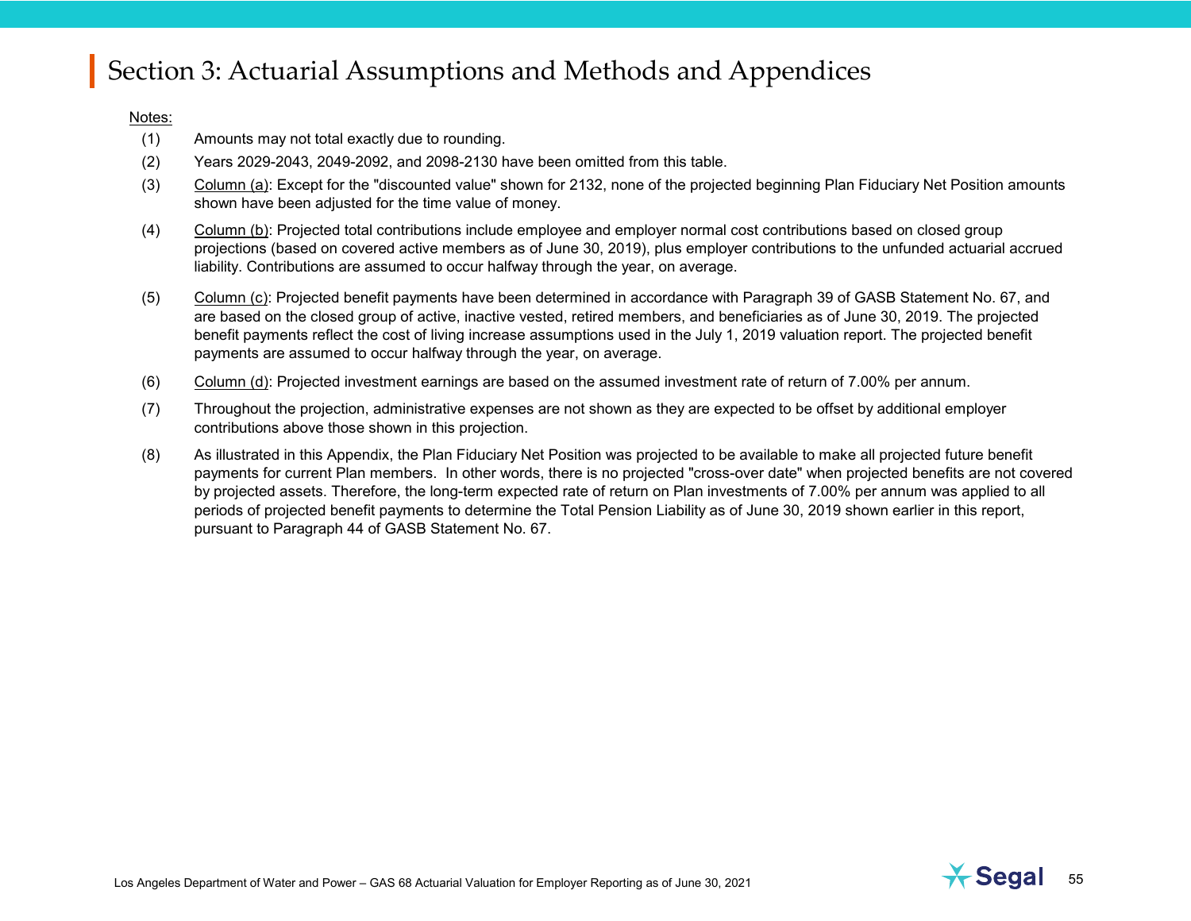# Section 3: Actuarial Assumptions and Methods and Appendices

Notes:

(1) Amounts may not total exactly due to rounding.

(2) Years 2029-2043, 2049-2092, and 2098-2130 have been omitted from this table.

(3) Column (a): Except for the "discounted value" shown for 2132, none of the projected beginning Plan Fiduciary Net Position amounts shown have been adjusted for the time value of money.

(4) Column (b): Projected total contributions include employee and employer normal cost contributions based on closed group projections (based on covered active members as of June 30, 2019), plus employer contributions to the unfunded actuarial accrued liability. Contributions are assumed to occur halfway through the year, on average.

(5) Column (c): Projected benefit payments have been determined in accordance with Paragraph 39 of GASB Statement No. 67, and are based on the closed group of active, inactive vested, retired members, and beneficiaries as of June 30, 2019. The projected benefit payments reflect the cost of living increase assumptions used in the July 1, 2019 valuation report. The projected benefit payments are assumed to occur halfway through the year, on average.

(6) Column (d): Projected investment earnings are based on the assumed investment rate of return of 7.00% per annum.

(7) Throughout the projection, administrative expenses are not shown as they are expected to be offset by additional employer contributions above those shown in this projection.

(8) As illustrated in this Appendix, the Plan Fiduciary Net Position was projected to be available to make all projected future benefit payments for current Plan members. In other words, there is no projected "cross-over date" when projected benefits are not covered by projected assets. Therefore, the long-term expected rate of return on Plan investments of 7.00% per annum was applied to all periods of projected benefit payments to determine the Total Pension Liability as of June 30, 2019 shown earlier in this report, pursuant to Paragraph 44 of GASB Statement No. 67.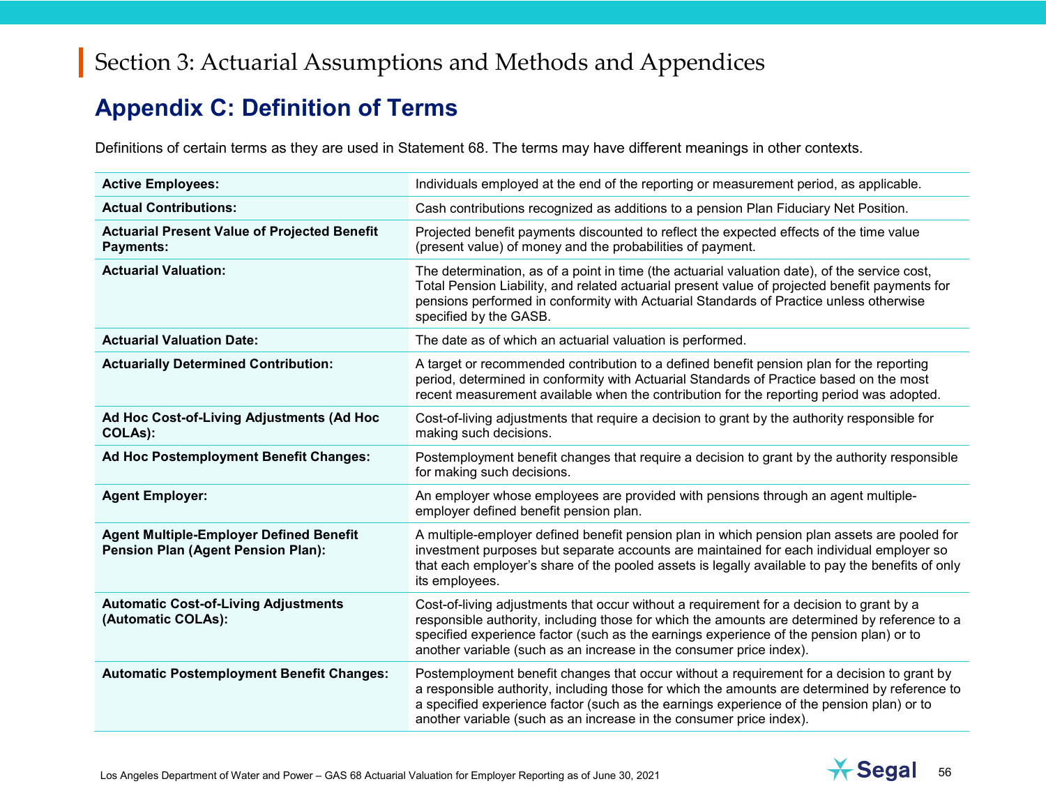# Section 3: Actuarial Assumptions and Methods and Appendices

## Appendix C: Definition of Terms

Definitions of certain terms as they are used in Statement 68. The terms may have different meanings in other contexts.

| | |
|---|---|
| **Active Employees:** | Individuals employed at the end of the reporting or measurement period, as applicable. |
| **Actual Contributions:** | Cash contributions recognized as additions to a pension Plan Fiduciary Net Position. |
| **Actuarial Present Value of Projected Benefit Payments:** | Projected benefit payments discounted to reflect the expected effects of the time value (present value) of money and the probabilities of payment. |
| **Actuarial Valuation:** | The determination, as of a point in time (the actuarial valuation date), of the service cost, Total Pension Liability, and related actuarial present value of projected benefit payments for pensions performed in conformity with Actuarial Standards of Practice unless otherwise specified by the GASB. |
| **Actuarial Valuation Date:** | The date as of which an actuarial valuation is performed. |
| **Actuarially Determined Contribution:** | A target or recommended contribution to a defined benefit pension plan for the reporting period, determined in conformity with Actuarial Standards of Practice based on the most recent measurement available when the contribution for the reporting period was adopted. |
| **Ad Hoc Cost-of-Living Adjustments (Ad Hoc COLAs):** | Cost-of-living adjustments that require a decision to grant by the authority responsible for making such decisions. |
| **Ad Hoc Postemployment Benefit Changes:** | Postemployment benefit changes that require a decision to grant by the authority responsible for making such decisions. |
| **Agent Employer:** | An employer whose employees are provided with pensions through an agent multiple-employer defined benefit pension plan. |
| **Agent Multiple-Employer Defined Benefit Pension Plan (Agent Pension Plan):** | A multiple-employer defined benefit pension plan in which pension plan assets are pooled for investment purposes but separate accounts are maintained for each individual employer so that each employer's share of the pooled assets is legally available to pay the benefits of only its employees. |
| **Automatic Cost-of-Living Adjustments (Automatic COLAs):** | Cost-of-living adjustments that occur without a requirement for a decision to grant by a responsible authority, including those for which the amounts are determined by reference to a specified experience factor (such as the earnings experience of the pension plan) or to another variable (such as an increase in the consumer price index). |
| **Automatic Postemployment Benefit Changes:** | Postemployment benefit changes that occur without a requirement for a decision to grant by a responsible authority, including those for which the amounts are determined by reference to a specified experience factor (such as the earnings experience of the pension plan) or to another variable (such as an increase in the consumer price index). |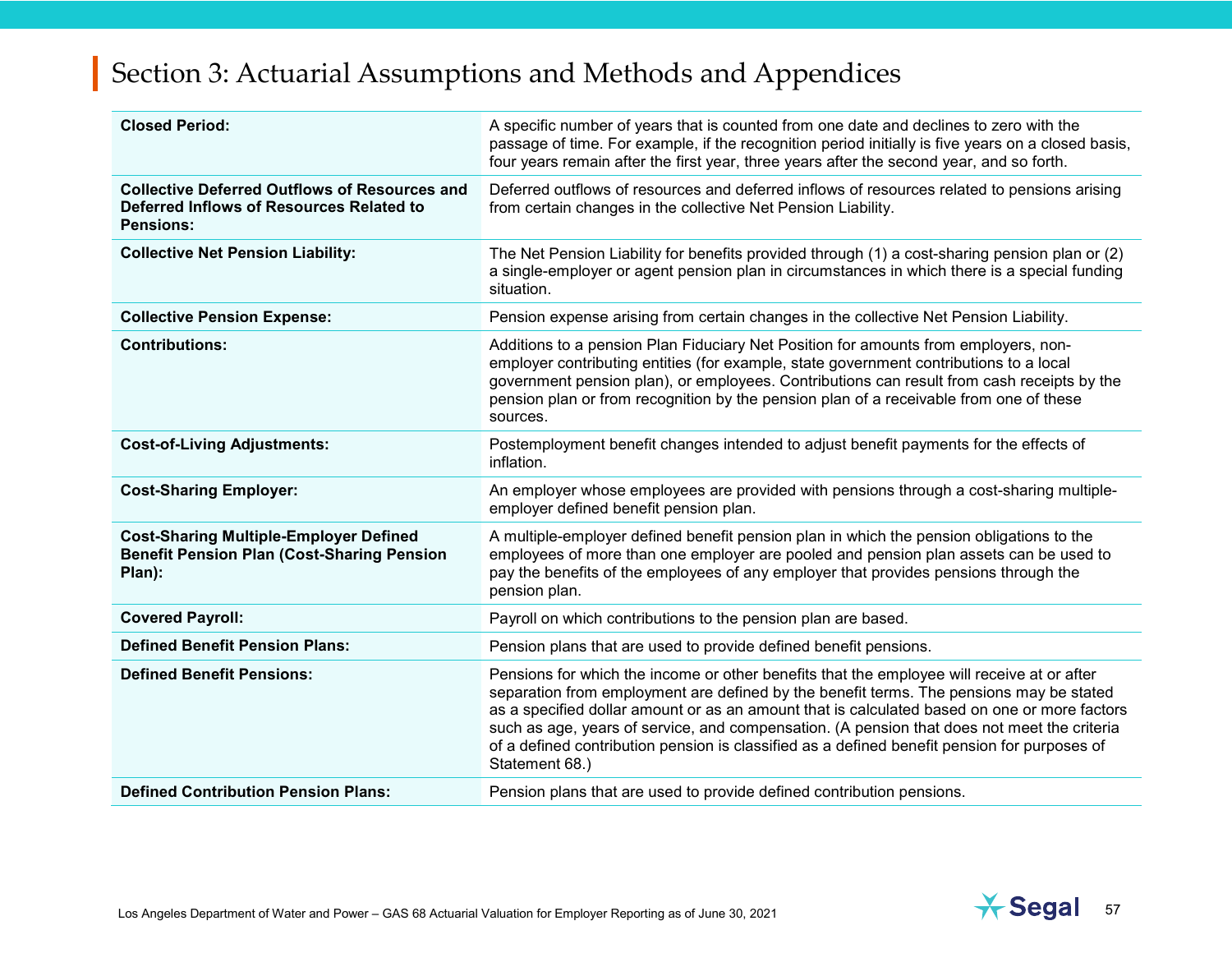# Section 3: Actuarial Assumptions and Methods and Appendices

| | |
|---|---|
| **Closed Period:** | A specific number of years that is counted from one date and declines to zero with the passage of time. For example, if the recognition period initially is five years on a closed basis, four years remain after the first year, three years after the second year, and so forth. |
| **Collective Deferred Outflows of Resources and Deferred Inflows of Resources Related to Pensions:** | Deferred outflows of resources and deferred inflows of resources related to pensions arising from certain changes in the collective Net Pension Liability. |
| **Collective Net Pension Liability:** | The Net Pension Liability for benefits provided through (1) a cost-sharing pension plan or (2) a single-employer or agent pension plan in circumstances in which there is a special funding situation. |
| **Collective Pension Expense:** | Pension expense arising from certain changes in the collective Net Pension Liability. |
| **Contributions:** | Additions to a pension Plan Fiduciary Net Position for amounts from employers, non-employer contributing entities (for example, state government contributions to a local government pension plan), or employees. Contributions can result from cash receipts by the pension plan or from recognition by the pension plan of a receivable from one of these sources. |
| **Cost-of-Living Adjustments:** | Postemployment benefit changes intended to adjust benefit payments for the effects of inflation. |
| **Cost-Sharing Employer:** | An employer whose employees are provided with pensions through a cost-sharing multiple-employer defined benefit pension plan. |
| **Cost-Sharing Multiple-Employer Defined Benefit Pension Plan (Cost-Sharing Pension Plan):** | A multiple-employer defined benefit pension plan in which the pension obligations to the employees of more than one employer are pooled and pension plan assets can be used to pay the benefits of the employees of any employer that provides pensions through the pension plan. |
| **Covered Payroll:** | Payroll on which contributions to the pension plan are based. |
| **Defined Benefit Pension Plans:** | Pension plans that are used to provide defined benefit pensions. |
| **Defined Benefit Pensions:** | Pensions for which the income or other benefits that the employee will receive at or after separation from employment are defined by the benefit terms. The pensions may be stated as a specified dollar amount or as an amount that is calculated based on one or more factors such as age, years of service, and compensation. (A pension that does not meet the criteria of a defined contribution pension is classified as a defined benefit pension for purposes of Statement 68.) |
| **Defined Contribution Pension Plans:** | Pension plans that are used to provide defined contribution pensions. |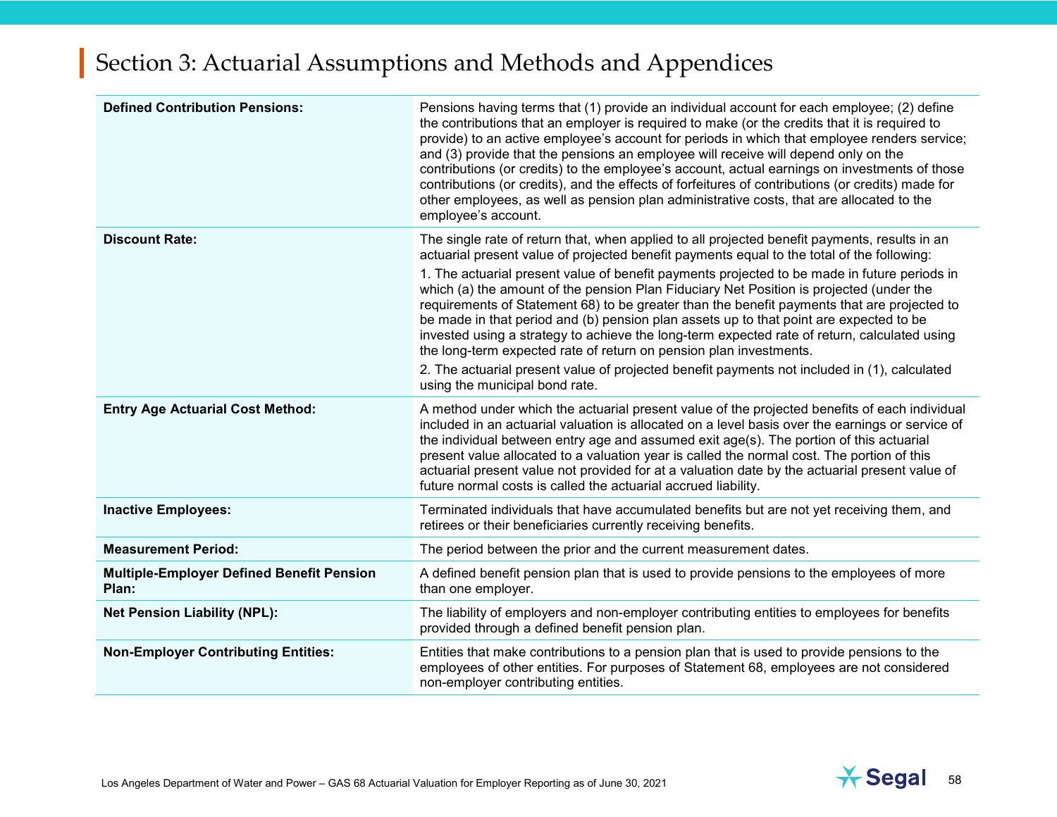## Section 3: Actuarial Assumptions and Methods and Appendices

| | |
|---|---|
| **Defined Contribution Pensions:** | Pensions having terms that (1) provide an individual account for each employee; (2) define the contributions that an employer is required to make (or the credits that it is required to provide) to an active employee's account for periods in which that employee renders service; and (3) provide that the pensions an employee will receive will depend only on the contributions (or credits) to the employee's account, actual earnings on investments of those contributions (or credits), and the effects of forfeitures of contributions (or credits) made for other employees, as well as pension plan administrative costs, that are allocated to the employee's account. |
| **Discount Rate:** | The single rate of return that, when applied to all projected benefit payments, results in an actuarial present value of projected benefit payments equal to the total of the following:<br>1. The actuarial present value of benefit payments projected to be made in future periods in which (a) the amount of the pension Plan Fiduciary Net Position is projected (under the requirements of Statement 68) to be greater than the benefit payments that are projected to be made in that period and (b) pension plan assets up to that point are expected to be invested using a strategy to achieve the long-term expected rate of return, calculated using the long-term expected rate of return on pension plan investments.<br>2. The actuarial present value of projected benefit payments not included in (1), calculated using the municipal bond rate. |
| **Entry Age Actuarial Cost Method:** | A method under which the actuarial present value of the projected benefits of each individual included in an actuarial valuation is allocated on a level basis over the earnings or service of the individual between entry age and assumed exit age(s). The portion of this actuarial present value allocated to a valuation year is called the normal cost. The portion of this actuarial present value not provided for at a valuation date by the actuarial present value of future normal costs is called the actuarial accrued liability. |
| **Inactive Employees:** | Terminated individuals that have accumulated benefits but are not yet receiving them, and retirees or their beneficiaries currently receiving benefits. |
| **Measurement Period:** | The period between the prior and the current measurement dates. |
| **Multiple-Employer Defined Benefit Pension Plan:** | A defined benefit pension plan that is used to provide pensions to the employees of more than one employer. |
| **Net Pension Liability (NPL):** | The liability of employers and non-employer contributing entities to employees for benefits provided through a defined benefit pension plan. |
| **Non-Employer Contributing Entities:** | Entities that make contributions to a pension plan that is used to provide pensions to the employees of other entities. For purposes of Statement 68, employees are not considered non-employer contributing entities. |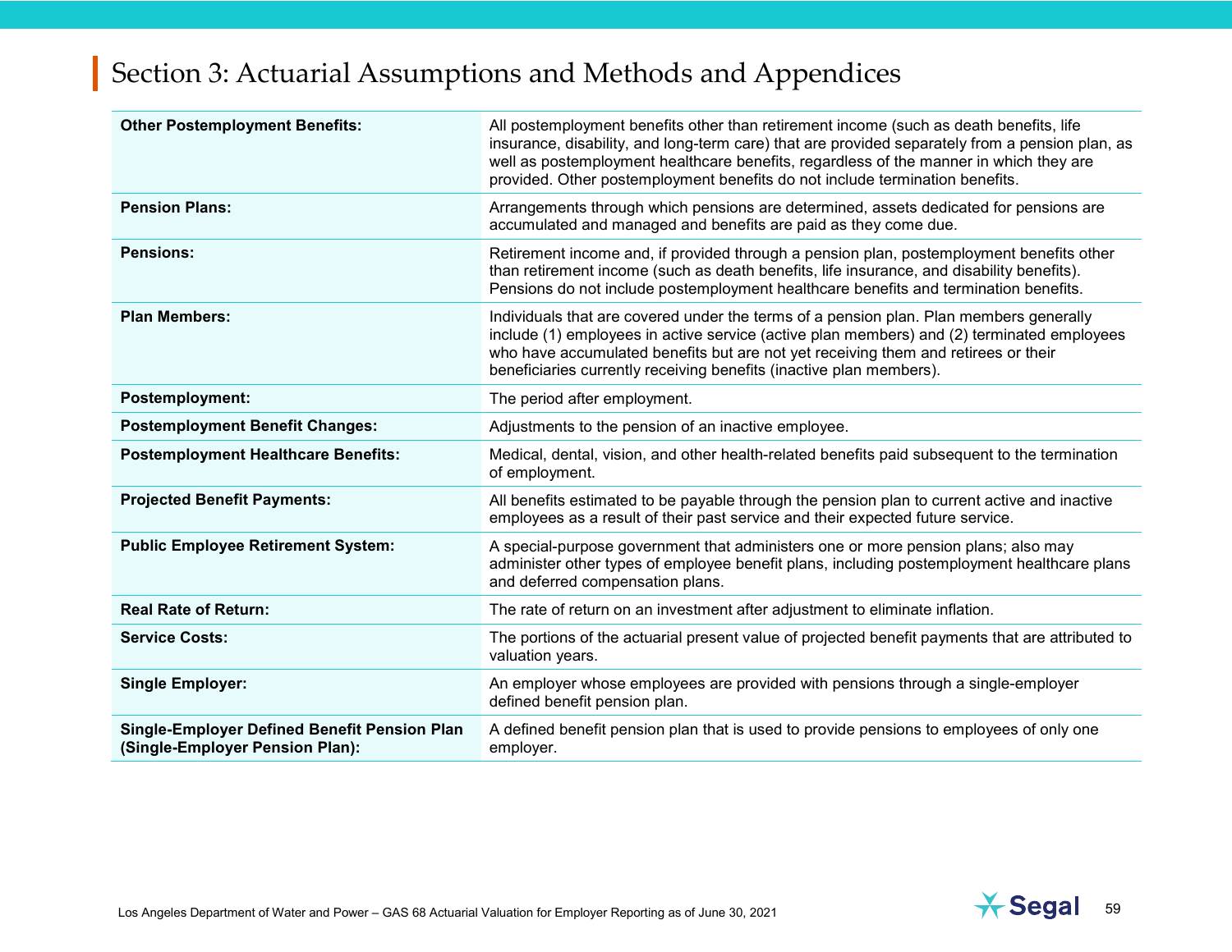## Section 3: Actuarial Assumptions and Methods and Appendices

| | |
|---|---|
| **Other Postemployment Benefits:** | All postemployment benefits other than retirement income (such as death benefits, life insurance, disability, and long-term care) that are provided separately from a pension plan, as well as postemployment healthcare benefits, regardless of the manner in which they are provided. Other postemployment benefits do not include termination benefits. |
| **Pension Plans:** | Arrangements through which pensions are determined, assets dedicated for pensions are accumulated and managed and benefits are paid as they come due. |
| **Pensions:** | Retirement income and, if provided through a pension plan, postemployment benefits other than retirement income (such as death benefits, life insurance, and disability benefits). Pensions do not include postemployment healthcare benefits and termination benefits. |
| **Plan Members:** | Individuals that are covered under the terms of a pension plan. Plan members generally include (1) employees in active service (active plan members) and (2) terminated employees who have accumulated benefits but are not yet receiving them and retirees or their beneficiaries currently receiving benefits (inactive plan members). |
| **Postemployment:** | The period after employment. |
| **Postemployment Benefit Changes:** | Adjustments to the pension of an inactive employee. |
| **Postemployment Healthcare Benefits:** | Medical, dental, vision, and other health-related benefits paid subsequent to the termination of employment. |
| **Projected Benefit Payments:** | All benefits estimated to be payable through the pension plan to current active and inactive employees as a result of their past service and their expected future service. |
| **Public Employee Retirement System:** | A special-purpose government that administers one or more pension plans; also may administer other types of employee benefit plans, including postemployment healthcare plans and deferred compensation plans. |
| **Real Rate of Return:** | The rate of return on an investment after adjustment to eliminate inflation. |
| **Service Costs:** | The portions of the actuarial present value of projected benefit payments that are attributed to valuation years. |
| **Single Employer:** | An employer whose employees are provided with pensions through a single-employer defined benefit pension plan. |
| **Single-Employer Defined Benefit Pension Plan (Single-Employer Pension Plan):** | A defined benefit pension plan that is used to provide pensions to employees of only one employer. |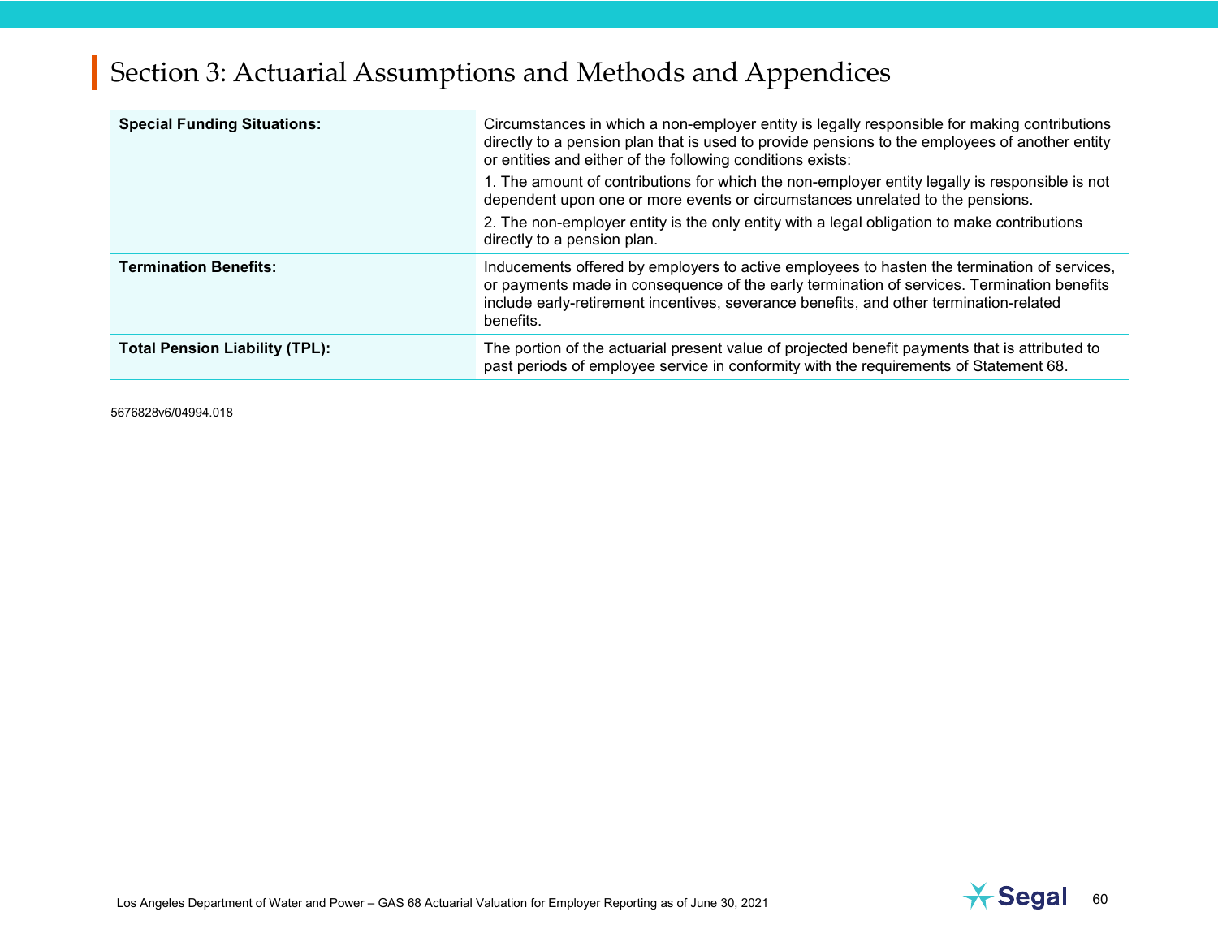# Section 3: Actuarial Assumptions and Methods and Appendices

| | |
|---|---|
| **Special Funding Situations:** | Circumstances in which a non-employer entity is legally responsible for making contributions directly to a pension plan that is used to provide pensions to the employees of another entity or entities and either of the following conditions exists:<br>1. The amount of contributions for which the non-employer entity legally is responsible is not dependent upon one or more events or circumstances unrelated to the pensions.<br>2. The non-employer entity is the only entity with a legal obligation to make contributions directly to a pension plan. |
| **Termination Benefits:** | Inducements offered by employers to active employees to hasten the termination of services, or payments made in consequence of the early termination of services. Termination benefits include early-retirement incentives, severance benefits, and other termination-related benefits. |
| **Total Pension Liability (TPL):** | The portion of the actuarial present value of projected benefit payments that is attributed to past periods of employee service in conformity with the requirements of Statement 68. |

5676828v6/04994.018